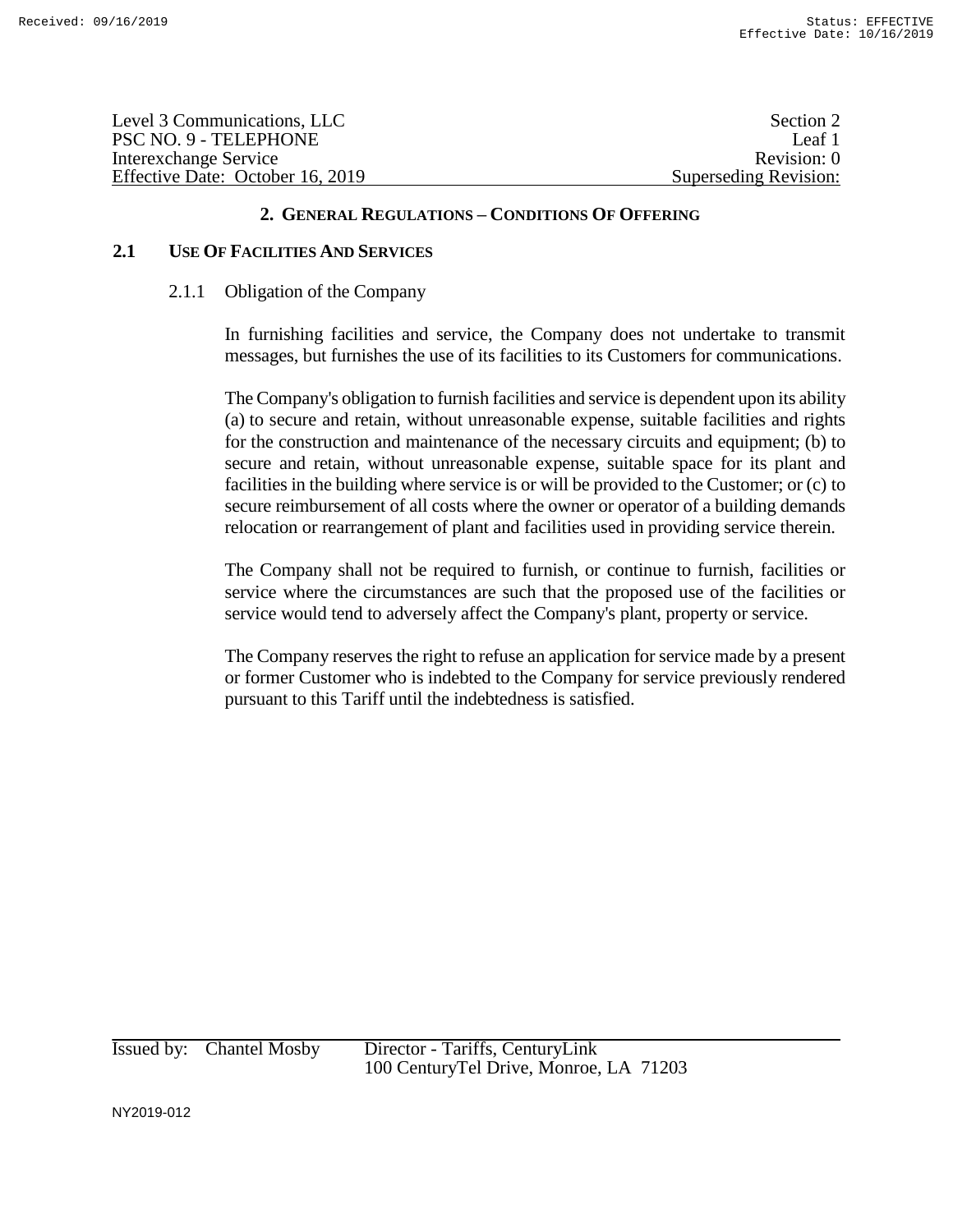## 2. General Regulations – Conditions Of Offering

### 2.1 Use Of Facilities And Services

2.1.1 Obligation of the Company

In furnishing facilities and service, the Company does not undertake to transmit messages, but furnishes the use of its facilities to its Customers for communications.

The Company's obligation to furnish facilities and service is dependent upon its ability (a) to secure and retain, without unreasonable expense, suitable facilities and rights for the construction and maintenance of the necessary circuits and equipment; (b) to secure and retain, without unreasonable expense, suitable space for its plant and facilities in the building where service is or will be provided to the Customer; or (c) to secure reimbursement of all costs where the owner or operator of a building demands relocation or rearrangement of plant and facilities used in providing service therein.

The Company shall not be required to furnish, or continue to furnish, facilities or service where the circumstances are such that the proposed use of the facilities or service would tend to adversely affect the Company's plant, property or service.

The Company reserves the right to refuse an application for service made by a present or former Customer who is indebted to the Company for service previously rendered pursuant to this Tariff until the indebtedness is satisfied.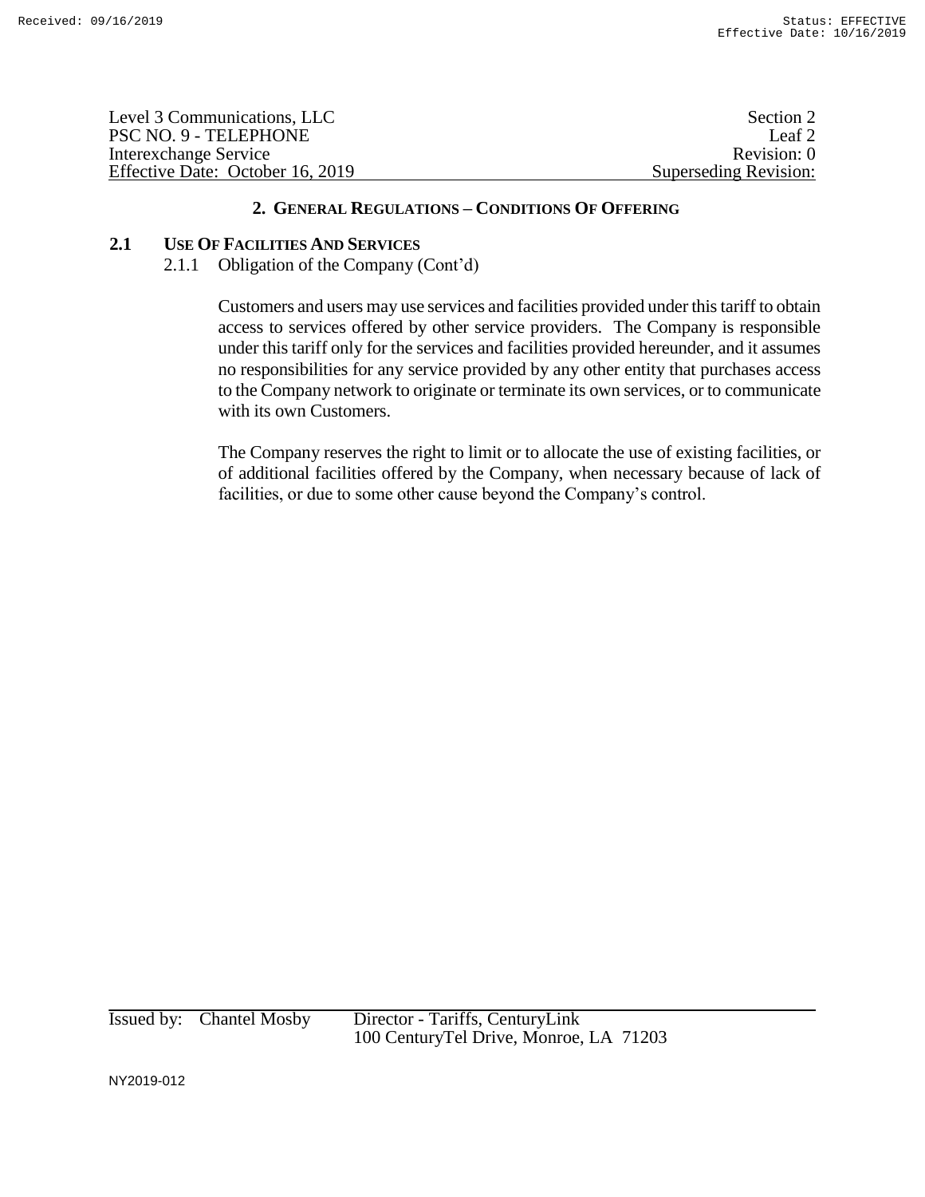## 2. GENERAL REGULATIONS – CONDITIONS OF OFFERING

### 2.1 USE OF FACILITIES AND SERVICES

2.1.1 Obligation of the Company (Cont'd)

Customers and users may use services and facilities provided under this tariff to obtain access to services offered by other service providers. The Company is responsible under this tariff only for the services and facilities provided hereunder, and it assumes no responsibilities for any service provided by any other entity that purchases access to the Company network to originate or terminate its own services, or to communicate with its own Customers.

The Company reserves the right to limit or to allocate the use of existing facilities, or of additional facilities offered by the Company, when necessary because of lack of facilities, or due to some other cause beyond the Company's control.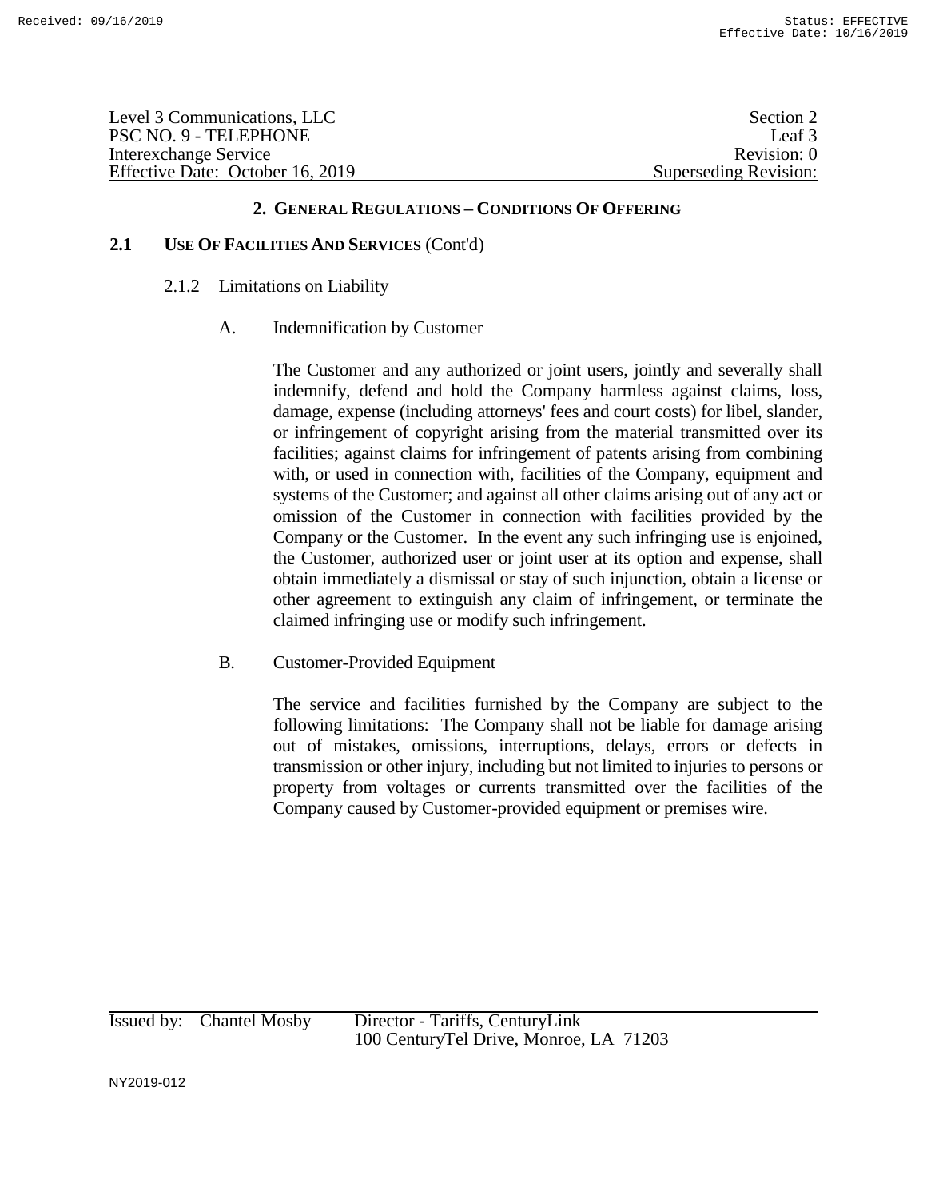## 2. General Regulations – Conditions Of Offering

### 2.1 Use Of Facilities And Services (Cont'd)

2.1.2 Limitations on Liability

A. Indemnification by Customer

The Customer and any authorized or joint users, jointly and severally shall indemnify, defend and hold the Company harmless against claims, loss, damage, expense (including attorneys' fees and court costs) for libel, slander, or infringement of copyright arising from the material transmitted over its facilities; against claims for infringement of patents arising from combining with, or used in connection with, facilities of the Company, equipment and systems of the Customer; and against all other claims arising out of any act or omission of the Customer in connection with facilities provided by the Company or the Customer. In the event any such infringing use is enjoined, the Customer, authorized user or joint user at its option and expense, shall obtain immediately a dismissal or stay of such injunction, obtain a license or other agreement to extinguish any claim of infringement, or terminate the claimed infringing use or modify such infringement.

B. Customer-Provided Equipment

The service and facilities furnished by the Company are subject to the following limitations: The Company shall not be liable for damage arising out of mistakes, omissions, interruptions, delays, errors or defects in transmission or other injury, including but not limited to injuries to persons or property from voltages or currents transmitted over the facilities of the Company caused by Customer-provided equipment or premises wire.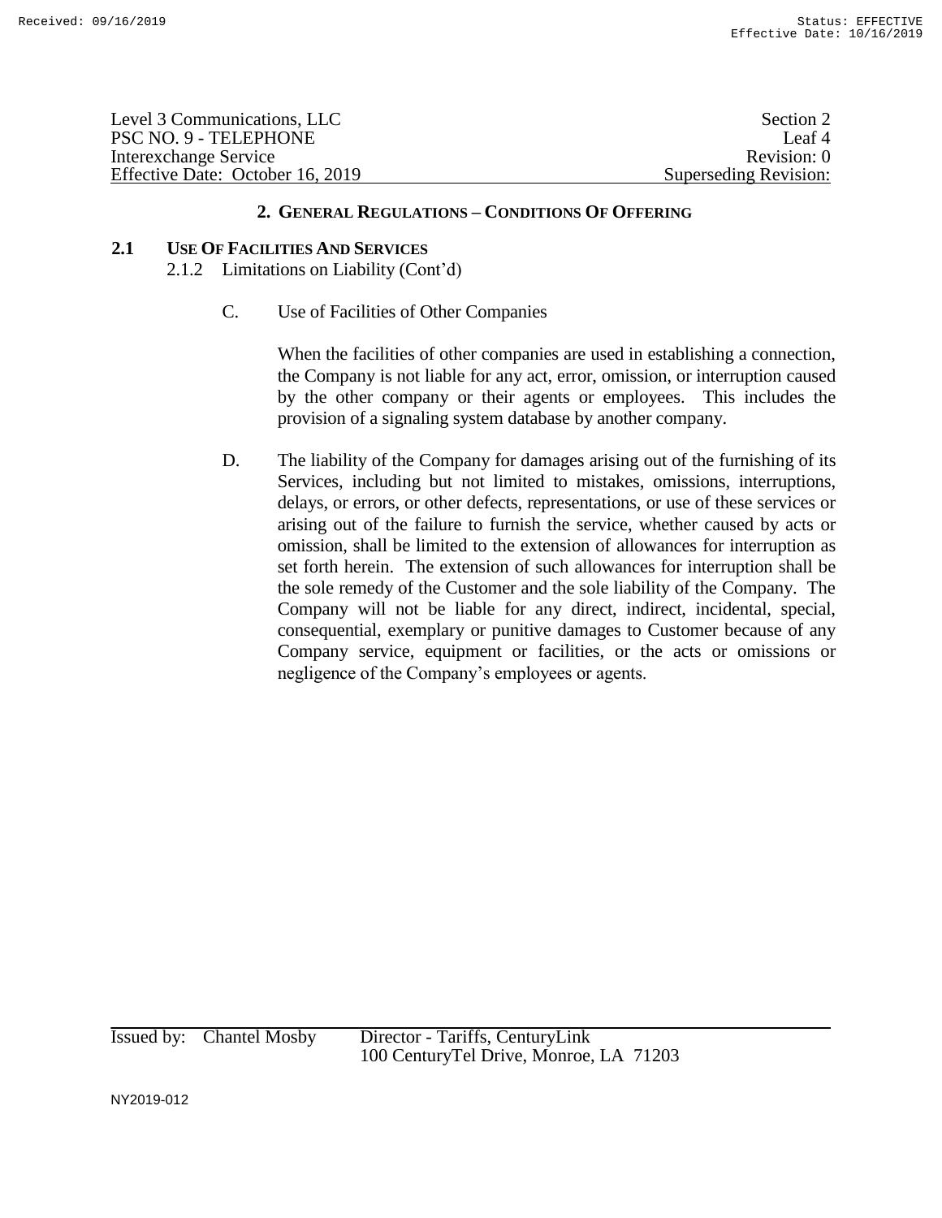## 2. GENERAL REGULATIONS – CONDITIONS OF OFFERING

### 2.1 USE OF FACILITIES AND SERVICES

2.1.2 Limitations on Liability (Cont'd)

C. Use of Facilities of Other Companies

When the facilities of other companies are used in establishing a connection, the Company is not liable for any act, error, omission, or interruption caused by the other company or their agents or employees. This includes the provision of a signaling system database by another company.

D. The liability of the Company for damages arising out of the furnishing of its Services, including but not limited to mistakes, omissions, interruptions, delays, or errors, or other defects, representations, or use of these services or arising out of the failure to furnish the service, whether caused by acts or omission, shall be limited to the extension of allowances for interruption as set forth herein. The extension of such allowances for interruption shall be the sole remedy of the Customer and the sole liability of the Company. The Company will not be liable for any direct, indirect, incidental, special, consequential, exemplary or punitive damages to Customer because of any Company service, equipment or facilities, or the acts or omissions or negligence of the Company's employees or agents.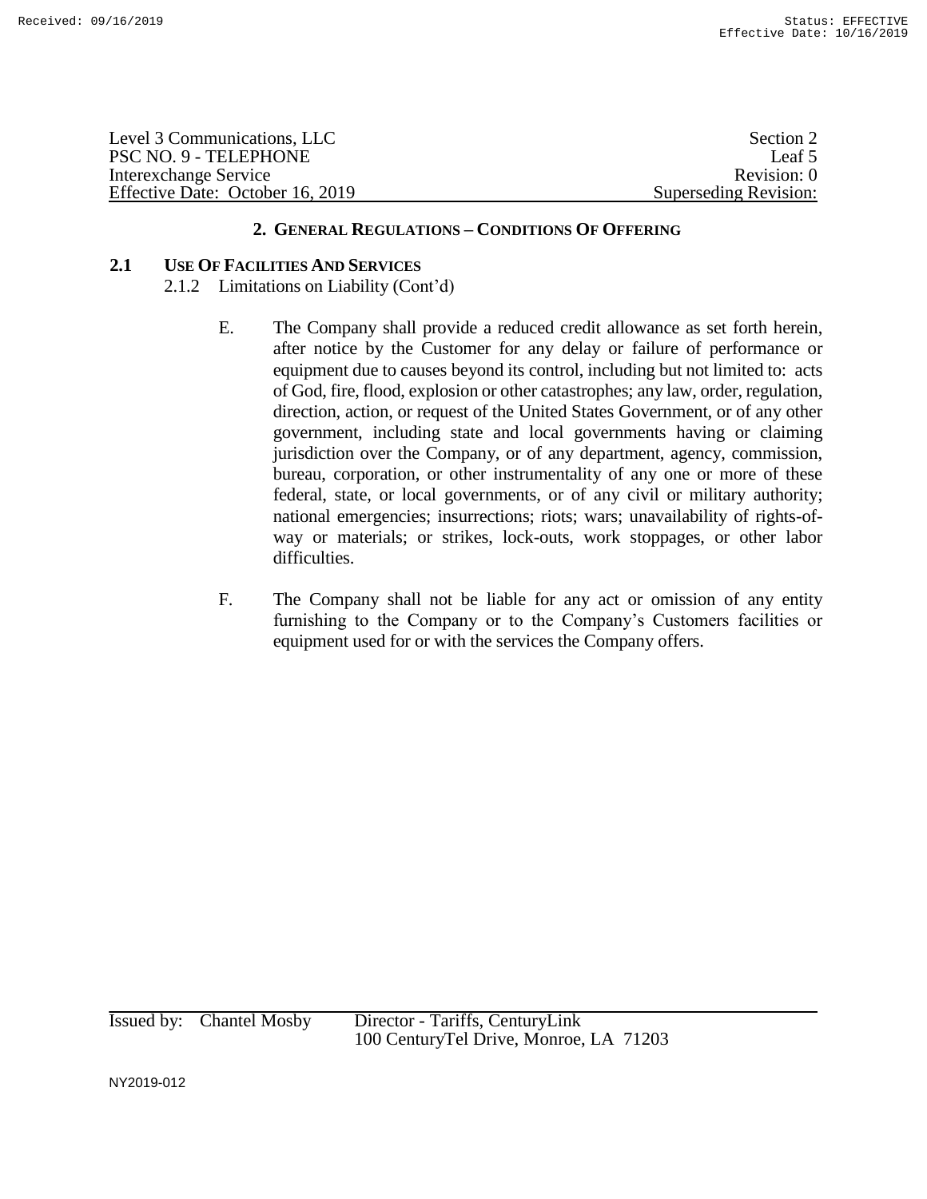## 2. General Regulations – Conditions Of Offering

### 2.1 Use Of Facilities And Services

2.1.2 Limitations on Liability (Cont'd)

E. The Company shall provide a reduced credit allowance as set forth herein, after notice by the Customer for any delay or failure of performance or equipment due to causes beyond its control, including but not limited to: acts of God, fire, flood, explosion or other catastrophes; any law, order, regulation, direction, action, or request of the United States Government, or of any other government, including state and local governments having or claiming jurisdiction over the Company, or of any department, agency, commission, bureau, corporation, or other instrumentality of any one or more of these federal, state, or local governments, or of any civil or military authority; national emergencies; insurrections; riots; wars; unavailability of rights-of-way or materials; or strikes, lock-outs, work stoppages, or other labor difficulties.

F. The Company shall not be liable for any act or omission of any entity furnishing to the Company or to the Company's Customers facilities or equipment used for or with the services the Company offers.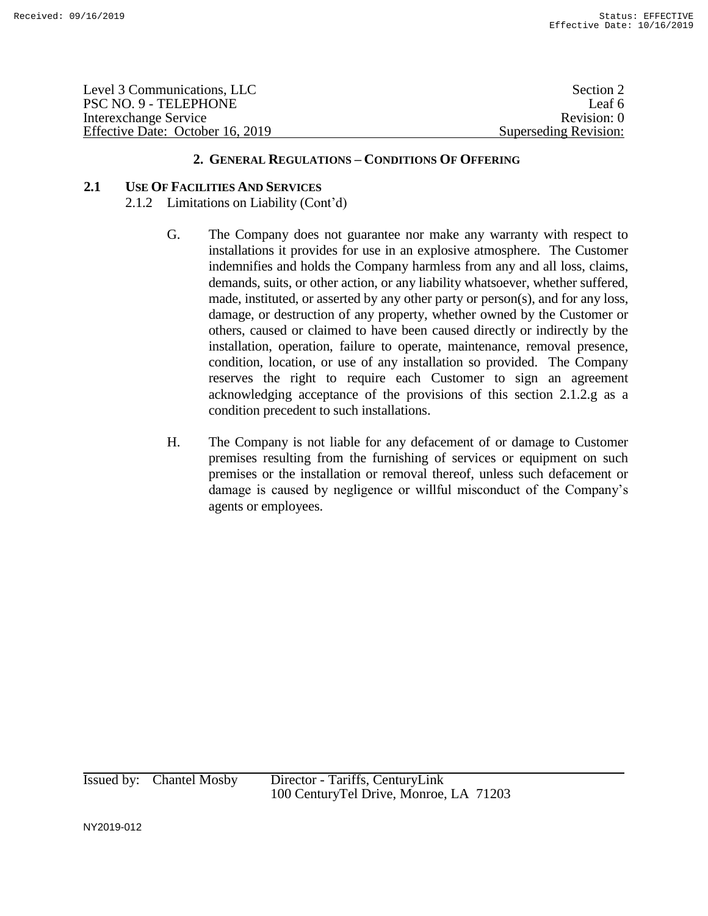## 2. GENERAL REGULATIONS – CONDITIONS OF OFFERING

### 2.1 USE OF FACILITIES AND SERVICES

2.1.2 Limitations on Liability (Cont'd)

G. The Company does not guarantee nor make any warranty with respect to installations it provides for use in an explosive atmosphere. The Customer indemnifies and holds the Company harmless from any and all loss, claims, demands, suits, or other action, or any liability whatsoever, whether suffered, made, instituted, or asserted by any other party or person(s), and for any loss, damage, or destruction of any property, whether owned by the Customer or others, caused or claimed to have been caused directly or indirectly by the installation, operation, failure to operate, maintenance, removal presence, condition, location, or use of any installation so provided. The Company reserves the right to require each Customer to sign an agreement acknowledging acceptance of the provisions of this section 2.1.2.g as a condition precedent to such installations.

H. The Company is not liable for any defacement of or damage to Customer premises resulting from the furnishing of services or equipment on such premises or the installation or removal thereof, unless such defacement or damage is caused by negligence or willful misconduct of the Company's agents or employees.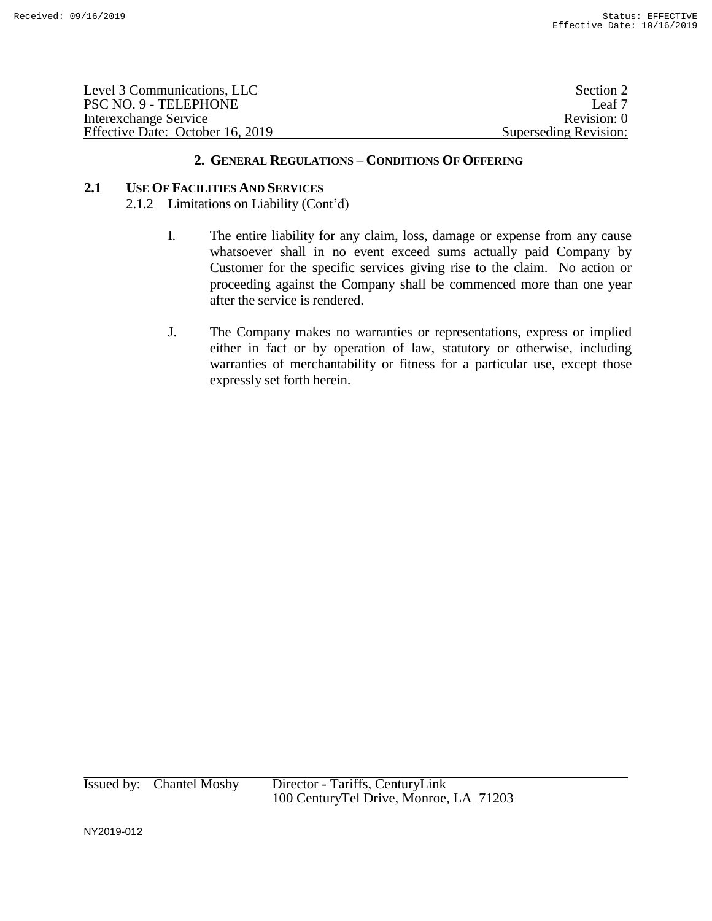## 2. GENERAL REGULATIONS – CONDITIONS OF OFFERING

### 2.1 USE OF FACILITIES AND SERVICES

2.1.2 Limitations on Liability (Cont'd)

I. The entire liability for any claim, loss, damage or expense from any cause whatsoever shall in no event exceed sums actually paid Company by Customer for the specific services giving rise to the claim. No action or proceeding against the Company shall be commenced more than one year after the service is rendered.

J. The Company makes no warranties or representations, express or implied either in fact or by operation of law, statutory or otherwise, including warranties of merchantability or fitness for a particular use, except those expressly set forth herein.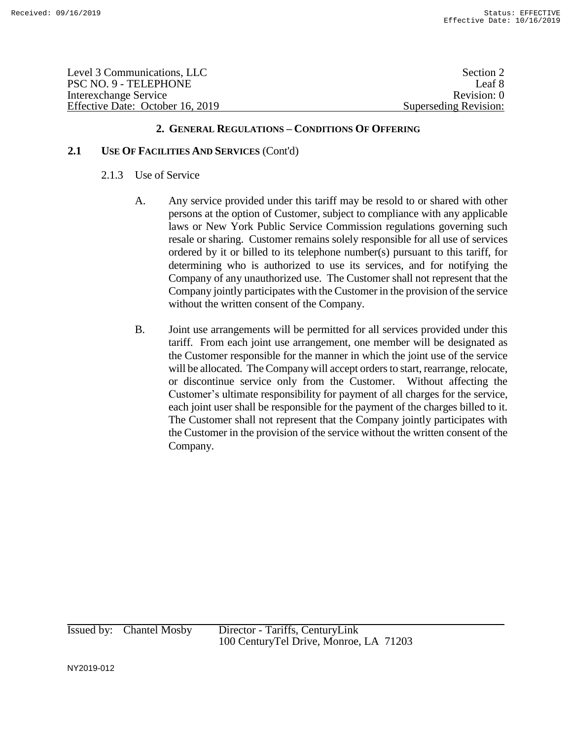## 2. GENERAL REGULATIONS – CONDITIONS OF OFFERING

### 2.1 USE OF FACILITIES AND SERVICES (Cont'd)

2.1.3 Use of Service

A. Any service provided under this tariff may be resold to or shared with other persons at the option of Customer, subject to compliance with any applicable laws or New York Public Service Commission regulations governing such resale or sharing. Customer remains solely responsible for all use of services ordered by it or billed to its telephone number(s) pursuant to this tariff, for determining who is authorized to use its services, and for notifying the Company of any unauthorized use. The Customer shall not represent that the Company jointly participates with the Customer in the provision of the service without the written consent of the Company.

B. Joint use arrangements will be permitted for all services provided under this tariff. From each joint use arrangement, one member will be designated as the Customer responsible for the manner in which the joint use of the service will be allocated. The Company will accept orders to start, rearrange, relocate, or discontinue service only from the Customer. Without affecting the Customer's ultimate responsibility for payment of all charges for the service, each joint user shall be responsible for the payment of the charges billed to it. The Customer shall not represent that the Company jointly participates with the Customer in the provision of the service without the written consent of the Company.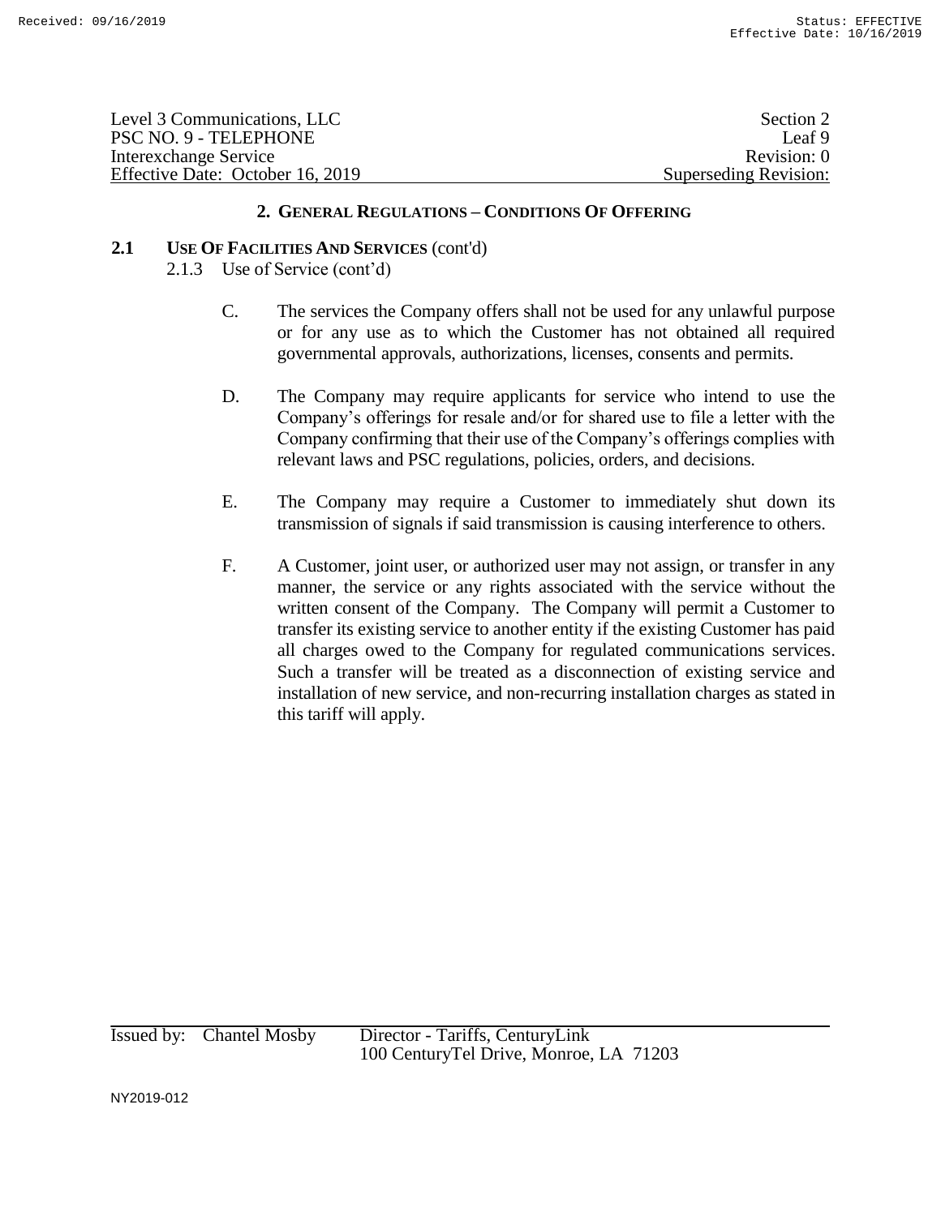## 2. General Regulations – Conditions Of Offering

### 2.1 Use Of Facilities And Services (cont'd)

2.1.3 Use of Service (cont'd)

C. The services the Company offers shall not be used for any unlawful purpose or for any use as to which the Customer has not obtained all required governmental approvals, authorizations, licenses, consents and permits.

D. The Company may require applicants for service who intend to use the Company's offerings for resale and/or for shared use to file a letter with the Company confirming that their use of the Company's offerings complies with relevant laws and PSC regulations, policies, orders, and decisions.

E. The Company may require a Customer to immediately shut down its transmission of signals if said transmission is causing interference to others.

F. A Customer, joint user, or authorized user may not assign, or transfer in any manner, the service or any rights associated with the service without the written consent of the Company. The Company will permit a Customer to transfer its existing service to another entity if the existing Customer has paid all charges owed to the Company for regulated communications services. Such a transfer will be treated as a disconnection of existing service and installation of new service, and non-recurring installation charges as stated in this tariff will apply.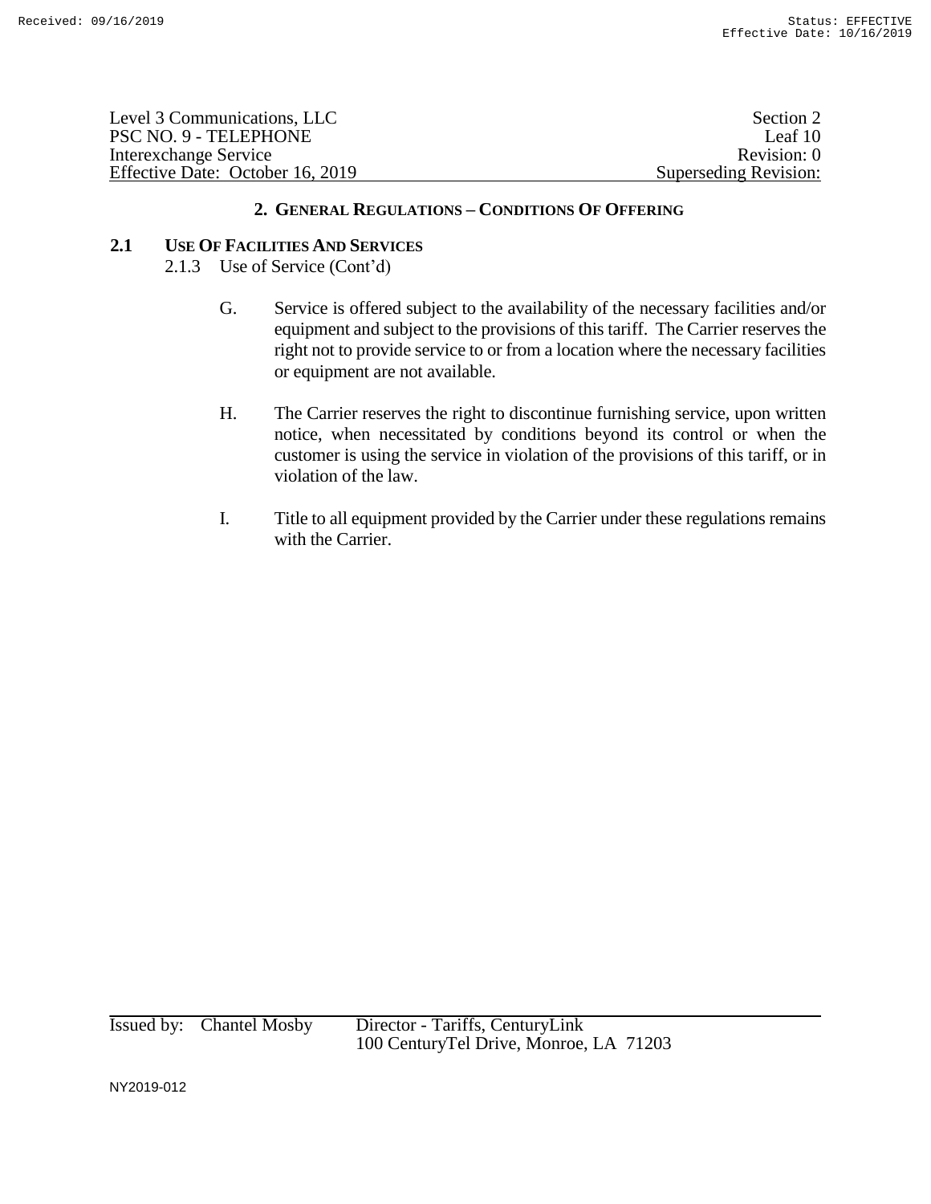## 2. GENERAL REGULATIONS – CONDITIONS OF OFFERING

### 2.1 USE OF FACILITIES AND SERVICES

2.1.3 Use of Service (Cont'd)

G. Service is offered subject to the availability of the necessary facilities and/or equipment and subject to the provisions of this tariff. The Carrier reserves the right not to provide service to or from a location where the necessary facilities or equipment are not available.

H. The Carrier reserves the right to discontinue furnishing service, upon written notice, when necessitated by conditions beyond its control or when the customer is using the service in violation of the provisions of this tariff, or in violation of the law.

I. Title to all equipment provided by the Carrier under these regulations remains with the Carrier.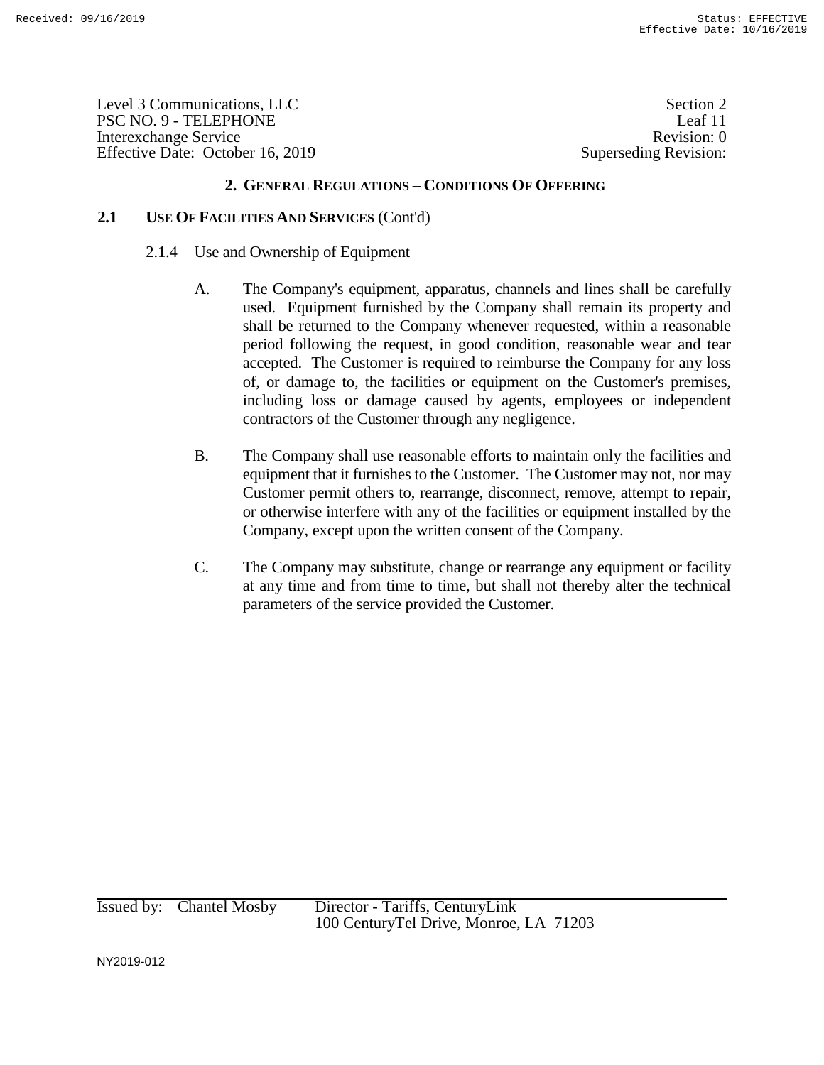## 2. GENERAL REGULATIONS – CONDITIONS OF OFFERING

### 2.1 USE OF FACILITIES AND SERVICES (Cont'd)

2.1.4 Use and Ownership of Equipment

A. The Company's equipment, apparatus, channels and lines shall be carefully used. Equipment furnished by the Company shall remain its property and shall be returned to the Company whenever requested, within a reasonable period following the request, in good condition, reasonable wear and tear accepted. The Customer is required to reimburse the Company for any loss of, or damage to, the facilities or equipment on the Customer's premises, including loss or damage caused by agents, employees or independent contractors of the Customer through any negligence.

B. The Company shall use reasonable efforts to maintain only the facilities and equipment that it furnishes to the Customer. The Customer may not, nor may Customer permit others to, rearrange, disconnect, remove, attempt to repair, or otherwise interfere with any of the facilities or equipment installed by the Company, except upon the written consent of the Company.

C. The Company may substitute, change or rearrange any equipment or facility at any time and from time to time, but shall not thereby alter the technical parameters of the service provided the Customer.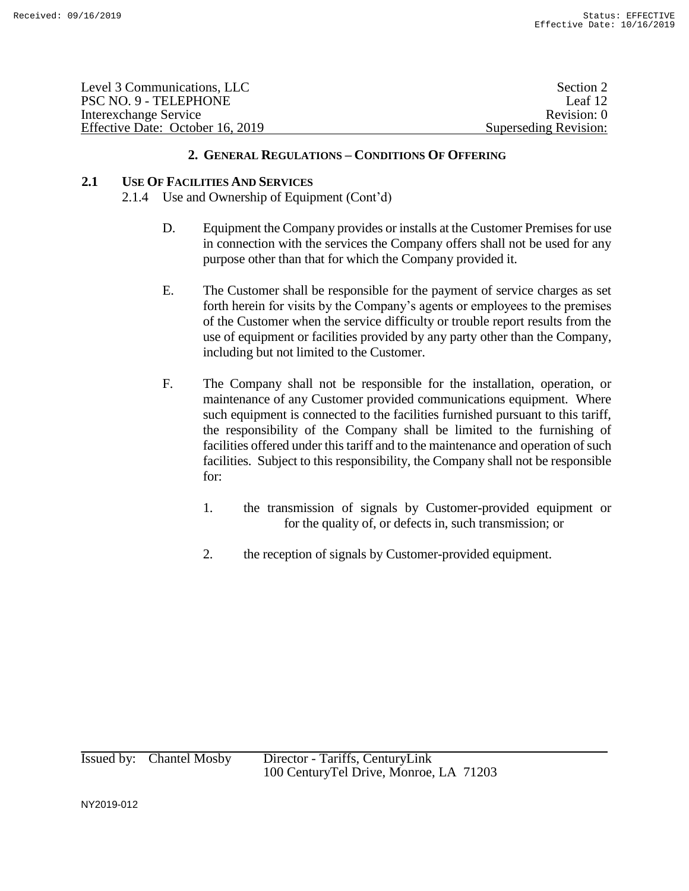## 2. General Regulations – Conditions Of Offering

### 2.1 Use Of Facilities And Services

2.1.4 Use and Ownership of Equipment (Cont'd)

D. Equipment the Company provides or installs at the Customer Premises for use in connection with the services the Company offers shall not be used for any purpose other than that for which the Company provided it.

E. The Customer shall be responsible for the payment of service charges as set forth herein for visits by the Company's agents or employees to the premises of the Customer when the service difficulty or trouble report results from the use of equipment or facilities provided by any party other than the Company, including but not limited to the Customer.

F. The Company shall not be responsible for the installation, operation, or maintenance of any Customer provided communications equipment. Where such equipment is connected to the facilities furnished pursuant to this tariff, the responsibility of the Company shall be limited to the furnishing of facilities offered under this tariff and to the maintenance and operation of such facilities. Subject to this responsibility, the Company shall not be responsible for:

1. the transmission of signals by Customer-provided equipment or for the quality of, or defects in, such transmission; or

2. the reception of signals by Customer-provided equipment.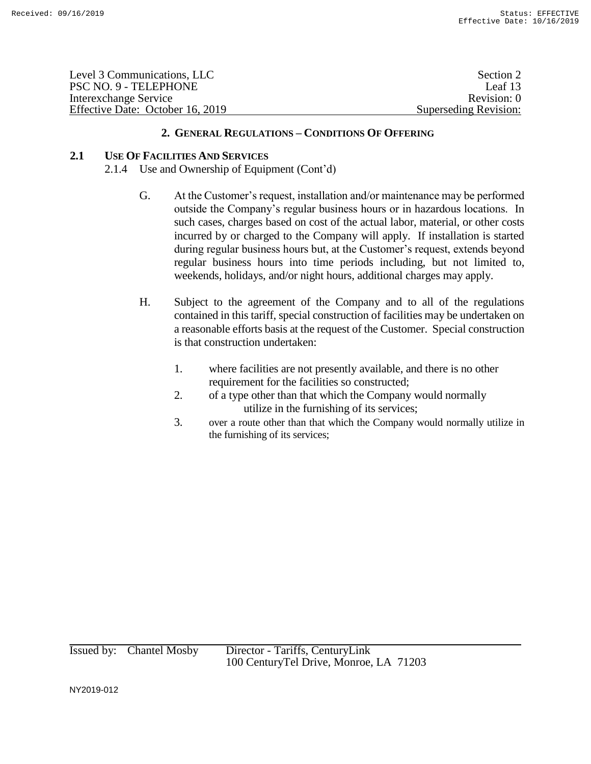## 2. GENERAL REGULATIONS – CONDITIONS OF OFFERING

### 2.1 USE OF FACILITIES AND SERVICES

2.1.4 Use and Ownership of Equipment (Cont'd)

G. At the Customer's request, installation and/or maintenance may be performed outside the Company's regular business hours or in hazardous locations. In such cases, charges based on cost of the actual labor, material, or other costs incurred by or charged to the Company will apply. If installation is started during regular business hours but, at the Customer's request, extends beyond regular business hours into time periods including, but not limited to, weekends, holidays, and/or night hours, additional charges may apply.

H. Subject to the agreement of the Company and to all of the regulations contained in this tariff, special construction of facilities may be undertaken on a reasonable efforts basis at the request of the Customer. Special construction is that construction undertaken:

1. where facilities are not presently available, and there is no other requirement for the facilities so constructed;
2. of a type other than that which the Company would normally utilize in the furnishing of its services;
3. over a route other than that which the Company would normally utilize in the furnishing of its services;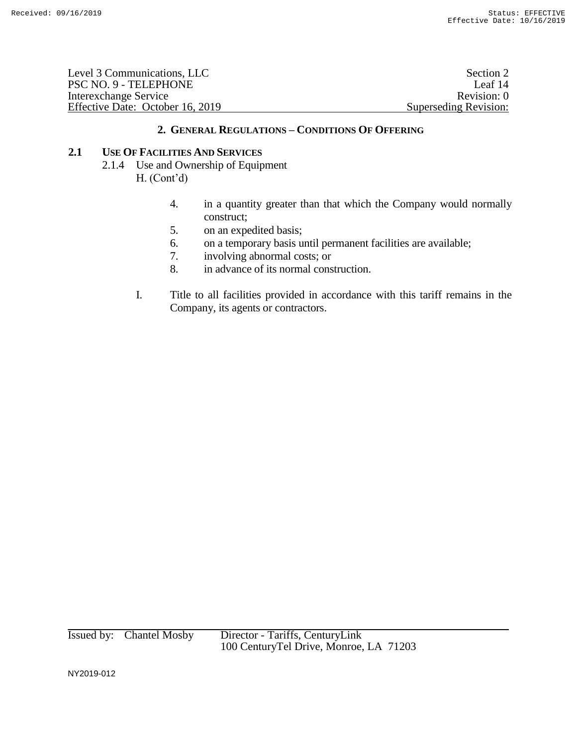## 2. GENERAL REGULATIONS – CONDITIONS OF OFFERING

### 2.1 USE OF FACILITIES AND SERVICES

2.1.4 Use and Ownership of Equipment

H. (Cont'd)

4. in a quantity greater than that which the Company would normally construct;
5. on an expedited basis;
6. on a temporary basis until permanent facilities are available;
7. involving abnormal costs; or
8. in advance of its normal construction.

I. Title to all facilities provided in accordance with this tariff remains in the Company, its agents or contractors.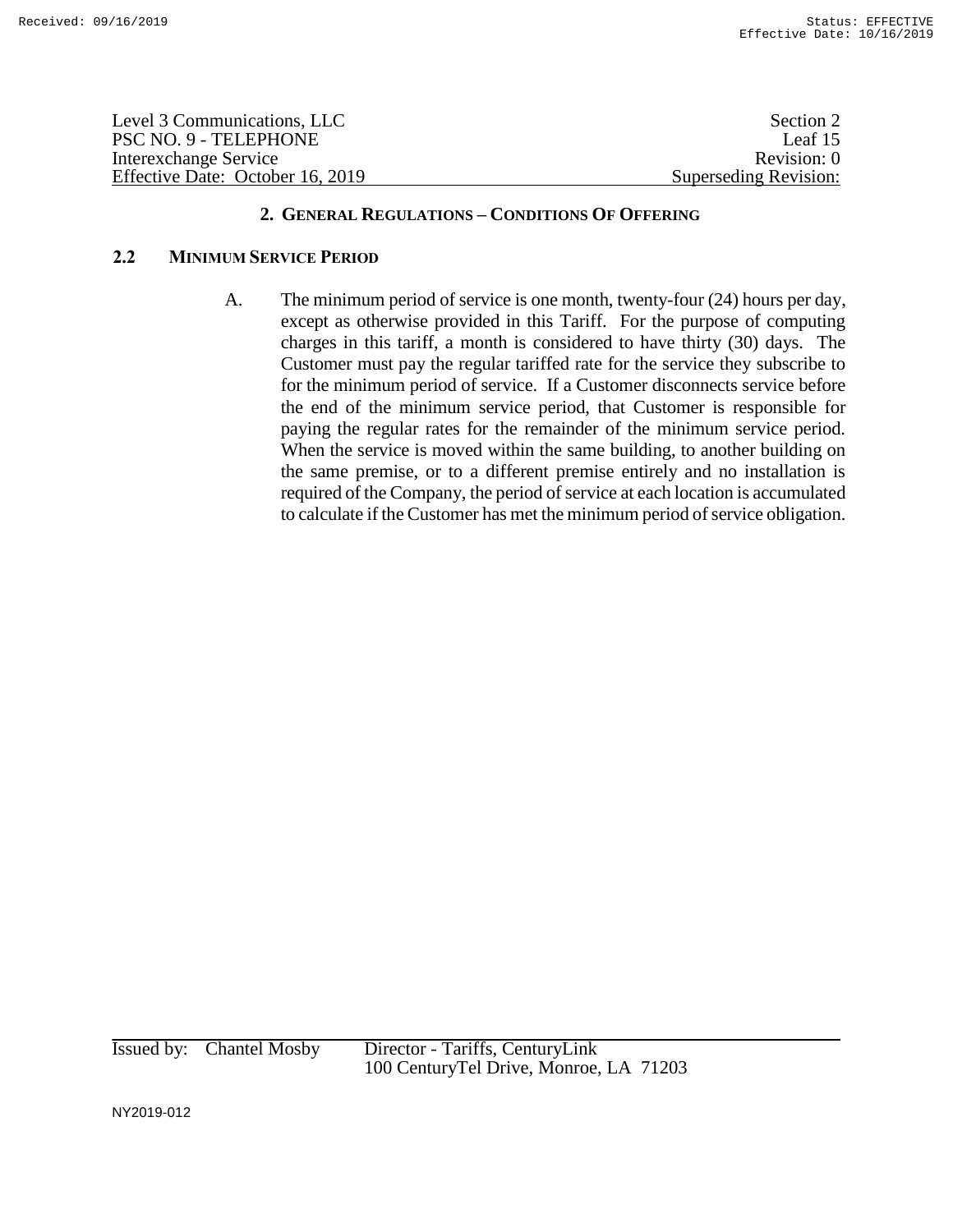## 2. General Regulations – Conditions Of Offering

### 2.2 Minimum Service Period

A. The minimum period of service is one month, twenty-four (24) hours per day, except as otherwise provided in this Tariff. For the purpose of computing charges in this tariff, a month is considered to have thirty (30) days. The Customer must pay the regular tariffed rate for the service they subscribe to for the minimum period of service. If a Customer disconnects service before the end of the minimum service period, that Customer is responsible for paying the regular rates for the remainder of the minimum service period. When the service is moved within the same building, to another building on the same premise, or to a different premise entirely and no installation is required of the Company, the period of service at each location is accumulated to calculate if the Customer has met the minimum period of service obligation.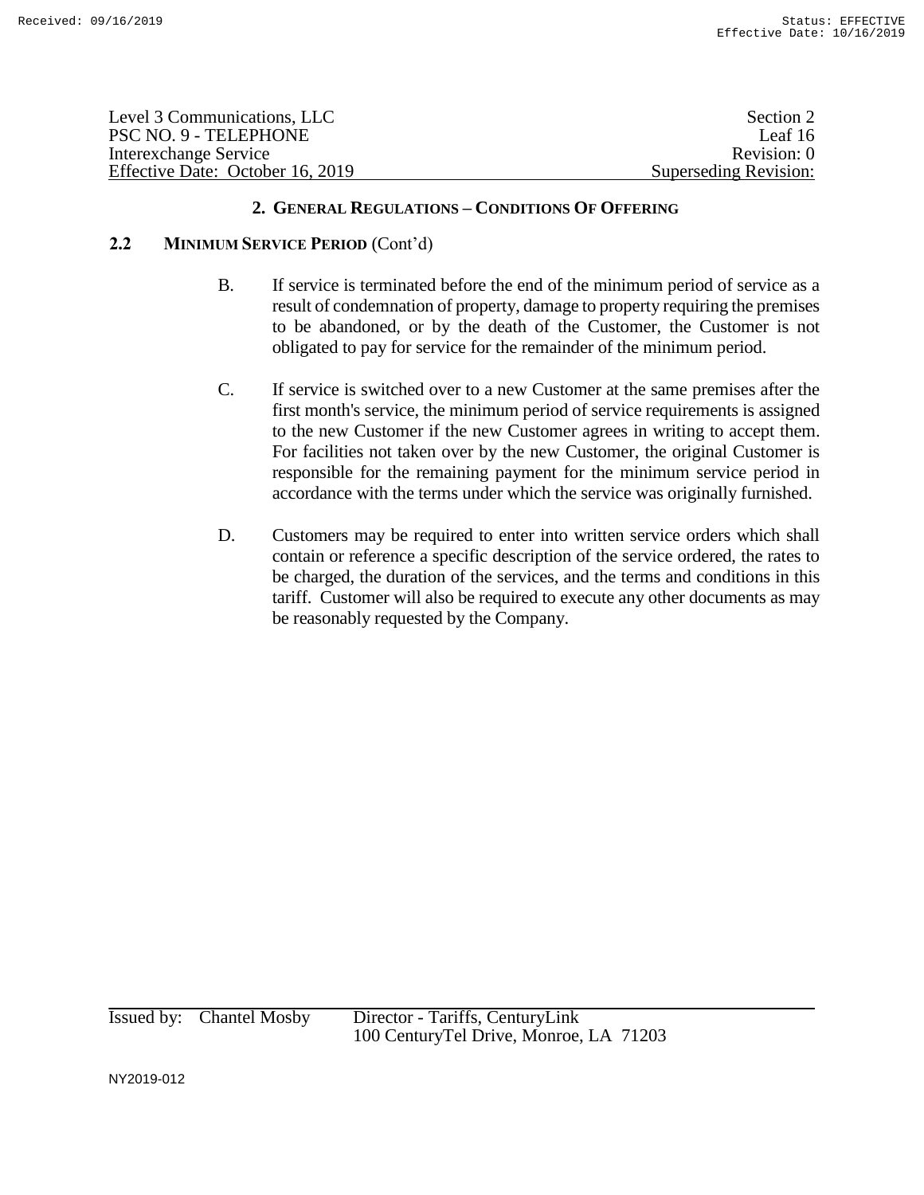## 2. GENERAL REGULATIONS – CONDITIONS OF OFFERING

### 2.2 MINIMUM SERVICE PERIOD (Cont'd)

B. If service is terminated before the end of the minimum period of service as a result of condemnation of property, damage to property requiring the premises to be abandoned, or by the death of the Customer, the Customer is not obligated to pay for service for the remainder of the minimum period.

C. If service is switched over to a new Customer at the same premises after the first month's service, the minimum period of service requirements is assigned to the new Customer if the new Customer agrees in writing to accept them. For facilities not taken over by the new Customer, the original Customer is responsible for the remaining payment for the minimum service period in accordance with the terms under which the service was originally furnished.

D. Customers may be required to enter into written service orders which shall contain or reference a specific description of the service ordered, the rates to be charged, the duration of the services, and the terms and conditions in this tariff. Customer will also be required to execute any other documents as may be reasonably requested by the Company.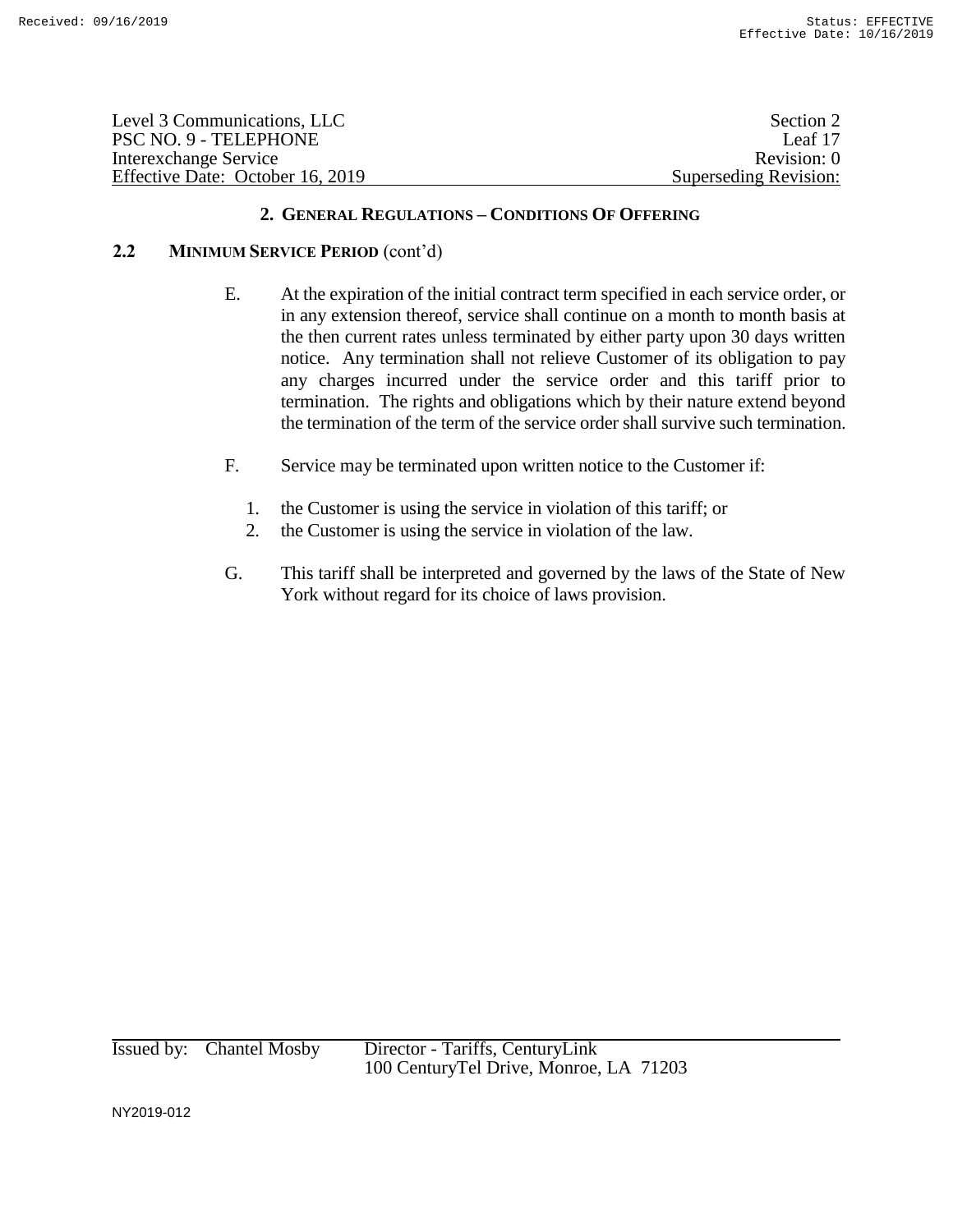## 2. General Regulations – Conditions Of Offering

### 2.2 Minimum Service Period (cont'd)

E. At the expiration of the initial contract term specified in each service order, or in any extension thereof, service shall continue on a month to month basis at the then current rates unless terminated by either party upon 30 days written notice. Any termination shall not relieve Customer of its obligation to pay any charges incurred under the service order and this tariff prior to termination. The rights and obligations which by their nature extend beyond the termination of the term of the service order shall survive such termination.

F. Service may be terminated upon written notice to the Customer if:

1. the Customer is using the service in violation of this tariff; or
2. the Customer is using the service in violation of the law.

G. This tariff shall be interpreted and governed by the laws of the State of New York without regard for its choice of laws provision.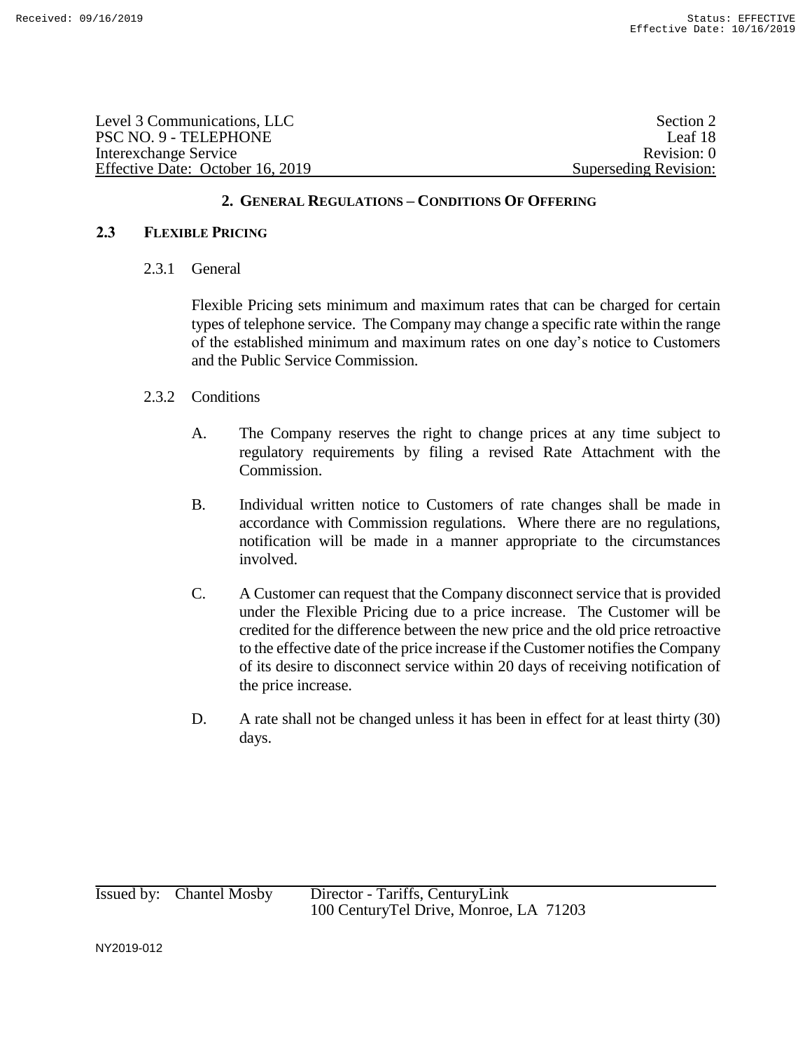## 2. General Regulations – Conditions Of Offering

### 2.3 Flexible Pricing

2.3.1 General

Flexible Pricing sets minimum and maximum rates that can be charged for certain types of telephone service. The Company may change a specific rate within the range of the established minimum and maximum rates on one day's notice to Customers and the Public Service Commission.

2.3.2 Conditions

A. The Company reserves the right to change prices at any time subject to regulatory requirements by filing a revised Rate Attachment with the Commission.

B. Individual written notice to Customers of rate changes shall be made in accordance with Commission regulations. Where there are no regulations, notification will be made in a manner appropriate to the circumstances involved.

C. A Customer can request that the Company disconnect service that is provided under the Flexible Pricing due to a price increase. The Customer will be credited for the difference between the new price and the old price retroactive to the effective date of the price increase if the Customer notifies the Company of its desire to disconnect service within 20 days of receiving notification of the price increase.

D. A rate shall not be changed unless it has been in effect for at least thirty (30) days.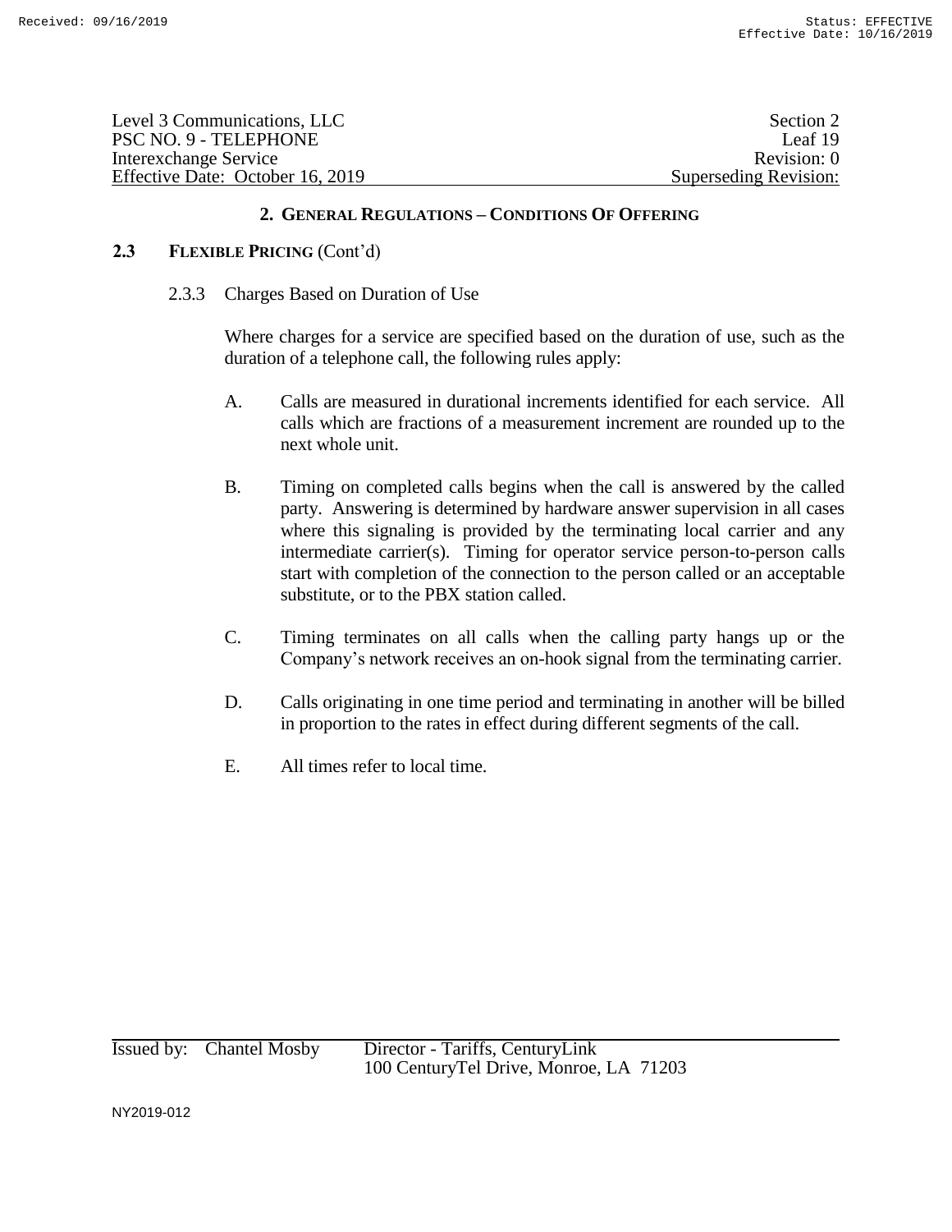## 2. General Regulations – Conditions Of Offering

### 2.3 Flexible Pricing (Cont'd)

2.3.3 Charges Based on Duration of Use

Where charges for a service are specified based on the duration of use, such as the duration of a telephone call, the following rules apply:

A. Calls are measured in durational increments identified for each service. All calls which are fractions of a measurement increment are rounded up to the next whole unit.

B. Timing on completed calls begins when the call is answered by the called party. Answering is determined by hardware answer supervision in all cases where this signaling is provided by the terminating local carrier and any intermediate carrier(s). Timing for operator service person-to-person calls start with completion of the connection to the person called or an acceptable substitute, or to the PBX station called.

C. Timing terminates on all calls when the calling party hangs up or the Company's network receives an on-hook signal from the terminating carrier.

D. Calls originating in one time period and terminating in another will be billed in proportion to the rates in effect during different segments of the call.

E. All times refer to local time.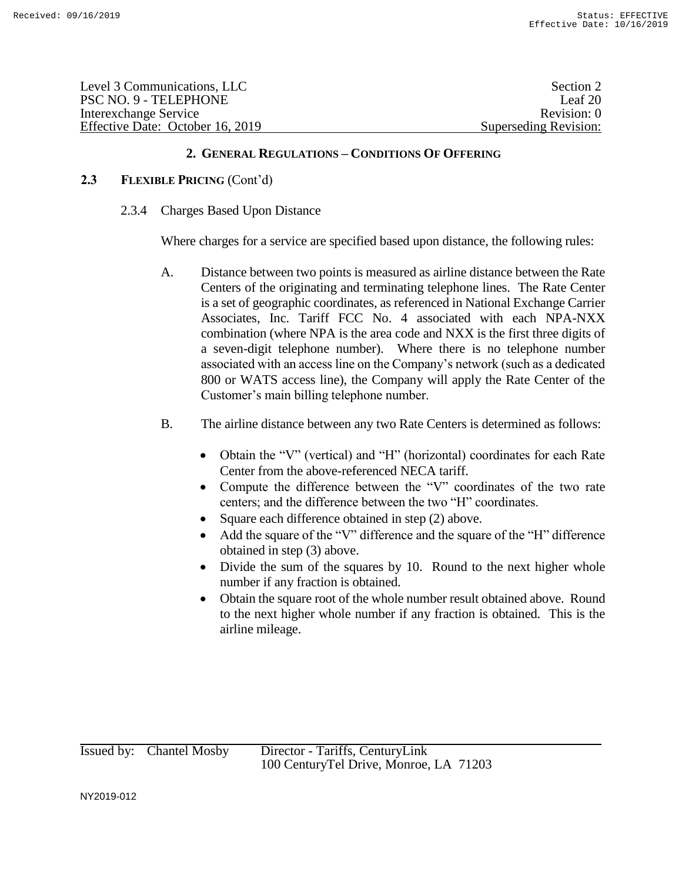## 2. GENERAL REGULATIONS – CONDITIONS OF OFFERING

### 2.3 FLEXIBLE PRICING (Cont'd)

2.3.4 Charges Based Upon Distance

Where charges for a service are specified based upon distance, the following rules:

A. Distance between two points is measured as airline distance between the Rate Centers of the originating and terminating telephone lines. The Rate Center is a set of geographic coordinates, as referenced in National Exchange Carrier Associates, Inc. Tariff FCC No. 4 associated with each NPA-NXX combination (where NPA is the area code and NXX is the first three digits of a seven-digit telephone number). Where there is no telephone number associated with an access line on the Company's network (such as a dedicated 800 or WATS access line), the Company will apply the Rate Center of the Customer's main billing telephone number.

B. The airline distance between any two Rate Centers is determined as follows:

- Obtain the "V" (vertical) and "H" (horizontal) coordinates for each Rate Center from the above-referenced NECA tariff.
- Compute the difference between the "V" coordinates of the two rate centers; and the difference between the two "H" coordinates.
- Square each difference obtained in step (2) above.
- Add the square of the "V" difference and the square of the "H" difference obtained in step (3) above.
- Divide the sum of the squares by 10. Round to the next higher whole number if any fraction is obtained.
- Obtain the square root of the whole number result obtained above. Round to the next higher whole number if any fraction is obtained. This is the airline mileage.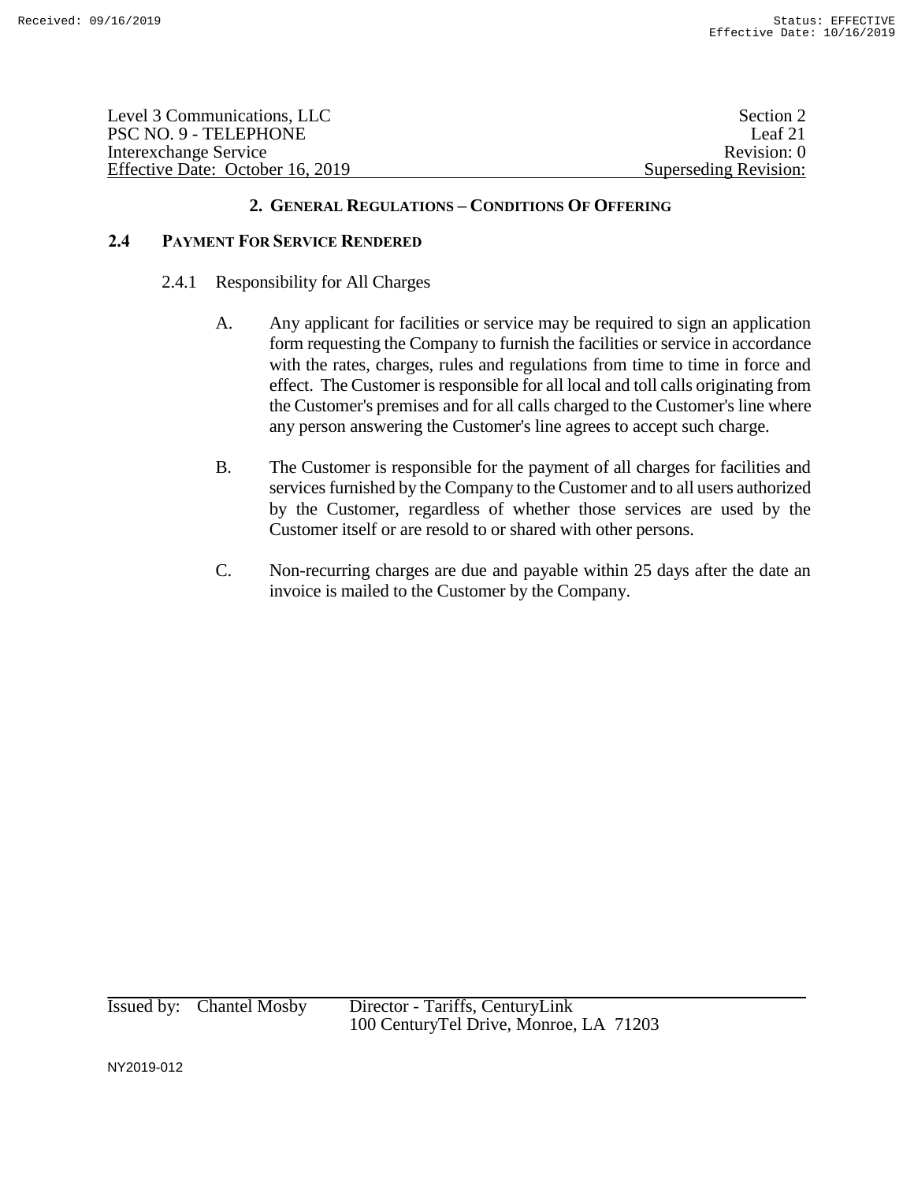## 2. GENERAL REGULATIONS – CONDITIONS OF OFFERING

### 2.4 PAYMENT FOR SERVICE RENDERED

2.4.1 Responsibility for All Charges

A. Any applicant for facilities or service may be required to sign an application form requesting the Company to furnish the facilities or service in accordance with the rates, charges, rules and regulations from time to time in force and effect. The Customer is responsible for all local and toll calls originating from the Customer's premises and for all calls charged to the Customer's line where any person answering the Customer's line agrees to accept such charge.

B. The Customer is responsible for the payment of all charges for facilities and services furnished by the Company to the Customer and to all users authorized by the Customer, regardless of whether those services are used by the Customer itself or are resold to or shared with other persons.

C. Non-recurring charges are due and payable within 25 days after the date an invoice is mailed to the Customer by the Company.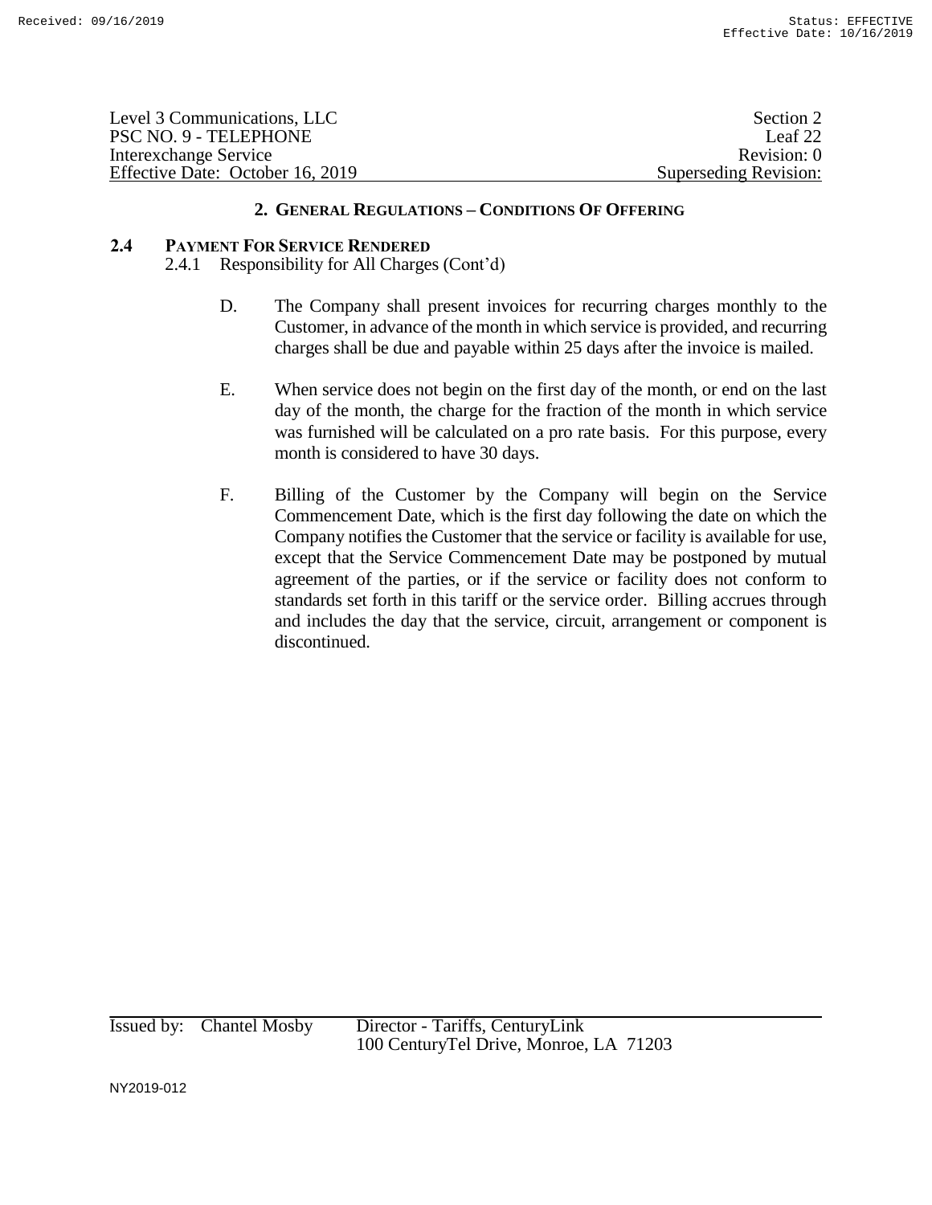## 2. GENERAL REGULATIONS – CONDITIONS OF OFFERING

### 2.4 PAYMENT FOR SERVICE RENDERED

2.4.1 Responsibility for All Charges (Cont'd)

D. The Company shall present invoices for recurring charges monthly to the Customer, in advance of the month in which service is provided, and recurring charges shall be due and payable within 25 days after the invoice is mailed.

E. When service does not begin on the first day of the month, or end on the last day of the month, the charge for the fraction of the month in which service was furnished will be calculated on a pro rate basis. For this purpose, every month is considered to have 30 days.

F. Billing of the Customer by the Company will begin on the Service Commencement Date, which is the first day following the date on which the Company notifies the Customer that the service or facility is available for use, except that the Service Commencement Date may be postponed by mutual agreement of the parties, or if the service or facility does not conform to standards set forth in this tariff or the service order. Billing accrues through and includes the day that the service, circuit, arrangement or component is discontinued.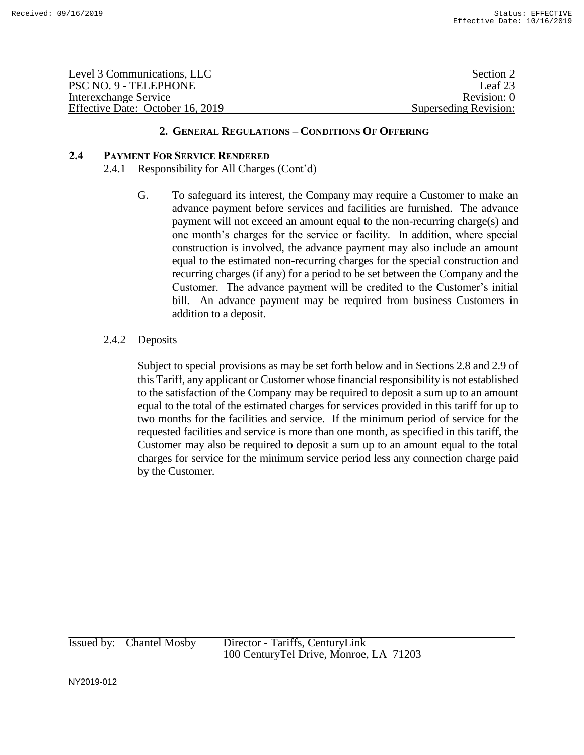## 2. General Regulations – Conditions Of Offering

### 2.4 Payment For Service Rendered

2.4.1 Responsibility for All Charges (Cont'd)

G. To safeguard its interest, the Company may require a Customer to make an advance payment before services and facilities are furnished. The advance payment will not exceed an amount equal to the non-recurring charge(s) and one month's charges for the service or facility. In addition, where special construction is involved, the advance payment may also include an amount equal to the estimated non-recurring charges for the special construction and recurring charges (if any) for a period to be set between the Company and the Customer. The advance payment will be credited to the Customer's initial bill. An advance payment may be required from business Customers in addition to a deposit.

2.4.2 Deposits

Subject to special provisions as may be set forth below and in Sections 2.8 and 2.9 of this Tariff, any applicant or Customer whose financial responsibility is not established to the satisfaction of the Company may be required to deposit a sum up to an amount equal to the total of the estimated charges for services provided in this tariff for up to two months for the facilities and service. If the minimum period of service for the requested facilities and service is more than one month, as specified in this tariff, the Customer may also be required to deposit a sum up to an amount equal to the total charges for service for the minimum service period less any connection charge paid by the Customer.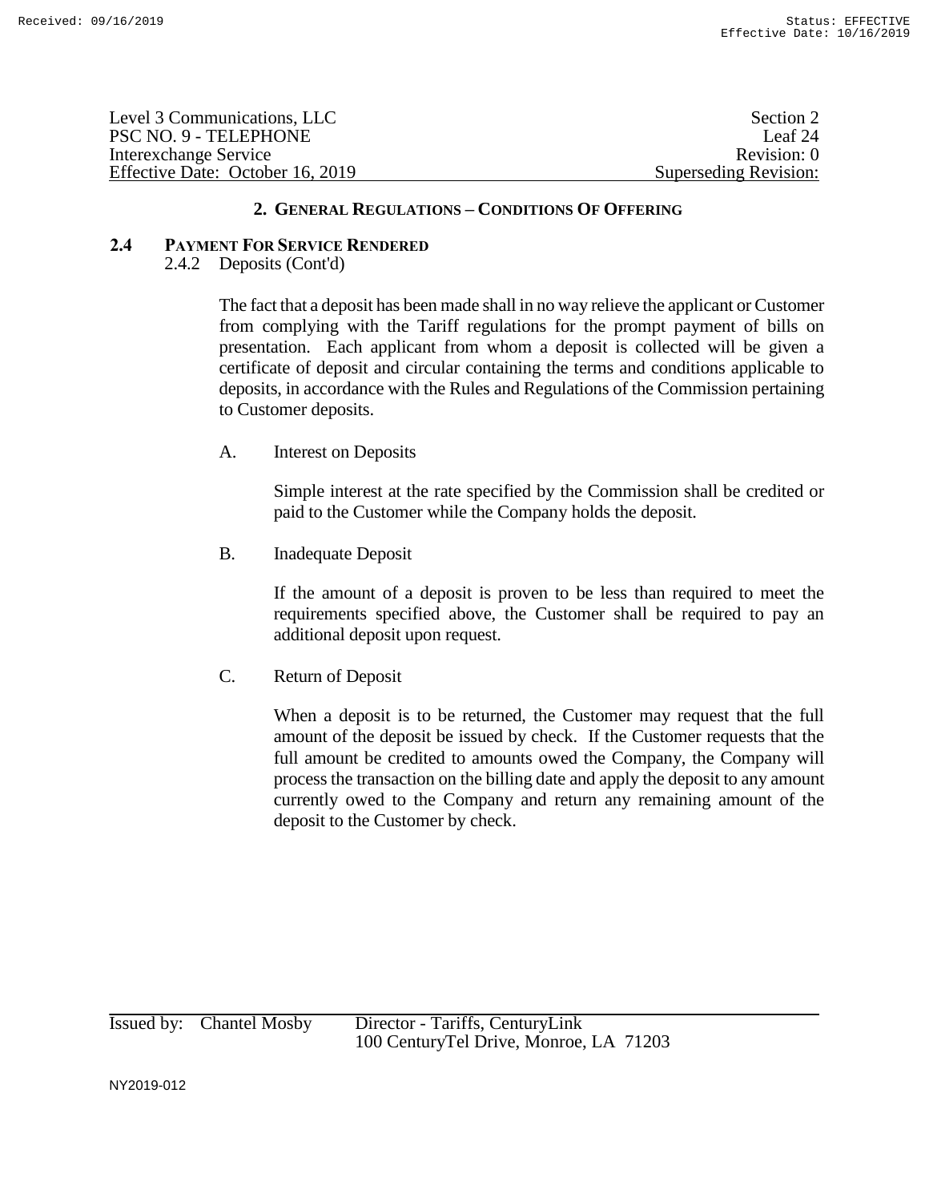## 2. General Regulations – Conditions Of Offering

### 2.4 Payment For Service Rendered

2.4.2 Deposits (Cont'd)

The fact that a deposit has been made shall in no way relieve the applicant or Customer from complying with the Tariff regulations for the prompt payment of bills on presentation. Each applicant from whom a deposit is collected will be given a certificate of deposit and circular containing the terms and conditions applicable to deposits, in accordance with the Rules and Regulations of the Commission pertaining to Customer deposits.

A. Interest on Deposits

Simple interest at the rate specified by the Commission shall be credited or paid to the Customer while the Company holds the deposit.

B. Inadequate Deposit

If the amount of a deposit is proven to be less than required to meet the requirements specified above, the Customer shall be required to pay an additional deposit upon request.

C. Return of Deposit

When a deposit is to be returned, the Customer may request that the full amount of the deposit be issued by check. If the Customer requests that the full amount be credited to amounts owed the Company, the Company will process the transaction on the billing date and apply the deposit to any amount currently owed to the Company and return any remaining amount of the deposit to the Customer by check.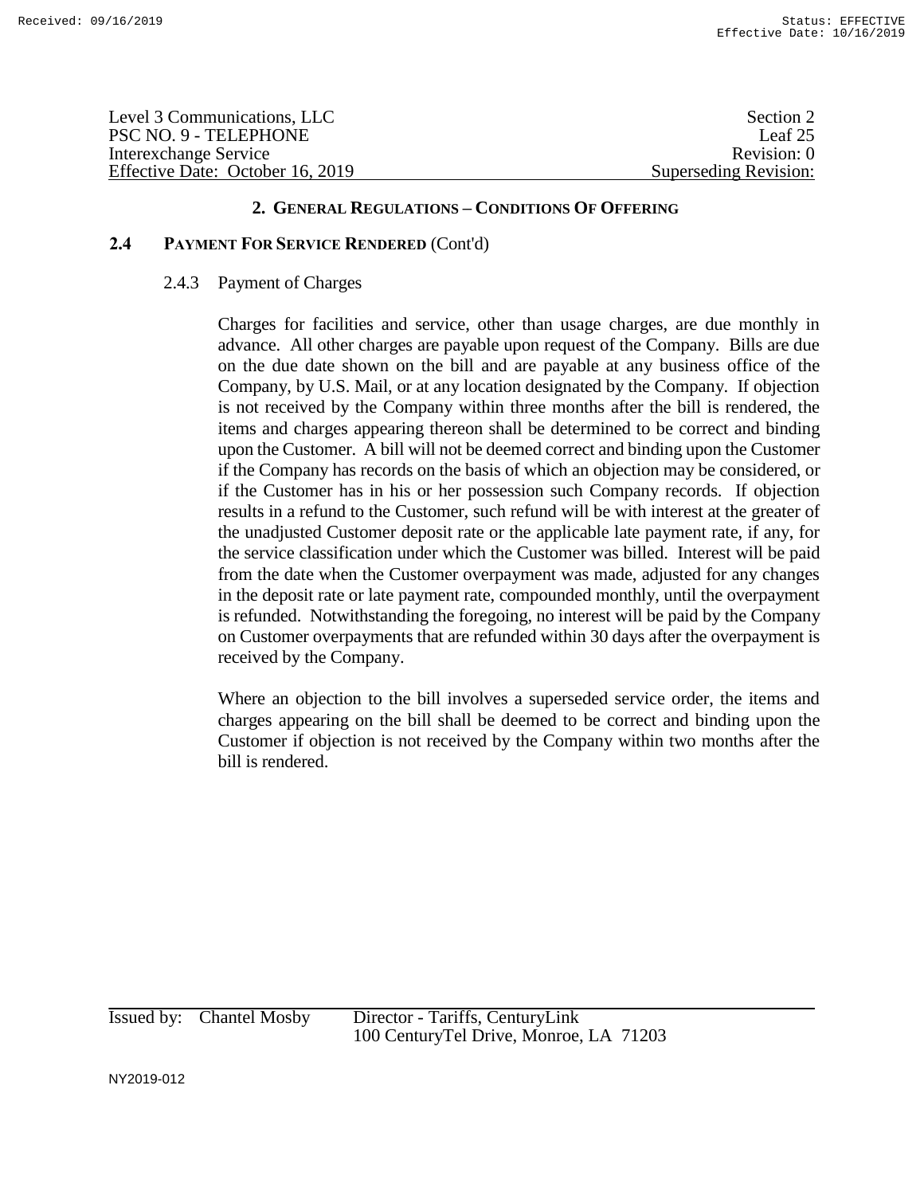## 2. GENERAL REGULATIONS – CONDITIONS OF OFFERING

### 2.4 PAYMENT FOR SERVICE RENDERED (Cont'd)

2.4.3 Payment of Charges

Charges for facilities and service, other than usage charges, are due monthly in advance. All other charges are payable upon request of the Company. Bills are due on the due date shown on the bill and are payable at any business office of the Company, by U.S. Mail, or at any location designated by the Company. If objection is not received by the Company within three months after the bill is rendered, the items and charges appearing thereon shall be determined to be correct and binding upon the Customer. A bill will not be deemed correct and binding upon the Customer if the Company has records on the basis of which an objection may be considered, or if the Customer has in his or her possession such Company records. If objection results in a refund to the Customer, such refund will be with interest at the greater of the unadjusted Customer deposit rate or the applicable late payment rate, if any, for the service classification under which the Customer was billed. Interest will be paid from the date when the Customer overpayment was made, adjusted for any changes in the deposit rate or late payment rate, compounded monthly, until the overpayment is refunded. Notwithstanding the foregoing, no interest will be paid by the Company on Customer overpayments that are refunded within 30 days after the overpayment is received by the Company.

Where an objection to the bill involves a superseded service order, the items and charges appearing on the bill shall be deemed to be correct and binding upon the Customer if objection is not received by the Company within two months after the bill is rendered.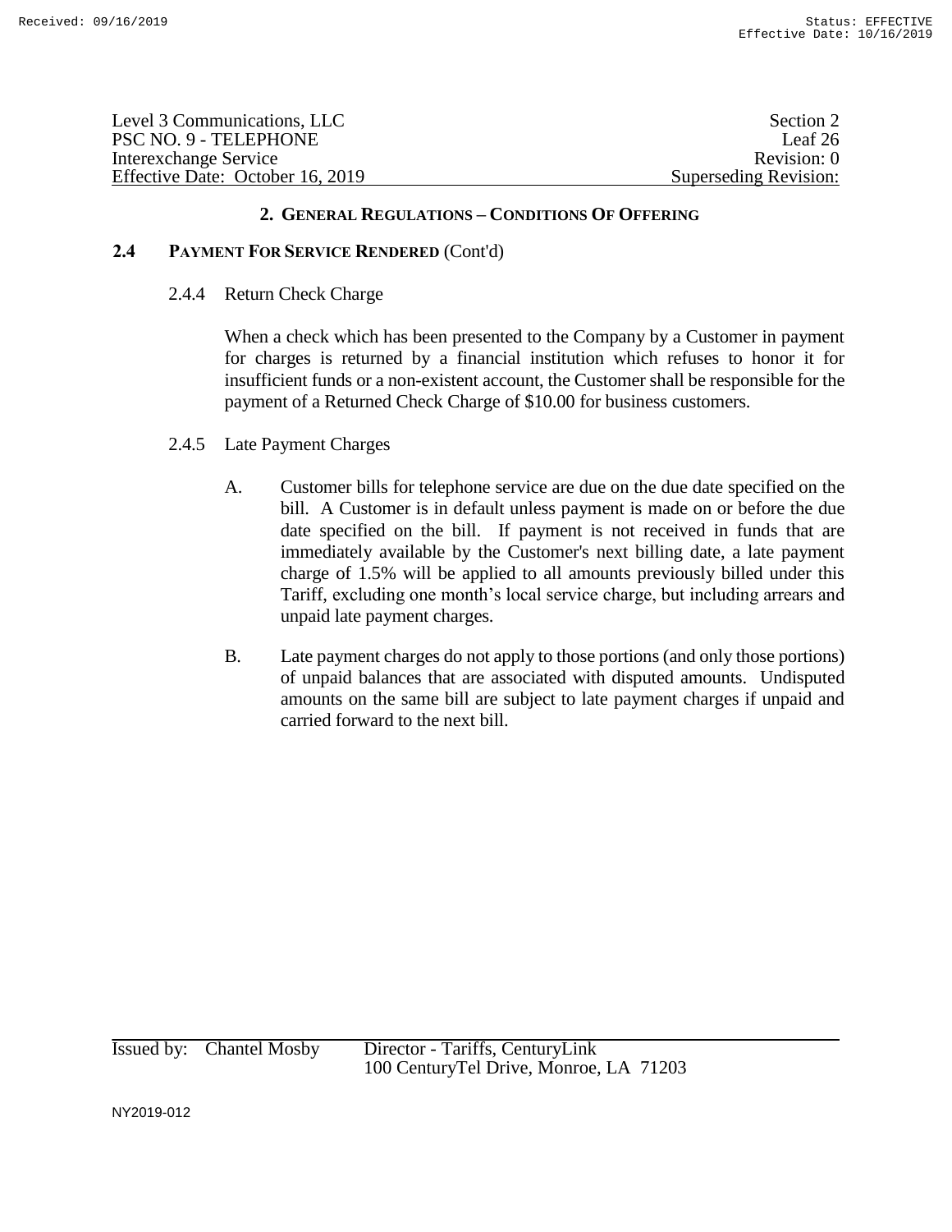## 2. GENERAL REGULATIONS – CONDITIONS OF OFFERING

### 2.4 PAYMENT FOR SERVICE RENDERED (Cont'd)

2.4.4 Return Check Charge

When a check which has been presented to the Company by a Customer in payment for charges is returned by a financial institution which refuses to honor it for insufficient funds or a non-existent account, the Customer shall be responsible for the payment of a Returned Check Charge of $10.00 for business customers.

2.4.5 Late Payment Charges

A. Customer bills for telephone service are due on the due date specified on the bill. A Customer is in default unless payment is made on or before the due date specified on the bill. If payment is not received in funds that are immediately available by the Customer's next billing date, a late payment charge of 1.5% will be applied to all amounts previously billed under this Tariff, excluding one month's local service charge, but including arrears and unpaid late payment charges.

B. Late payment charges do not apply to those portions (and only those portions) of unpaid balances that are associated with disputed amounts. Undisputed amounts on the same bill are subject to late payment charges if unpaid and carried forward to the next bill.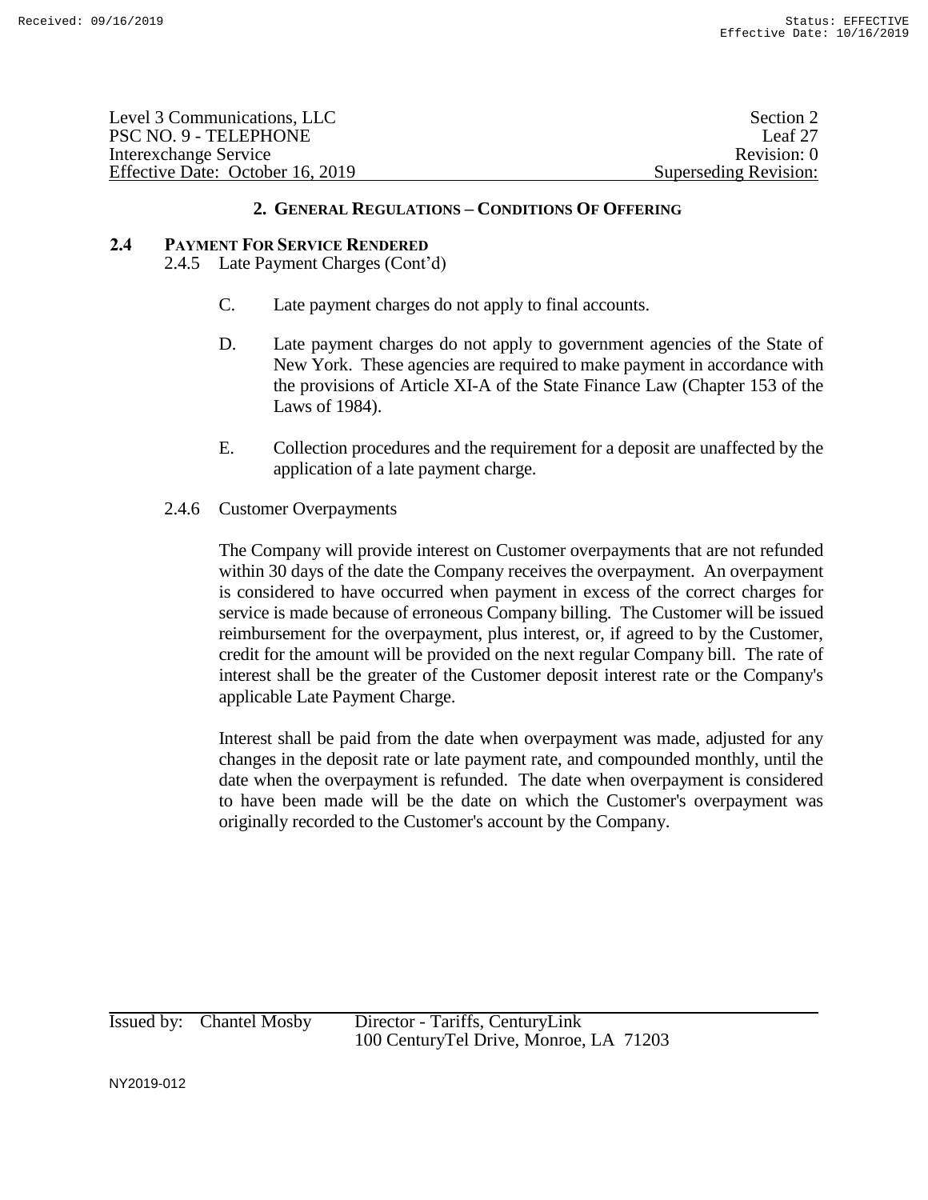## 2. GENERAL REGULATIONS – CONDITIONS OF OFFERING

### 2.4 PAYMENT FOR SERVICE RENDERED

2.4.5 Late Payment Charges (Cont'd)

C. Late payment charges do not apply to final accounts.

D. Late payment charges do not apply to government agencies of the State of New York. These agencies are required to make payment in accordance with the provisions of Article XI-A of the State Finance Law (Chapter 153 of the Laws of 1984).

E. Collection procedures and the requirement for a deposit are unaffected by the application of a late payment charge.

2.4.6 Customer Overpayments

The Company will provide interest on Customer overpayments that are not refunded within 30 days of the date the Company receives the overpayment. An overpayment is considered to have occurred when payment in excess of the correct charges for service is made because of erroneous Company billing. The Customer will be issued reimbursement for the overpayment, plus interest, or, if agreed to by the Customer, credit for the amount will be provided on the next regular Company bill. The rate of interest shall be the greater of the Customer deposit interest rate or the Company's applicable Late Payment Charge.

Interest shall be paid from the date when overpayment was made, adjusted for any changes in the deposit rate or late payment rate, and compounded monthly, until the date when the overpayment is refunded. The date when overpayment is considered to have been made will be the date on which the Customer's overpayment was originally recorded to the Customer's account by the Company.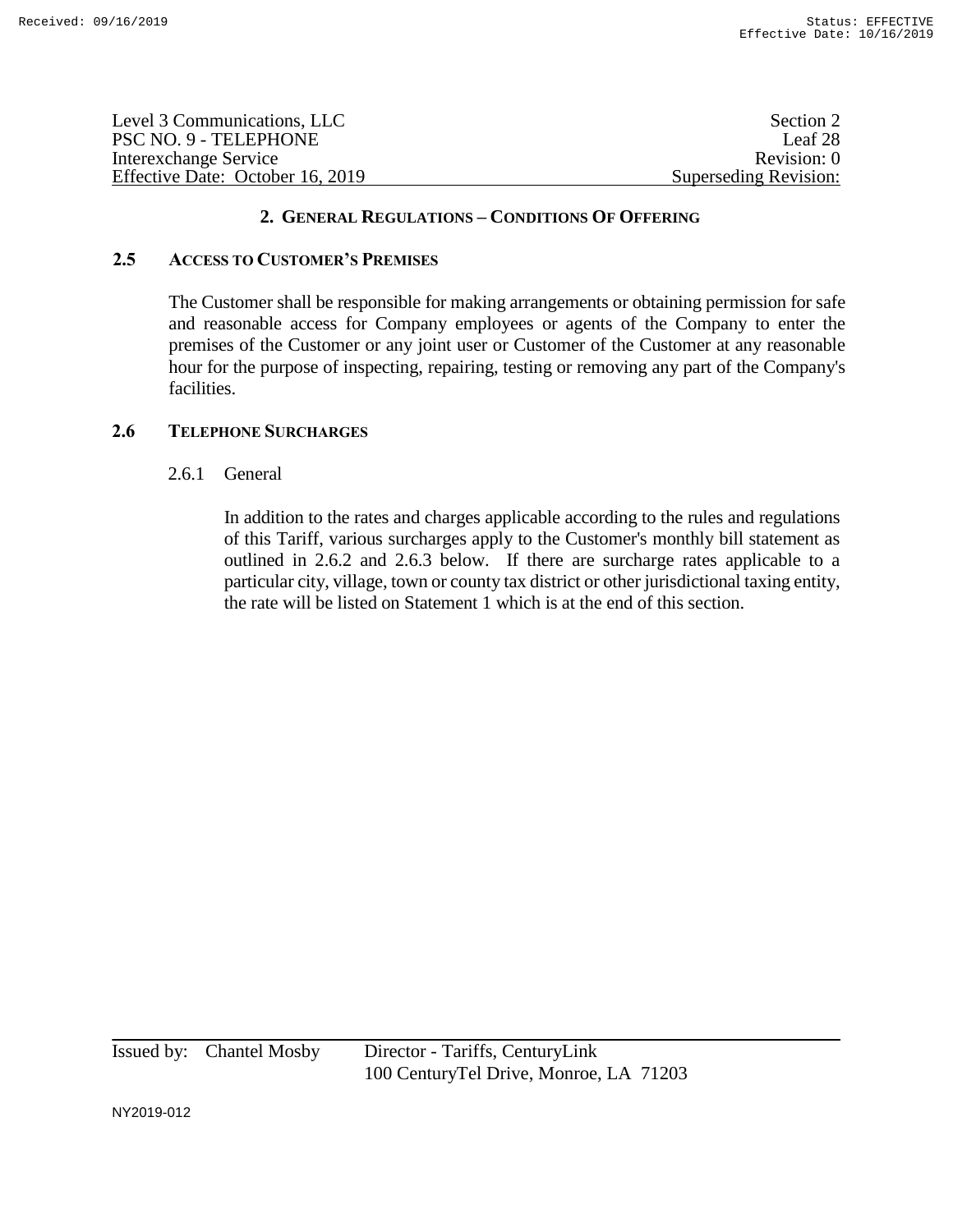## 2. General Regulations – Conditions Of Offering

### 2.5 Access to Customer's Premises

The Customer shall be responsible for making arrangements or obtaining permission for safe and reasonable access for Company employees or agents of the Company to enter the premises of the Customer or any joint user or Customer of the Customer at any reasonable hour for the purpose of inspecting, repairing, testing or removing any part of the Company's facilities.

### 2.6 Telephone Surcharges

2.6.1 General

In addition to the rates and charges applicable according to the rules and regulations of this Tariff, various surcharges apply to the Customer's monthly bill statement as outlined in 2.6.2 and 2.6.3 below. If there are surcharge rates applicable to a particular city, village, town or county tax district or other jurisdictional taxing entity, the rate will be listed on Statement 1 which is at the end of this section.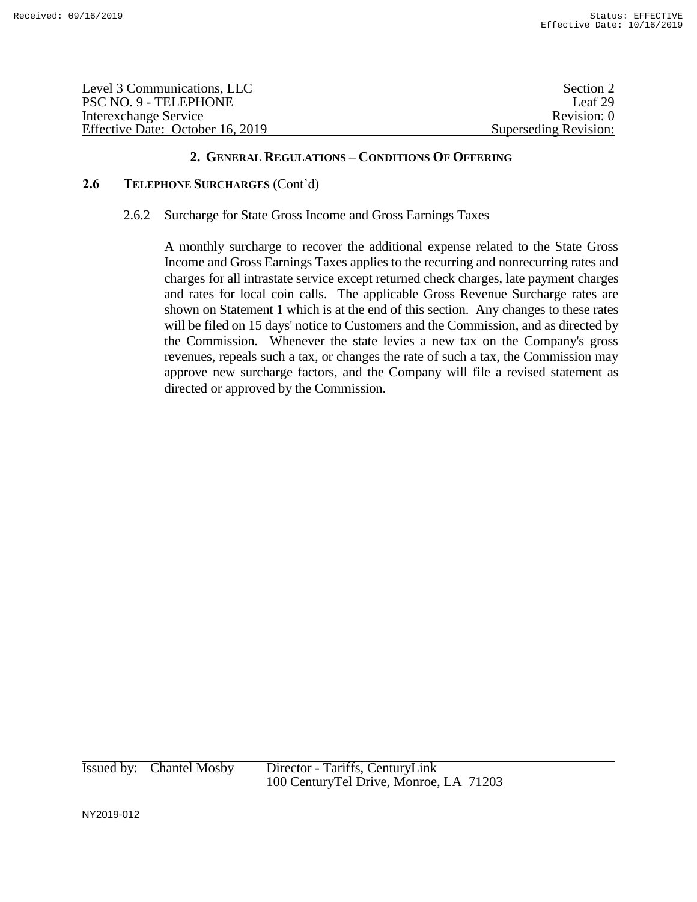## 2. GENERAL REGULATIONS – CONDITIONS OF OFFERING

### 2.6 TELEPHONE SURCHARGES (Cont'd)

2.6.2 Surcharge for State Gross Income and Gross Earnings Taxes

A monthly surcharge to recover the additional expense related to the State Gross Income and Gross Earnings Taxes applies to the recurring and nonrecurring rates and charges for all intrastate service except returned check charges, late payment charges and rates for local coin calls. The applicable Gross Revenue Surcharge rates are shown on Statement 1 which is at the end of this section. Any changes to these rates will be filed on 15 days' notice to Customers and the Commission, and as directed by the Commission. Whenever the state levies a new tax on the Company's gross revenues, repeals such a tax, or changes the rate of such a tax, the Commission may approve new surcharge factors, and the Company will file a revised statement as directed or approved by the Commission.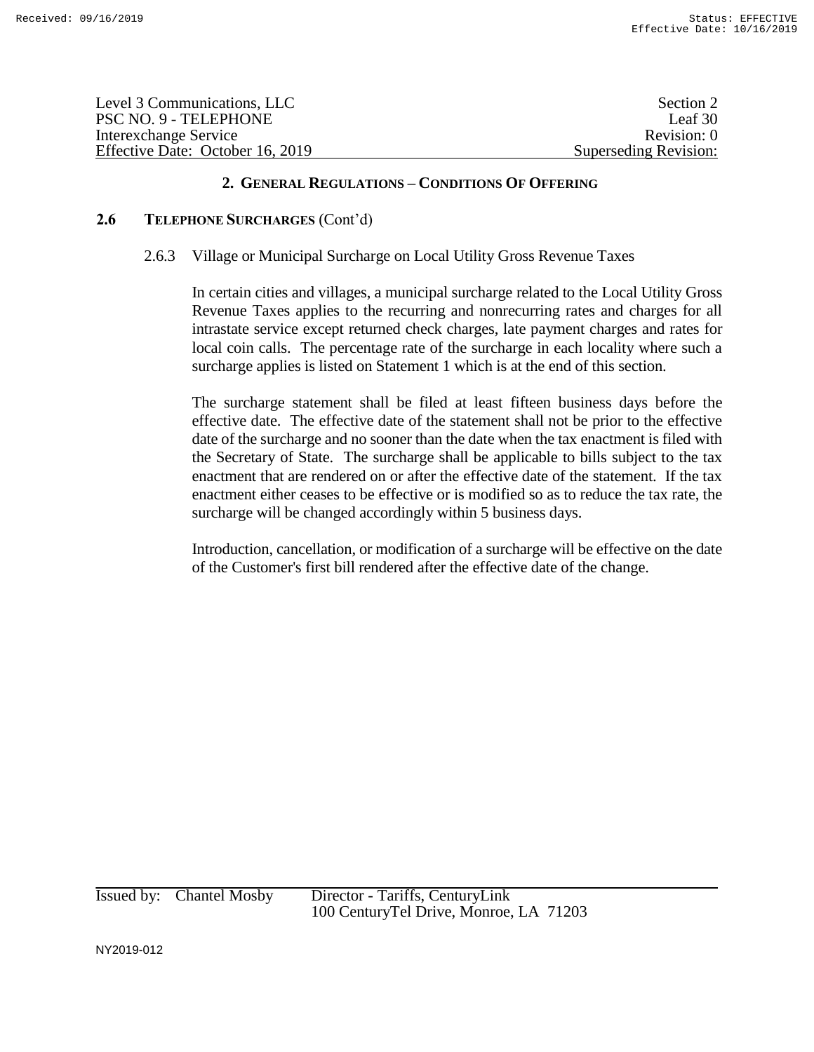## 2. GENERAL REGULATIONS – CONDITIONS OF OFFERING

### 2.6 TELEPHONE SURCHARGES (Cont'd)

2.6.3 Village or Municipal Surcharge on Local Utility Gross Revenue Taxes

In certain cities and villages, a municipal surcharge related to the Local Utility Gross Revenue Taxes applies to the recurring and nonrecurring rates and charges for all intrastate service except returned check charges, late payment charges and rates for local coin calls. The percentage rate of the surcharge in each locality where such a surcharge applies is listed on Statement 1 which is at the end of this section.

The surcharge statement shall be filed at least fifteen business days before the effective date. The effective date of the statement shall not be prior to the effective date of the surcharge and no sooner than the date when the tax enactment is filed with the Secretary of State. The surcharge shall be applicable to bills subject to the tax enactment that are rendered on or after the effective date of the statement. If the tax enactment either ceases to be effective or is modified so as to reduce the tax rate, the surcharge will be changed accordingly within 5 business days.

Introduction, cancellation, or modification of a surcharge will be effective on the date of the Customer's first bill rendered after the effective date of the change.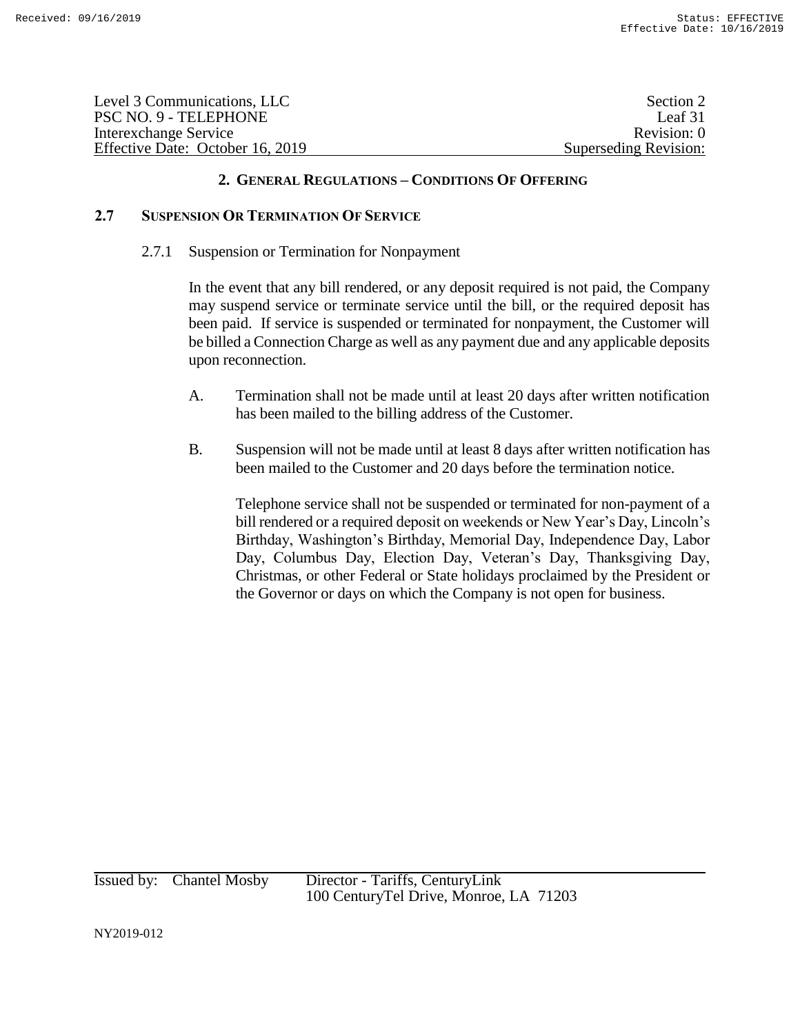## 2. GENERAL REGULATIONS – CONDITIONS OF OFFERING

### 2.7 SUSPENSION OR TERMINATION OF SERVICE

2.7.1 Suspension or Termination for Nonpayment

In the event that any bill rendered, or any deposit required is not paid, the Company may suspend service or terminate service until the bill, or the required deposit has been paid. If service is suspended or terminated for nonpayment, the Customer will be billed a Connection Charge as well as any payment due and any applicable deposits upon reconnection.

A. Termination shall not be made until at least 20 days after written notification has been mailed to the billing address of the Customer.

B. Suspension will not be made until at least 8 days after written notification has been mailed to the Customer and 20 days before the termination notice.

Telephone service shall not be suspended or terminated for non-payment of a bill rendered or a required deposit on weekends or New Year's Day, Lincoln's Birthday, Washington's Birthday, Memorial Day, Independence Day, Labor Day, Columbus Day, Election Day, Veteran's Day, Thanksgiving Day, Christmas, or other Federal or State holidays proclaimed by the President or the Governor or days on which the Company is not open for business.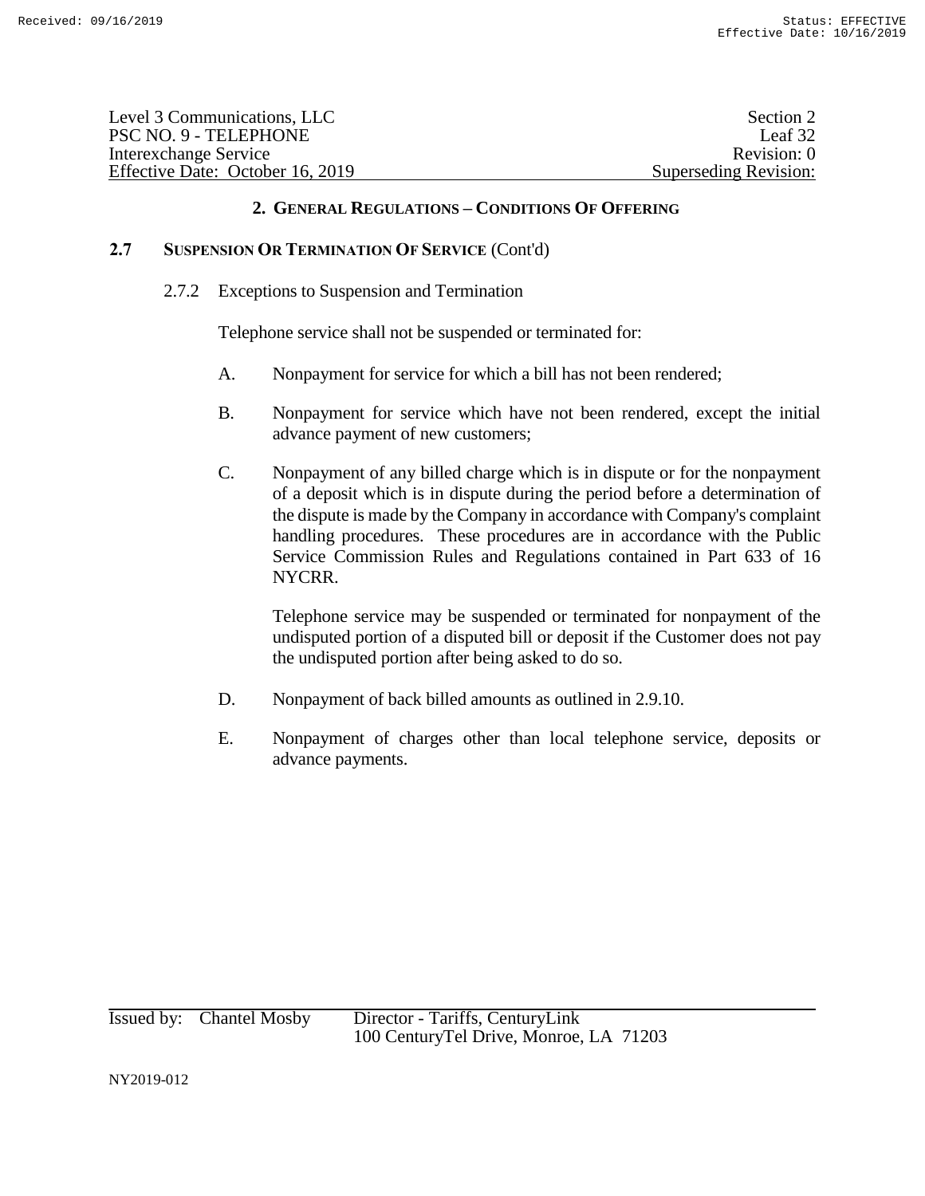## 2. GENERAL REGULATIONS – CONDITIONS OF OFFERING

### 2.7 SUSPENSION OR TERMINATION OF SERVICE (Cont'd)

2.7.2 Exceptions to Suspension and Termination

Telephone service shall not be suspended or terminated for:

A. Nonpayment for service for which a bill has not been rendered;

B. Nonpayment for service which have not been rendered, except the initial advance payment of new customers;

C. Nonpayment of any billed charge which is in dispute or for the nonpayment of a deposit which is in dispute during the period before a determination of the dispute is made by the Company in accordance with Company's complaint handling procedures. These procedures are in accordance with the Public Service Commission Rules and Regulations contained in Part 633 of 16 NYCRR.

Telephone service may be suspended or terminated for nonpayment of the undisputed portion of a disputed bill or deposit if the Customer does not pay the undisputed portion after being asked to do so.

D. Nonpayment of back billed amounts as outlined in 2.9.10.

E. Nonpayment of charges other than local telephone service, deposits or advance payments.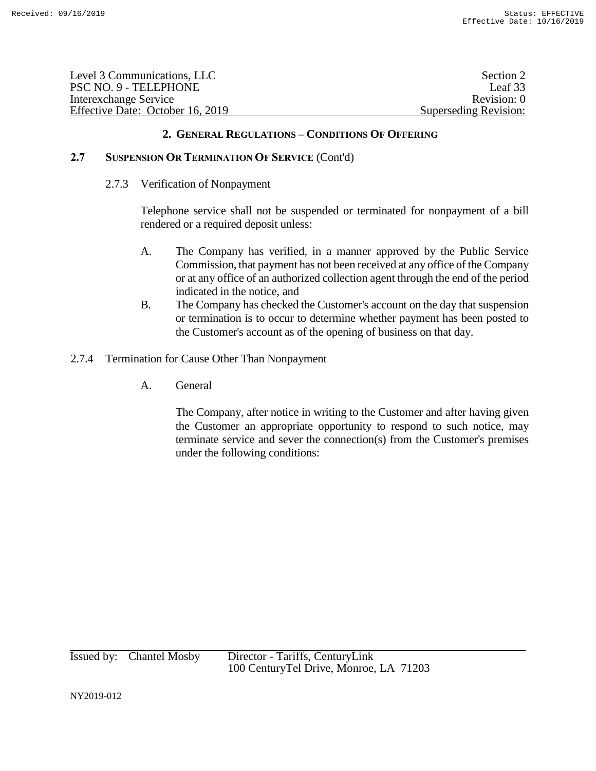## 2. GENERAL REGULATIONS – CONDITIONS OF OFFERING

### 2.7 SUSPENSION OR TERMINATION OF SERVICE (Cont'd)

2.7.3 Verification of Nonpayment

Telephone service shall not be suspended or terminated for nonpayment of a bill rendered or a required deposit unless:

A. The Company has verified, in a manner approved by the Public Service Commission, that payment has not been received at any office of the Company or at any office of an authorized collection agent through the end of the period indicated in the notice, and

B. The Company has checked the Customer's account on the day that suspension or termination is to occur to determine whether payment has been posted to the Customer's account as of the opening of business on that day.

2.7.4 Termination for Cause Other Than Nonpayment

A. General

The Company, after notice in writing to the Customer and after having given the Customer an appropriate opportunity to respond to such notice, may terminate service and sever the connection(s) from the Customer's premises under the following conditions: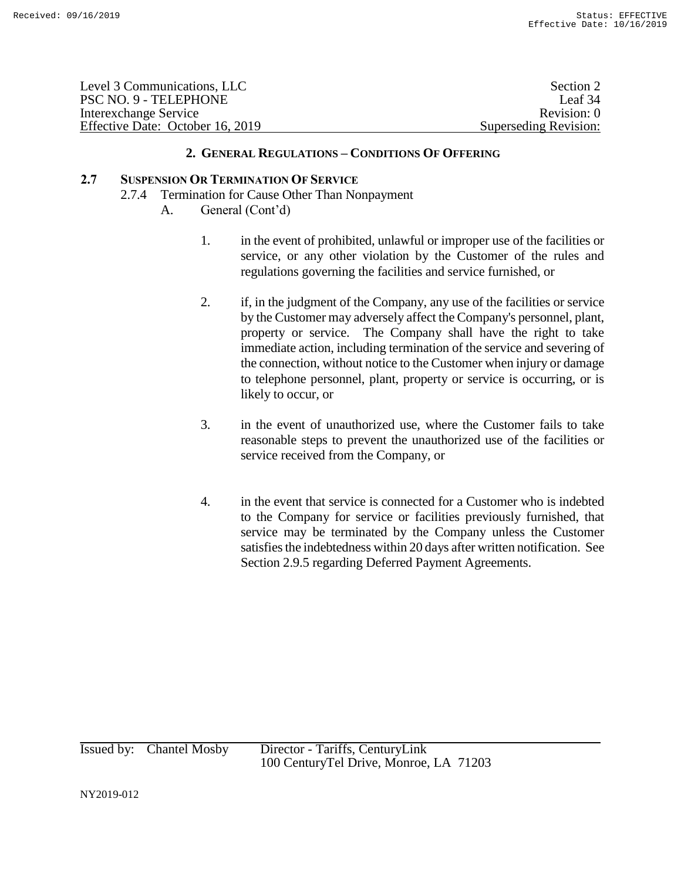## 2. GENERAL REGULATIONS – CONDITIONS OF OFFERING

### 2.7 SUSPENSION OR TERMINATION OF SERVICE

2.7.4 Termination for Cause Other Than Nonpayment

A. General (Cont'd)

1. in the event of prohibited, unlawful or improper use of the facilities or service, or any other violation by the Customer of the rules and regulations governing the facilities and service furnished, or

2. if, in the judgment of the Company, any use of the facilities or service by the Customer may adversely affect the Company's personnel, plant, property or service. The Company shall have the right to take immediate action, including termination of the service and severing of the connection, without notice to the Customer when injury or damage to telephone personnel, plant, property or service is occurring, or is likely to occur, or

3. in the event of unauthorized use, where the Customer fails to take reasonable steps to prevent the unauthorized use of the facilities or service received from the Company, or

4. in the event that service is connected for a Customer who is indebted to the Company for service or facilities previously furnished, that service may be terminated by the Company unless the Customer satisfies the indebtedness within 20 days after written notification. See Section 2.9.5 regarding Deferred Payment Agreements.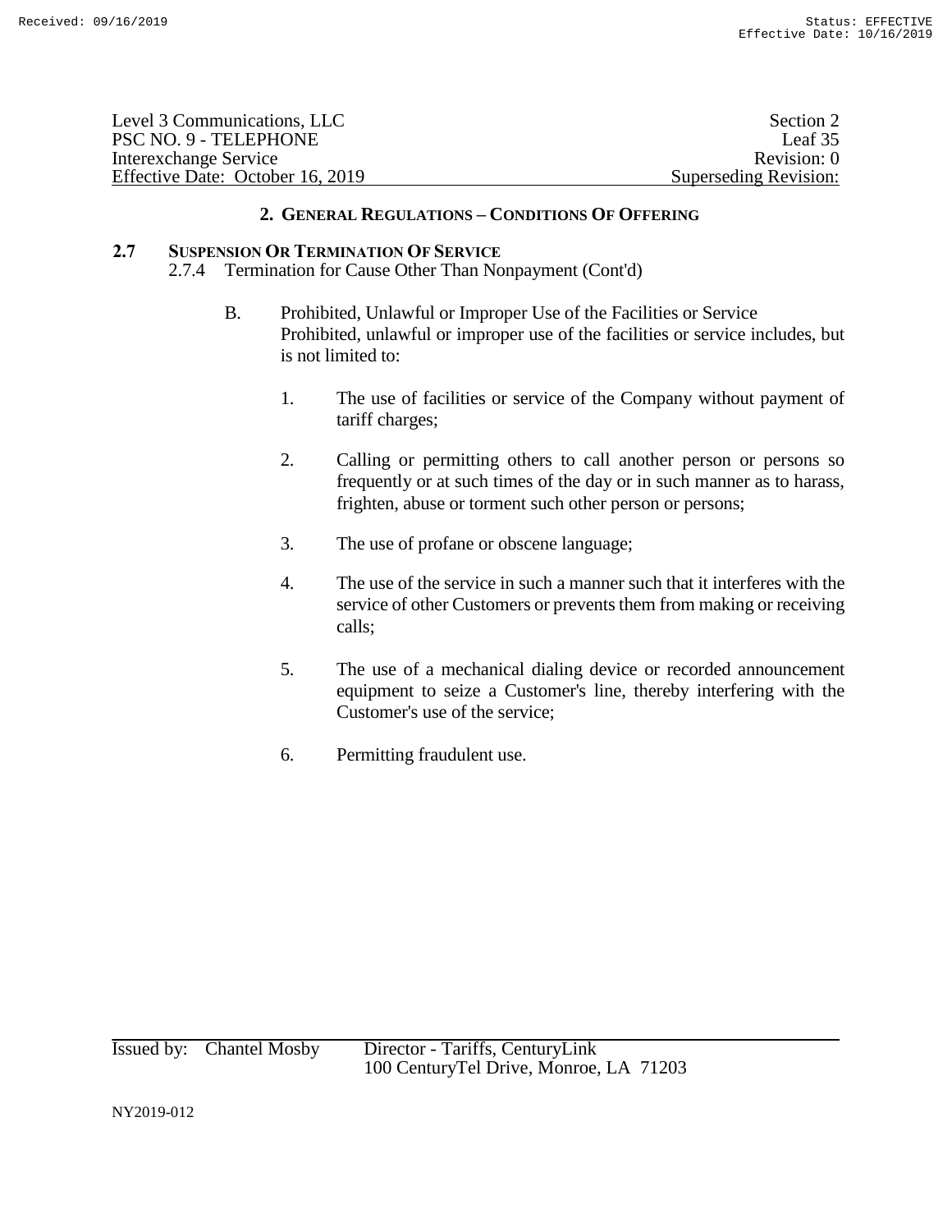## 2. General Regulations – Conditions Of Offering

### 2.7 Suspension Or Termination Of Service

2.7.4 Termination for Cause Other Than Nonpayment (Cont'd)

B. Prohibited, Unlawful or Improper Use of the Facilities or Service

Prohibited, unlawful or improper use of the facilities or service includes, but is not limited to:

1. The use of facilities or service of the Company without payment of tariff charges;

2. Calling or permitting others to call another person or persons so frequently or at such times of the day or in such manner as to harass, frighten, abuse or torment such other person or persons;

3. The use of profane or obscene language;

4. The use of the service in such a manner such that it interferes with the service of other Customers or prevents them from making or receiving calls;

5. The use of a mechanical dialing device or recorded announcement equipment to seize a Customer's line, thereby interfering with the Customer's use of the service;

6. Permitting fraudulent use.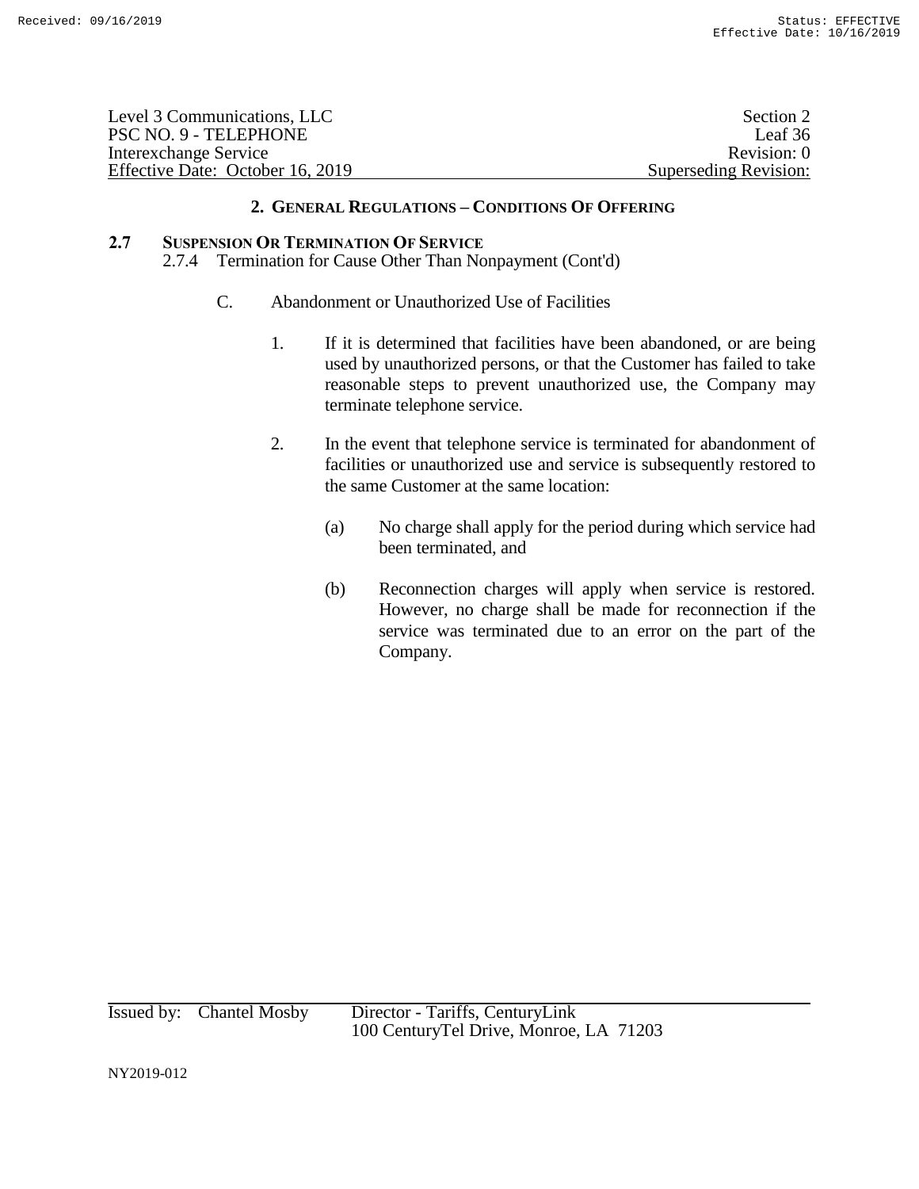## 2. GENERAL REGULATIONS – CONDITIONS OF OFFERING

### 2.7 SUSPENSION OR TERMINATION OF SERVICE

2.7.4 Termination for Cause Other Than Nonpayment (Cont'd)

C. Abandonment or Unauthorized Use of Facilities

1. If it is determined that facilities have been abandoned, or are being used by unauthorized persons, or that the Customer has failed to take reasonable steps to prevent unauthorized use, the Company may terminate telephone service.

2. In the event that telephone service is terminated for abandonment of facilities or unauthorized use and service is subsequently restored to the same Customer at the same location:

   (a) No charge shall apply for the period during which service had been terminated, and

   (b) Reconnection charges will apply when service is restored. However, no charge shall be made for reconnection if the service was terminated due to an error on the part of the Company.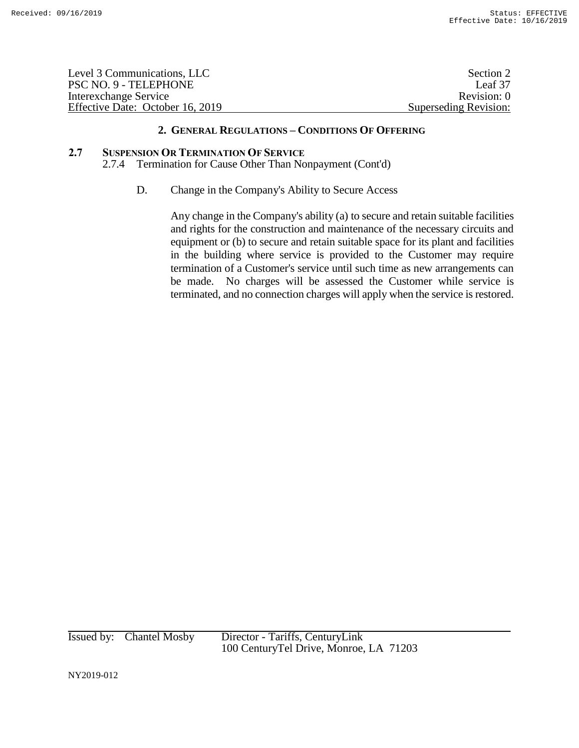## 2. GENERAL REGULATIONS – CONDITIONS OF OFFERING

### 2.7 SUSPENSION OR TERMINATION OF SERVICE

2.7.4 Termination for Cause Other Than Nonpayment (Cont'd)

D. Change in the Company's Ability to Secure Access

Any change in the Company's ability (a) to secure and retain suitable facilities and rights for the construction and maintenance of the necessary circuits and equipment or (b) to secure and retain suitable space for its plant and facilities in the building where service is provided to the Customer may require termination of a Customer's service until such time as new arrangements can be made. No charges will be assessed the Customer while service is terminated, and no connection charges will apply when the service is restored.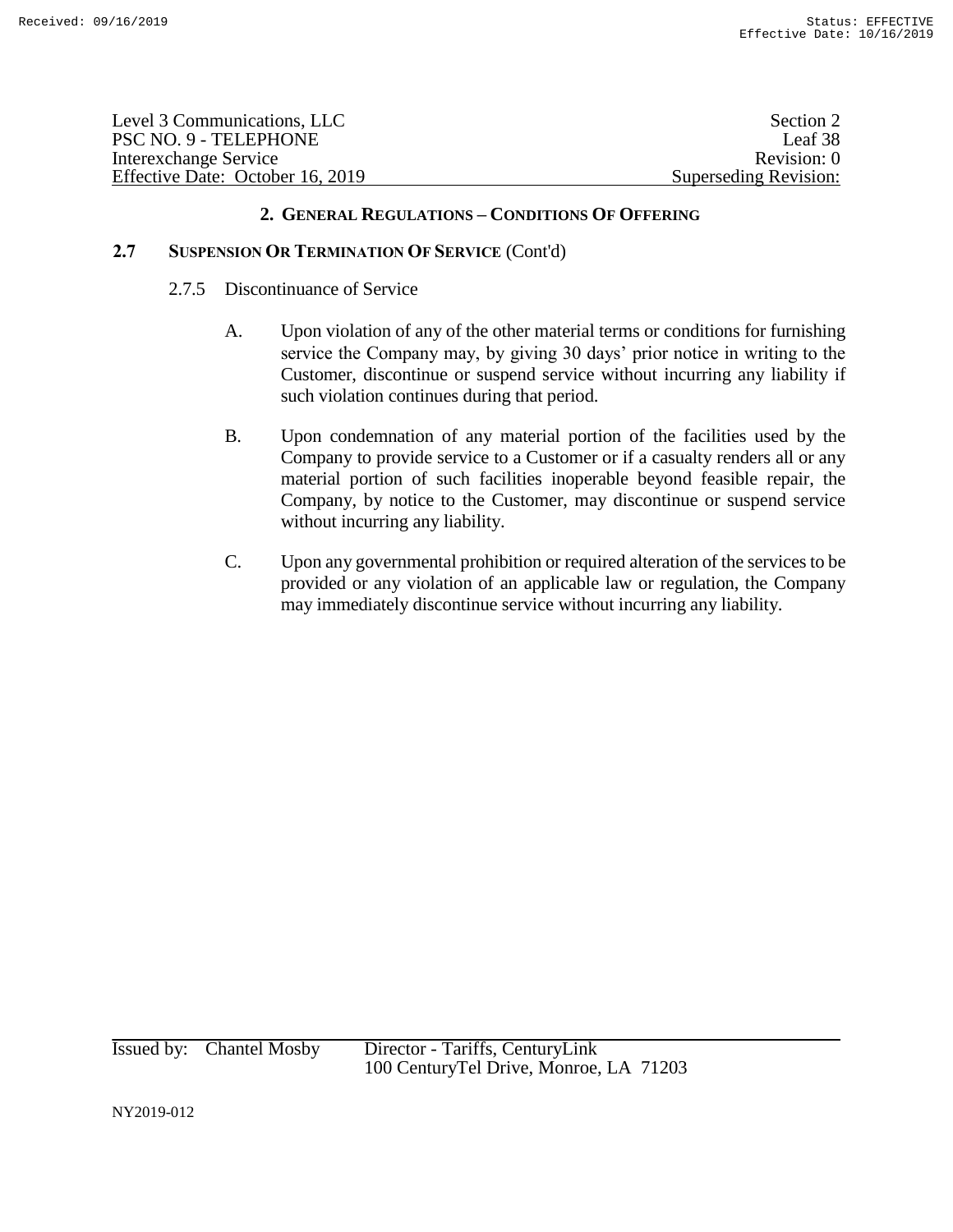## 2. GENERAL REGULATIONS – CONDITIONS OF OFFERING

### 2.7 SUSPENSION OR TERMINATION OF SERVICE (Cont'd)

2.7.5 Discontinuance of Service

A. Upon violation of any of the other material terms or conditions for furnishing service the Company may, by giving 30 days' prior notice in writing to the Customer, discontinue or suspend service without incurring any liability if such violation continues during that period.

B. Upon condemnation of any material portion of the facilities used by the Company to provide service to a Customer or if a casualty renders all or any material portion of such facilities inoperable beyond feasible repair, the Company, by notice to the Customer, may discontinue or suspend service without incurring any liability.

C. Upon any governmental prohibition or required alteration of the services to be provided or any violation of an applicable law or regulation, the Company may immediately discontinue service without incurring any liability.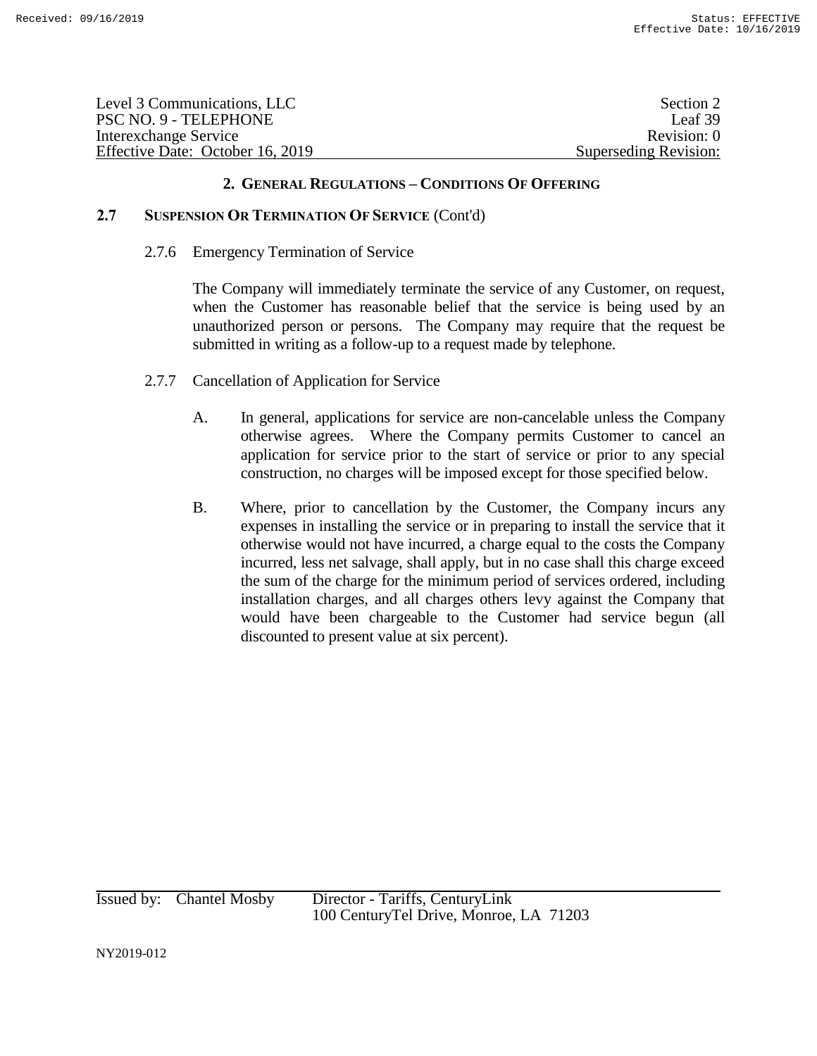## 2. General Regulations – Conditions Of Offering

### 2.7 Suspension Or Termination Of Service (Cont'd)

2.7.6 Emergency Termination of Service

The Company will immediately terminate the service of any Customer, on request, when the Customer has reasonable belief that the service is being used by an unauthorized person or persons. The Company may require that the request be submitted in writing as a follow-up to a request made by telephone.

2.7.7 Cancellation of Application for Service

A. In general, applications for service are non-cancelable unless the Company otherwise agrees. Where the Company permits Customer to cancel an application for service prior to the start of service or prior to any special construction, no charges will be imposed except for those specified below.

B. Where, prior to cancellation by the Customer, the Company incurs any expenses in installing the service or in preparing to install the service that it otherwise would not have incurred, a charge equal to the costs the Company incurred, less net salvage, shall apply, but in no case shall this charge exceed the sum of the charge for the minimum period of services ordered, including installation charges, and all charges others levy against the Company that would have been chargeable to the Customer had service begun (all discounted to present value at six percent).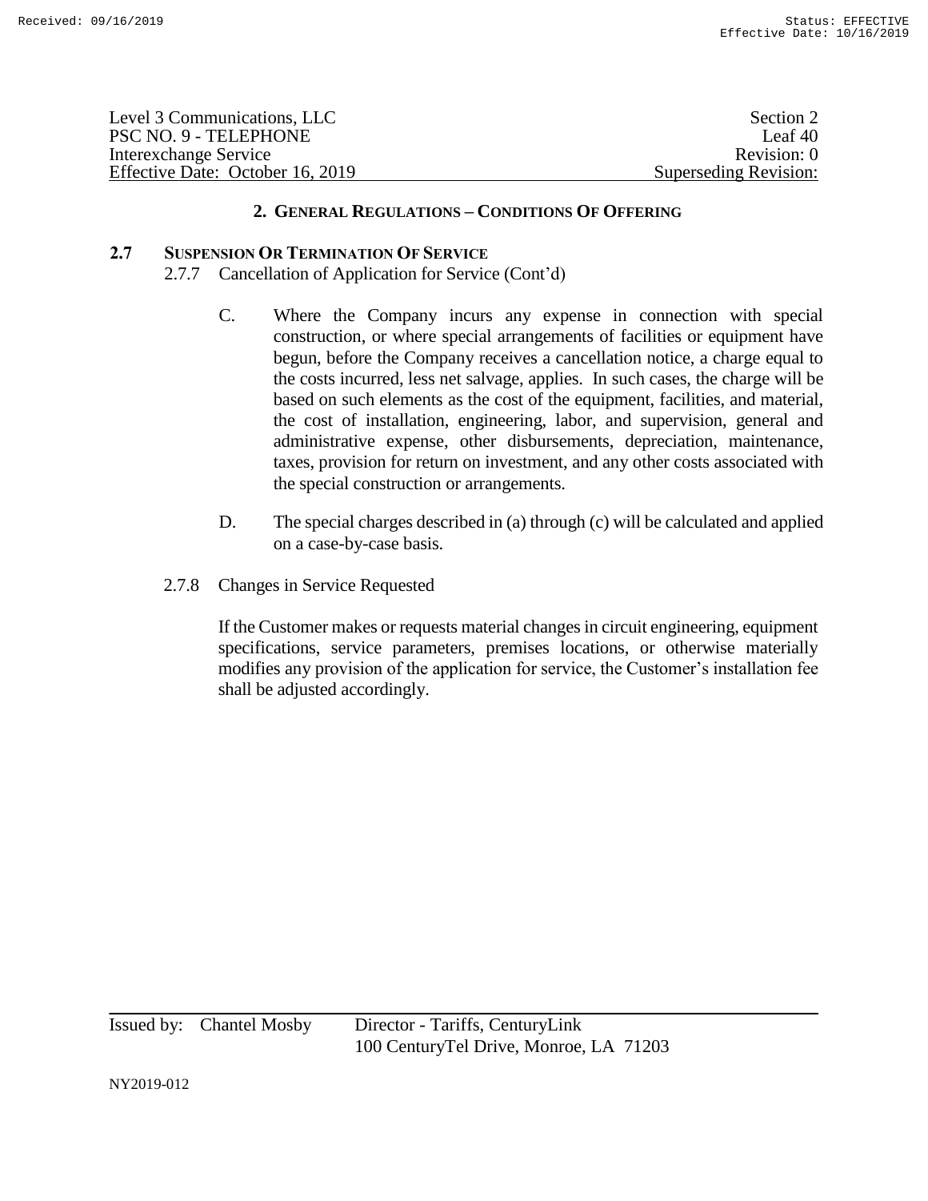## 2. GENERAL REGULATIONS – CONDITIONS OF OFFERING

### 2.7 SUSPENSION OR TERMINATION OF SERVICE

2.7.7 Cancellation of Application for Service (Cont'd)

C. Where the Company incurs any expense in connection with special construction, or where special arrangements of facilities or equipment have begun, before the Company receives a cancellation notice, a charge equal to the costs incurred, less net salvage, applies. In such cases, the charge will be based on such elements as the cost of the equipment, facilities, and material, the cost of installation, engineering, labor, and supervision, general and administrative expense, other disbursements, depreciation, maintenance, taxes, provision for return on investment, and any other costs associated with the special construction or arrangements.

D. The special charges described in (a) through (c) will be calculated and applied on a case-by-case basis.

2.7.8 Changes in Service Requested

If the Customer makes or requests material changes in circuit engineering, equipment specifications, service parameters, premises locations, or otherwise materially modifies any provision of the application for service, the Customer's installation fee shall be adjusted accordingly.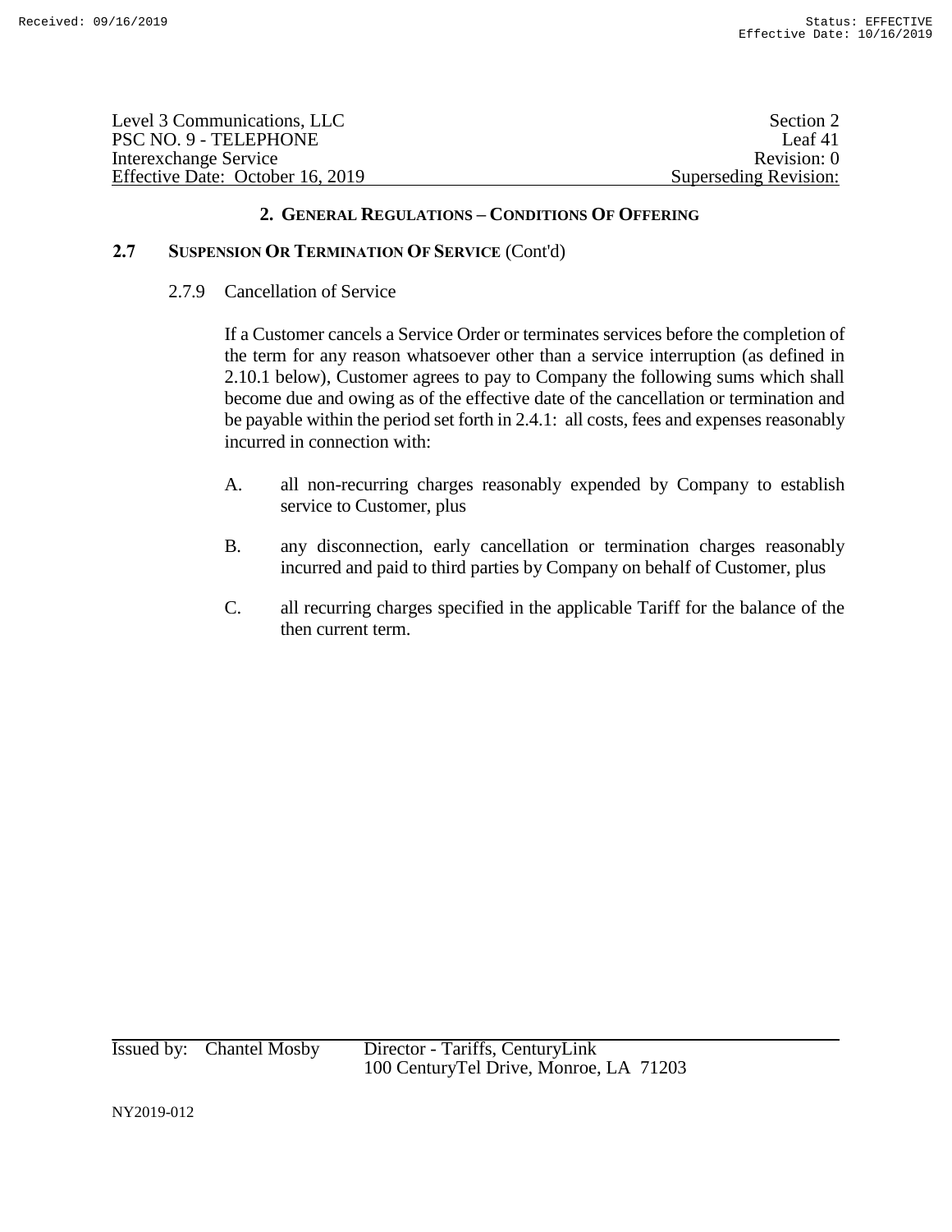## 2. General Regulations – Conditions Of Offering

### 2.7 Suspension Or Termination Of Service (Cont'd)

2.7.9 Cancellation of Service

If a Customer cancels a Service Order or terminates services before the completion of the term for any reason whatsoever other than a service interruption (as defined in 2.10.1 below), Customer agrees to pay to Company the following sums which shall become due and owing as of the effective date of the cancellation or termination and be payable within the period set forth in 2.4.1: all costs, fees and expenses reasonably incurred in connection with:

A. all non-recurring charges reasonably expended by Company to establish service to Customer, plus

B. any disconnection, early cancellation or termination charges reasonably incurred and paid to third parties by Company on behalf of Customer, plus

C. all recurring charges specified in the applicable Tariff for the balance of the then current term.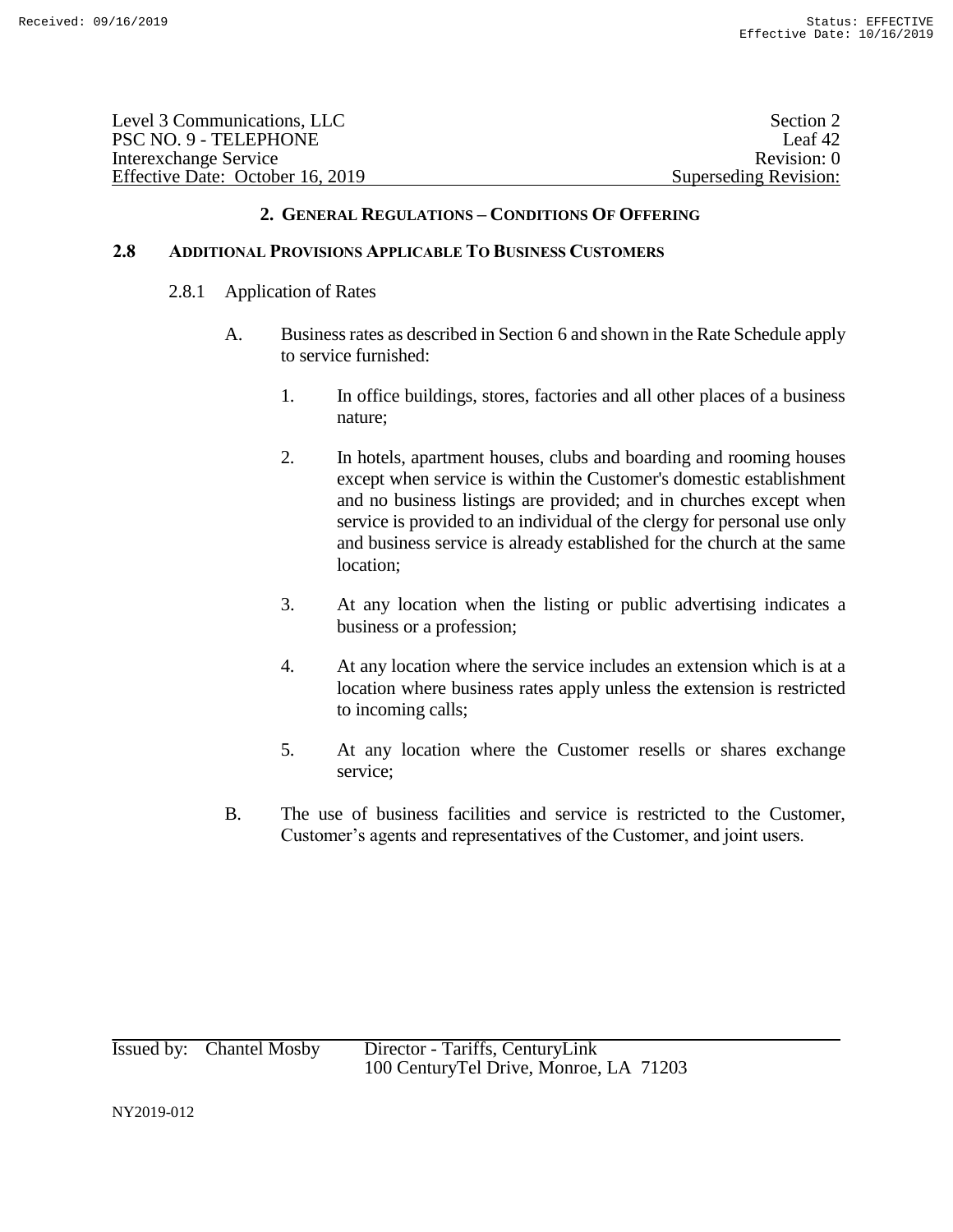## 2. GENERAL REGULATIONS – CONDITIONS OF OFFERING

### 2.8 ADDITIONAL PROVISIONS APPLICABLE TO BUSINESS CUSTOMERS

2.8.1 Application of Rates

A. Business rates as described in Section 6 and shown in the Rate Schedule apply to service furnished:

1. In office buildings, stores, factories and all other places of a business nature;

2. In hotels, apartment houses, clubs and boarding and rooming houses except when service is within the Customer's domestic establishment and no business listings are provided; and in churches except when service is provided to an individual of the clergy for personal use only and business service is already established for the church at the same location;

3. At any location when the listing or public advertising indicates a business or a profession;

4. At any location where the service includes an extension which is at a location where business rates apply unless the extension is restricted to incoming calls;

5. At any location where the Customer resells or shares exchange service;

B. The use of business facilities and service is restricted to the Customer, Customer's agents and representatives of the Customer, and joint users.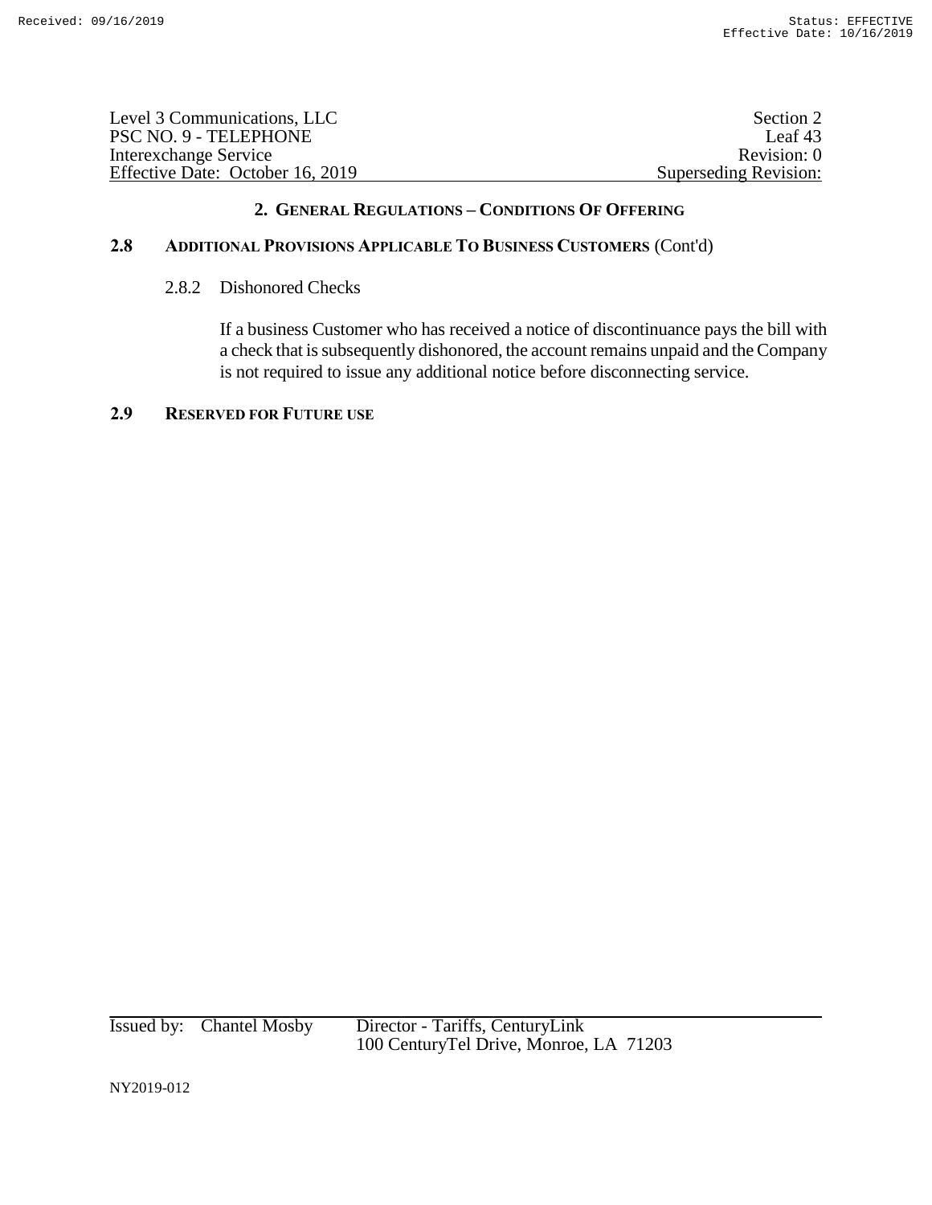## 2. GENERAL REGULATIONS – CONDITIONS OF OFFERING

### 2.8 ADDITIONAL PROVISIONS APPLICABLE TO BUSINESS CUSTOMERS (Cont'd)

2.8.2 Dishonored Checks

If a business Customer who has received a notice of discontinuance pays the bill with a check that is subsequently dishonored, the account remains unpaid and the Company is not required to issue any additional notice before disconnecting service.

### 2.9 RESERVED FOR FUTURE USE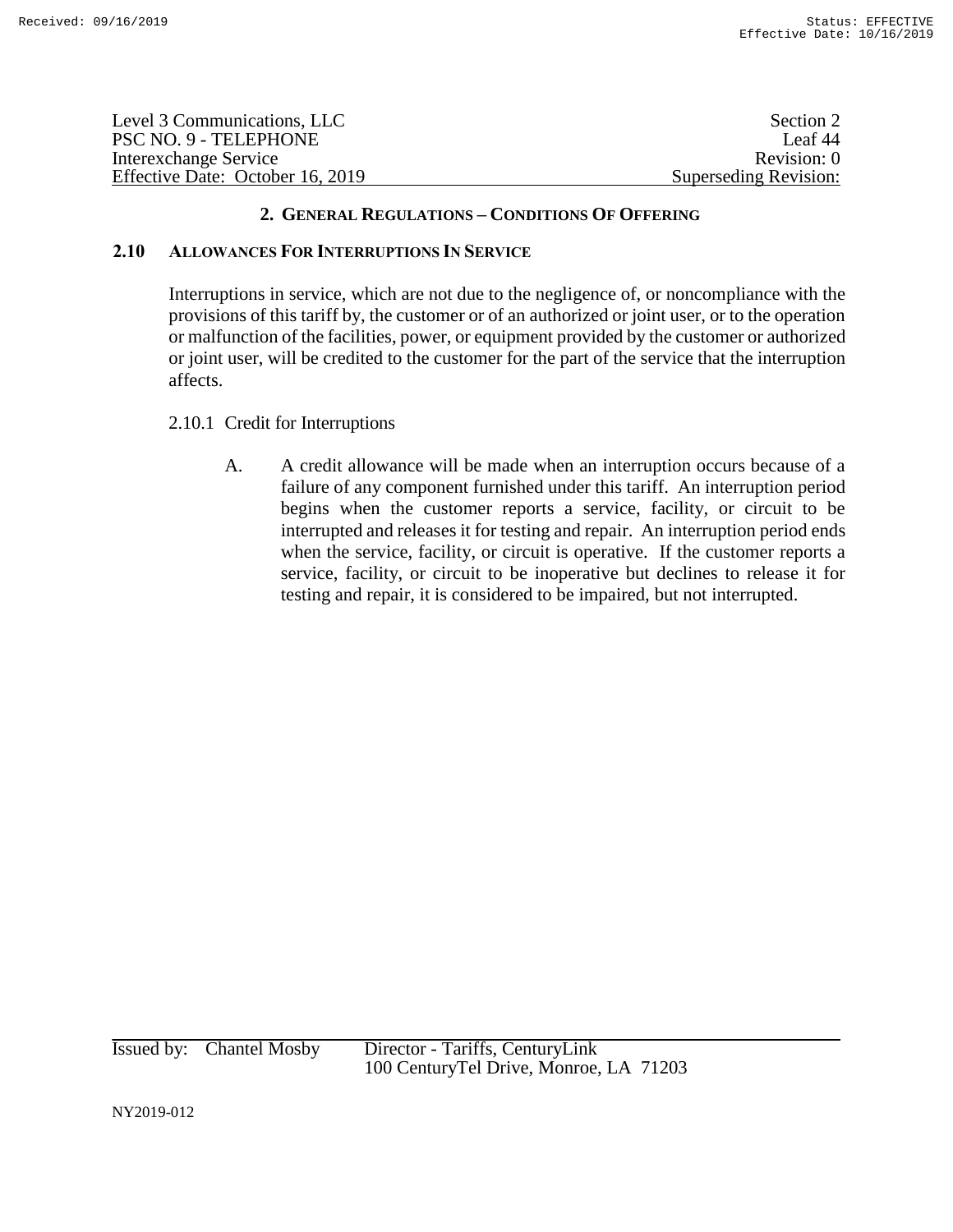## 2. GENERAL REGULATIONS – CONDITIONS OF OFFERING

### 2.10 ALLOWANCES FOR INTERRUPTIONS IN SERVICE

Interruptions in service, which are not due to the negligence of, or noncompliance with the provisions of this tariff by, the customer or of an authorized or joint user, or to the operation or malfunction of the facilities, power, or equipment provided by the customer or authorized or joint user, will be credited to the customer for the part of the service that the interruption affects.

2.10.1 Credit for Interruptions

A. A credit allowance will be made when an interruption occurs because of a failure of any component furnished under this tariff. An interruption period begins when the customer reports a service, facility, or circuit to be interrupted and releases it for testing and repair. An interruption period ends when the service, facility, or circuit is operative. If the customer reports a service, facility, or circuit to be inoperative but declines to release it for testing and repair, it is considered to be impaired, but not interrupted.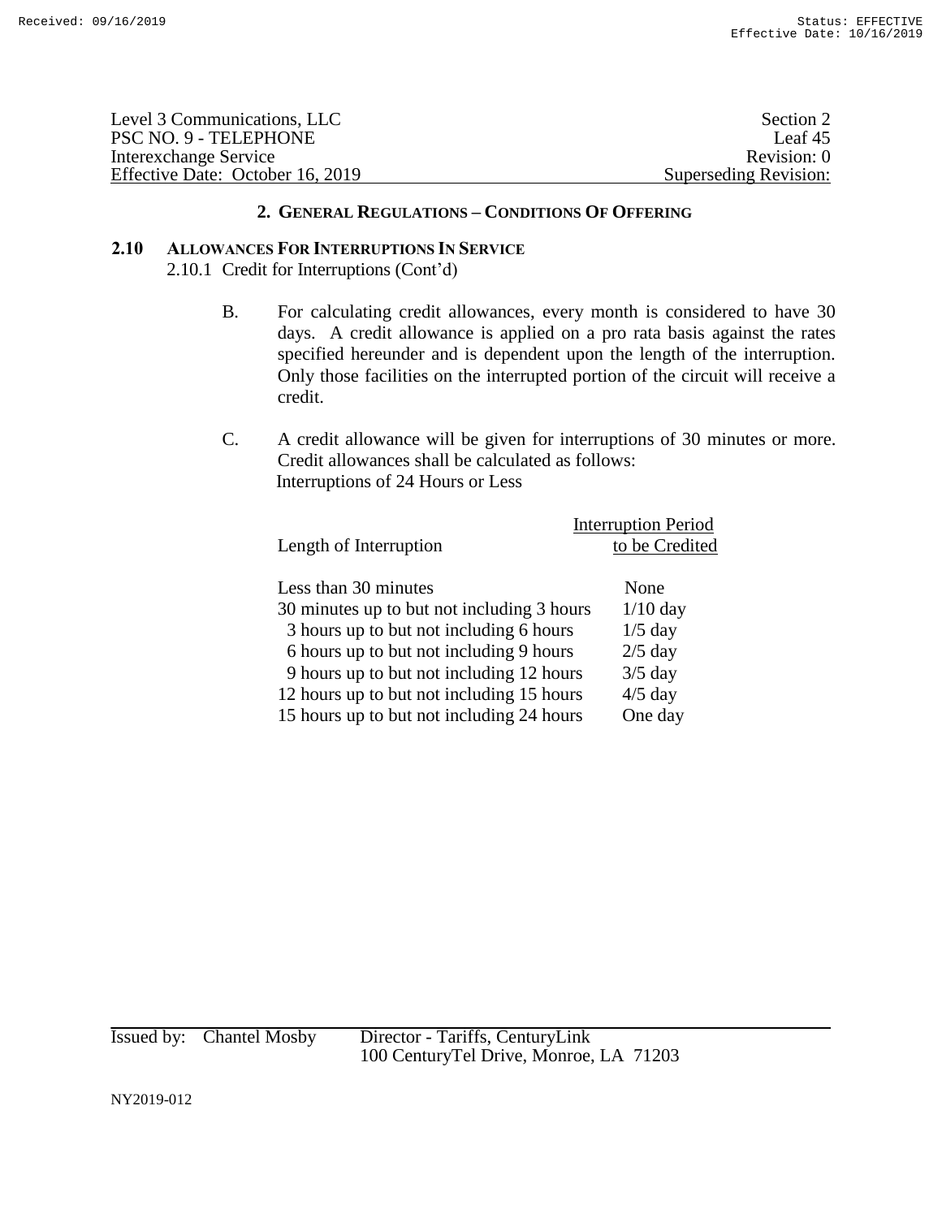## 2. GENERAL REGULATIONS – CONDITIONS OF OFFERING

### 2.10 ALLOWANCES FOR INTERRUPTIONS IN SERVICE

2.10.1 Credit for Interruptions (Cont'd)

B. For calculating credit allowances, every month is considered to have 30 days. A credit allowance is applied on a pro rata basis against the rates specified hereunder and is dependent upon the length of the interruption. Only those facilities on the interrupted portion of the circuit will receive a credit.

C. A credit allowance will be given for interruptions of 30 minutes or more. Credit allowances shall be calculated as follows:

Interruptions of 24 Hours or Less

| Length of Interruption | Interruption Period to be Credited |
|---|---|
| Less than 30 minutes | None |
| 30 minutes up to but not including 3 hours | 1/10 day |
| 3 hours up to but not including 6 hours | 1/5 day |
| 6 hours up to but not including 9 hours | 2/5 day |
| 9 hours up to but not including 12 hours | 3/5 day |
| 12 hours up to but not including 15 hours | 4/5 day |
| 15 hours up to but not including 24 hours | One day |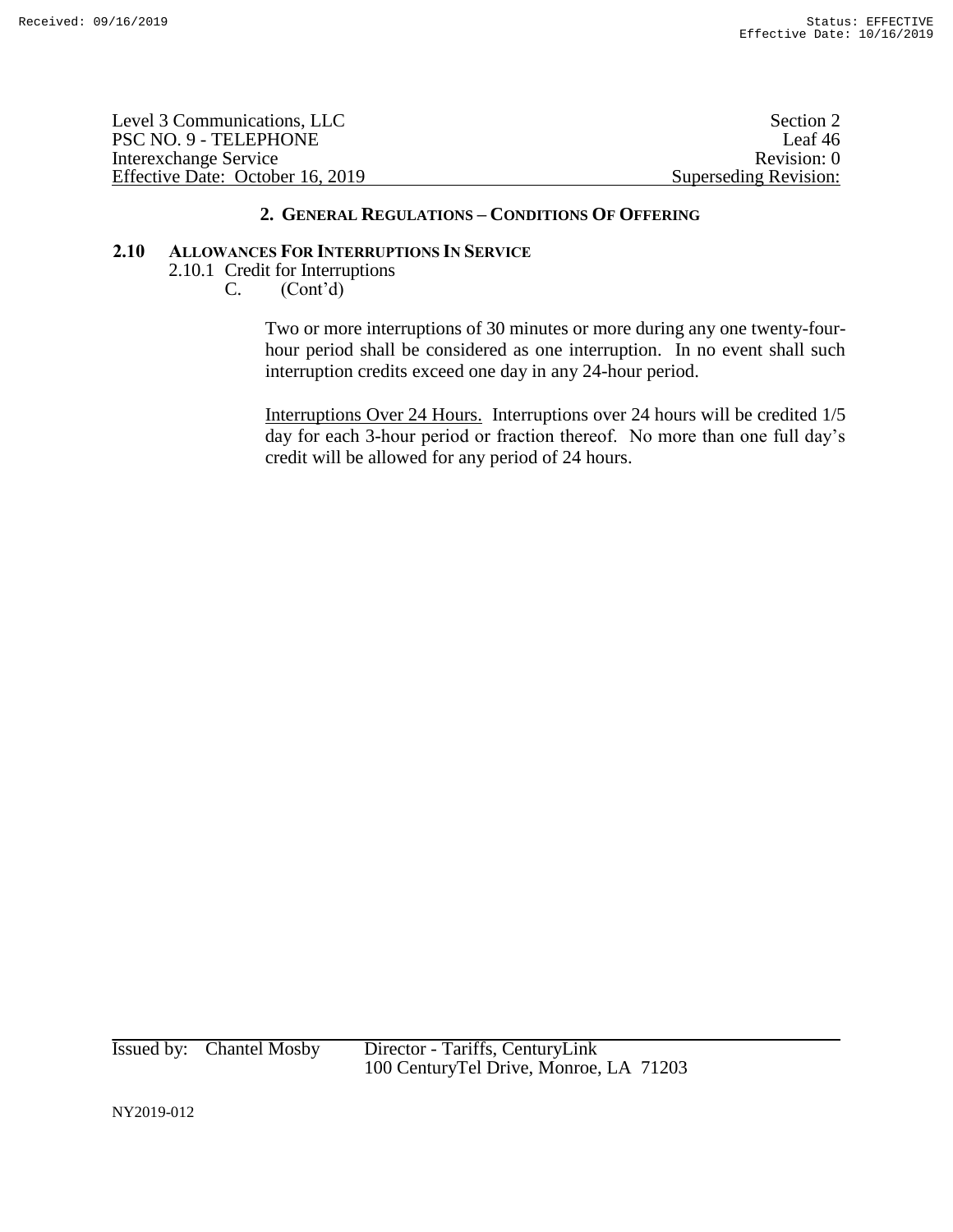## 2. General Regulations – Conditions Of Offering

### 2.10 Allowances For Interruptions In Service

2.10.1 Credit for Interruptions

C. (Cont'd)

Two or more interruptions of 30 minutes or more during any one twenty-four-hour period shall be considered as one interruption. In no event shall such interruption credits exceed one day in any 24-hour period.

Interruptions Over 24 Hours. Interruptions over 24 hours will be credited 1/5 day for each 3-hour period or fraction thereof. No more than one full day's credit will be allowed for any period of 24 hours.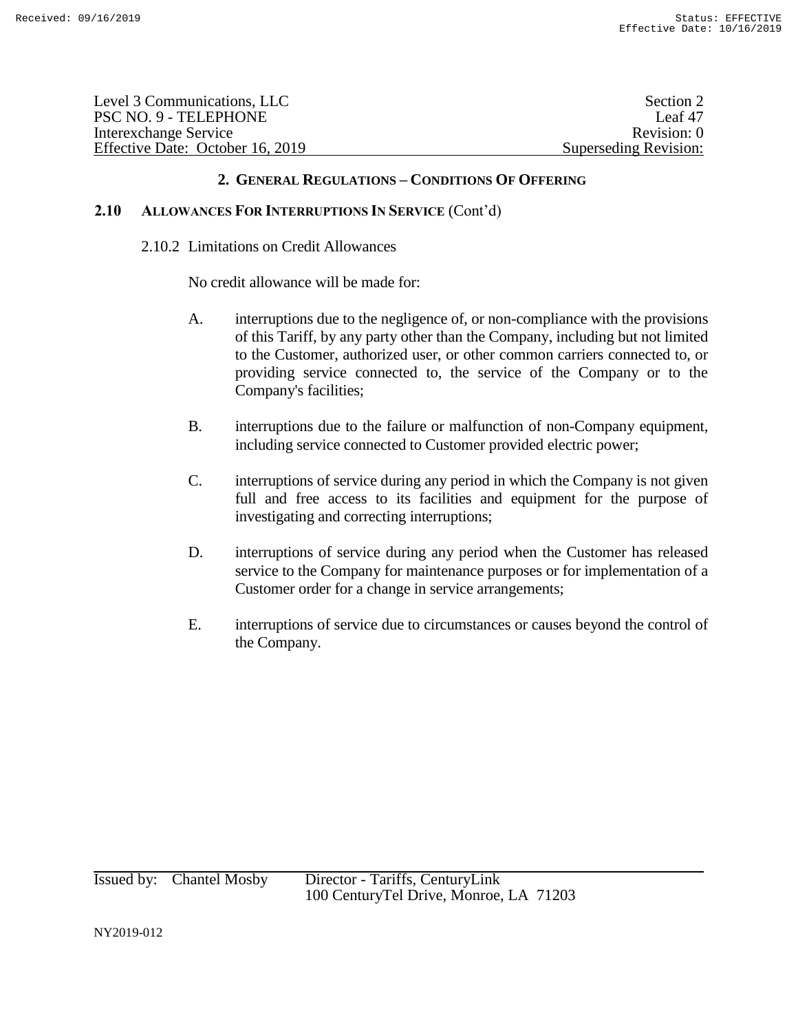## 2. GENERAL REGULATIONS – CONDITIONS OF OFFERING

### 2.10 ALLOWANCES FOR INTERRUPTIONS IN SERVICE (Cont'd)

2.10.2 Limitations on Credit Allowances

No credit allowance will be made for:

A. interruptions due to the negligence of, or non-compliance with the provisions of this Tariff, by any party other than the Company, including but not limited to the Customer, authorized user, or other common carriers connected to, or providing service connected to, the service of the Company or to the Company's facilities;

B. interruptions due to the failure or malfunction of non-Company equipment, including service connected to Customer provided electric power;

C. interruptions of service during any period in which the Company is not given full and free access to its facilities and equipment for the purpose of investigating and correcting interruptions;

D. interruptions of service during any period when the Customer has released service to the Company for maintenance purposes or for implementation of a Customer order for a change in service arrangements;

E. interruptions of service due to circumstances or causes beyond the control of the Company.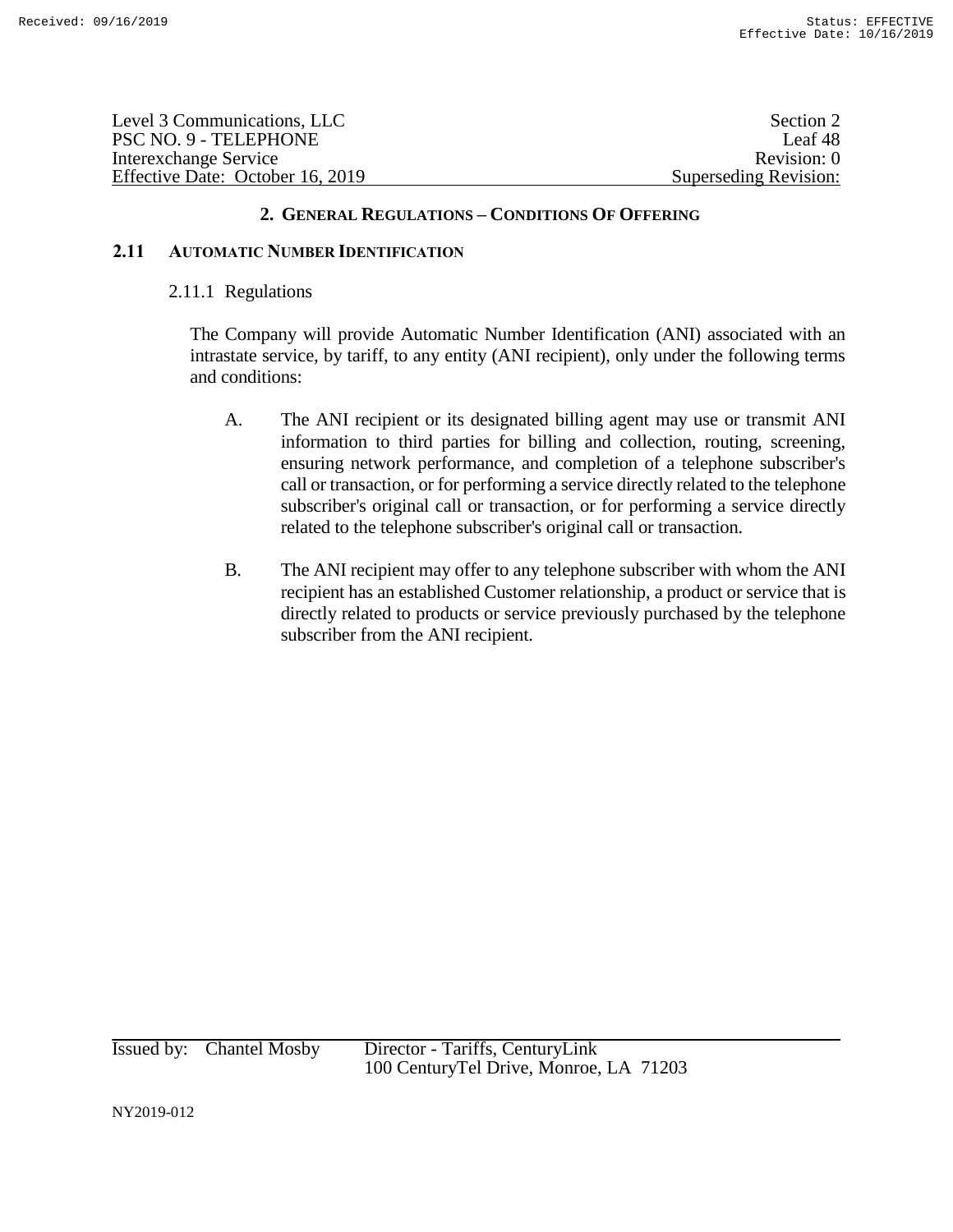## 2. GENERAL REGULATIONS – CONDITIONS OF OFFERING

### 2.11 AUTOMATIC NUMBER IDENTIFICATION

2.11.1 Regulations

The Company will provide Automatic Number Identification (ANI) associated with an intrastate service, by tariff, to any entity (ANI recipient), only under the following terms and conditions:

A. The ANI recipient or its designated billing agent may use or transmit ANI information to third parties for billing and collection, routing, screening, ensuring network performance, and completion of a telephone subscriber's call or transaction, or for performing a service directly related to the telephone subscriber's original call or transaction, or for performing a service directly related to the telephone subscriber's original call or transaction.

B. The ANI recipient may offer to any telephone subscriber with whom the ANI recipient has an established Customer relationship, a product or service that is directly related to products or service previously purchased by the telephone subscriber from the ANI recipient.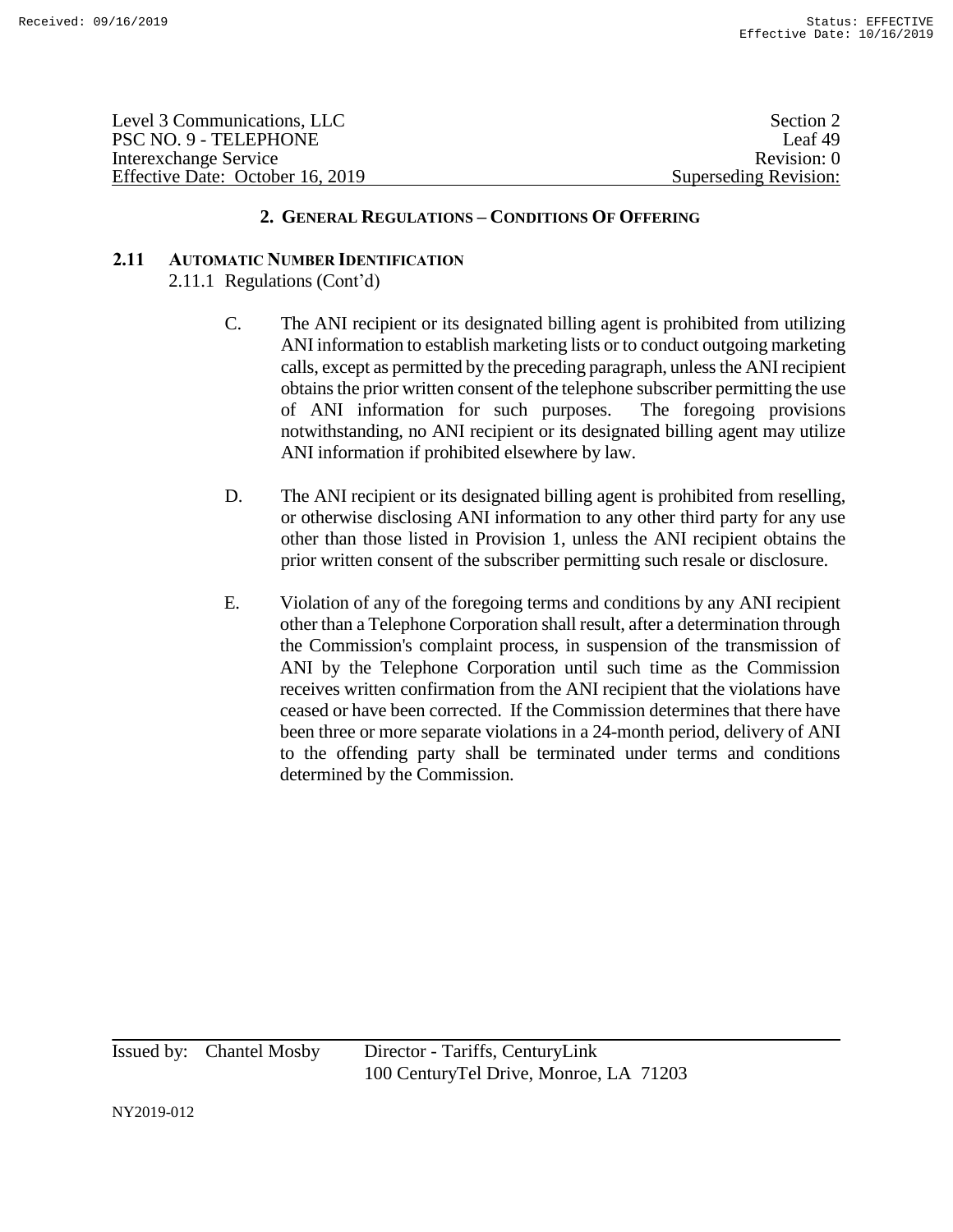## 2. General Regulations – Conditions Of Offering

### 2.11 Automatic Number Identification

2.11.1 Regulations (Cont'd)

C. The ANI recipient or its designated billing agent is prohibited from utilizing ANI information to establish marketing lists or to conduct outgoing marketing calls, except as permitted by the preceding paragraph, unless the ANI recipient obtains the prior written consent of the telephone subscriber permitting the use of ANI information for such purposes. The foregoing provisions notwithstanding, no ANI recipient or its designated billing agent may utilize ANI information if prohibited elsewhere by law.

D. The ANI recipient or its designated billing agent is prohibited from reselling, or otherwise disclosing ANI information to any other third party for any use other than those listed in Provision 1, unless the ANI recipient obtains the prior written consent of the subscriber permitting such resale or disclosure.

E. Violation of any of the foregoing terms and conditions by any ANI recipient other than a Telephone Corporation shall result, after a determination through the Commission's complaint process, in suspension of the transmission of ANI by the Telephone Corporation until such time as the Commission receives written confirmation from the ANI recipient that the violations have ceased or have been corrected. If the Commission determines that there have been three or more separate violations in a 24-month period, delivery of ANI to the offending party shall be terminated under terms and conditions determined by the Commission.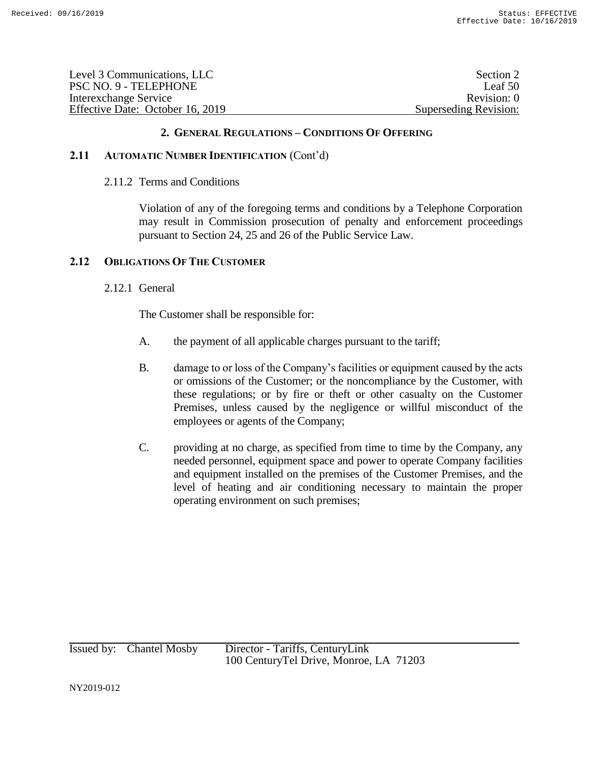## 2. GENERAL REGULATIONS – CONDITIONS OF OFFERING

### 2.11 AUTOMATIC NUMBER IDENTIFICATION (Cont'd)

2.11.2 Terms and Conditions

Violation of any of the foregoing terms and conditions by a Telephone Corporation may result in Commission prosecution of penalty and enforcement proceedings pursuant to Section 24, 25 and 26 of the Public Service Law.

### 2.12 OBLIGATIONS OF THE CUSTOMER

2.12.1 General

The Customer shall be responsible for:

A. the payment of all applicable charges pursuant to the tariff;

B. damage to or loss of the Company's facilities or equipment caused by the acts or omissions of the Customer; or the noncompliance by the Customer, with these regulations; or by fire or theft or other casualty on the Customer Premises, unless caused by the negligence or willful misconduct of the employees or agents of the Company;

C. providing at no charge, as specified from time to time by the Company, any needed personnel, equipment space and power to operate Company facilities and equipment installed on the premises of the Customer Premises, and the level of heating and air conditioning necessary to maintain the proper operating environment on such premises;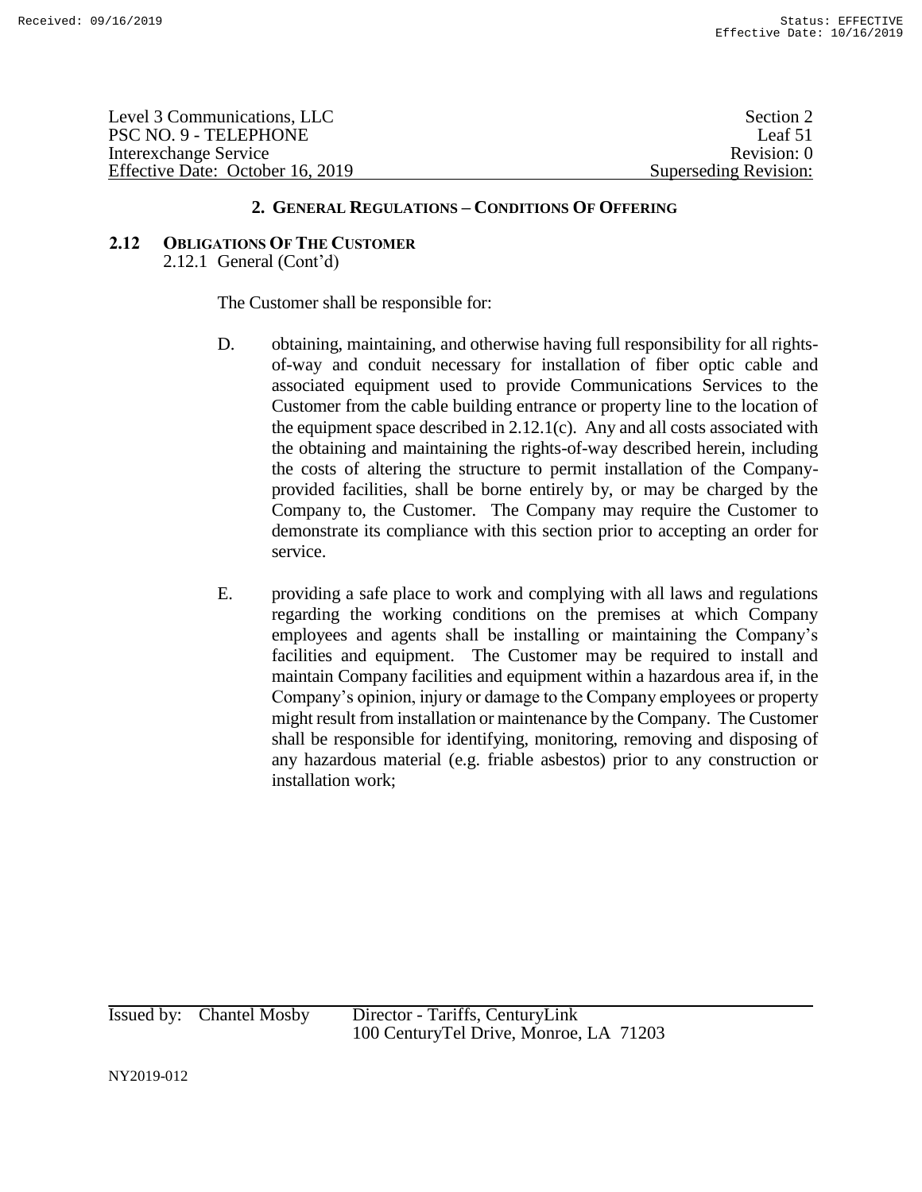## 2. General Regulations – Conditions Of Offering

### 2.12 Obligations Of The Customer

2.12.1 General (Cont'd)

The Customer shall be responsible for:

D. obtaining, maintaining, and otherwise having full responsibility for all rights-of-way and conduit necessary for installation of fiber optic cable and associated equipment used to provide Communications Services to the Customer from the cable building entrance or property line to the location of the equipment space described in 2.12.1(c). Any and all costs associated with the obtaining and maintaining the rights-of-way described herein, including the costs of altering the structure to permit installation of the Company-provided facilities, shall be borne entirely by, or may be charged by the Company to, the Customer. The Company may require the Customer to demonstrate its compliance with this section prior to accepting an order for service.

E. providing a safe place to work and complying with all laws and regulations regarding the working conditions on the premises at which Company employees and agents shall be installing or maintaining the Company's facilities and equipment. The Customer may be required to install and maintain Company facilities and equipment within a hazardous area if, in the Company's opinion, injury or damage to the Company employees or property might result from installation or maintenance by the Company. The Customer shall be responsible for identifying, monitoring, removing and disposing of any hazardous material (e.g. friable asbestos) prior to any construction or installation work;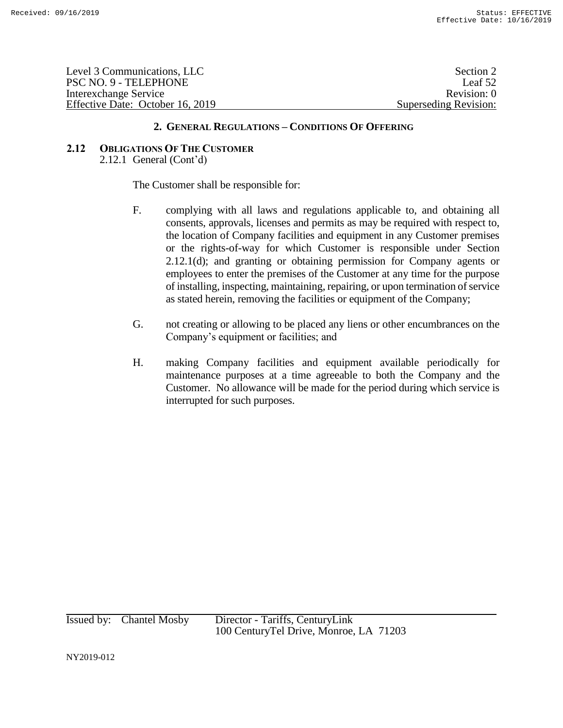## 2. GENERAL REGULATIONS – CONDITIONS OF OFFERING

### 2.12 OBLIGATIONS OF THE CUSTOMER

2.12.1 General (Cont'd)

The Customer shall be responsible for:

F. complying with all laws and regulations applicable to, and obtaining all consents, approvals, licenses and permits as may be required with respect to, the location of Company facilities and equipment in any Customer premises or the rights-of-way for which Customer is responsible under Section 2.12.1(d); and granting or obtaining permission for Company agents or employees to enter the premises of the Customer at any time for the purpose of installing, inspecting, maintaining, repairing, or upon termination of service as stated herein, removing the facilities or equipment of the Company;

G. not creating or allowing to be placed any liens or other encumbrances on the Company's equipment or facilities; and

H. making Company facilities and equipment available periodically for maintenance purposes at a time agreeable to both the Company and the Customer. No allowance will be made for the period during which service is interrupted for such purposes.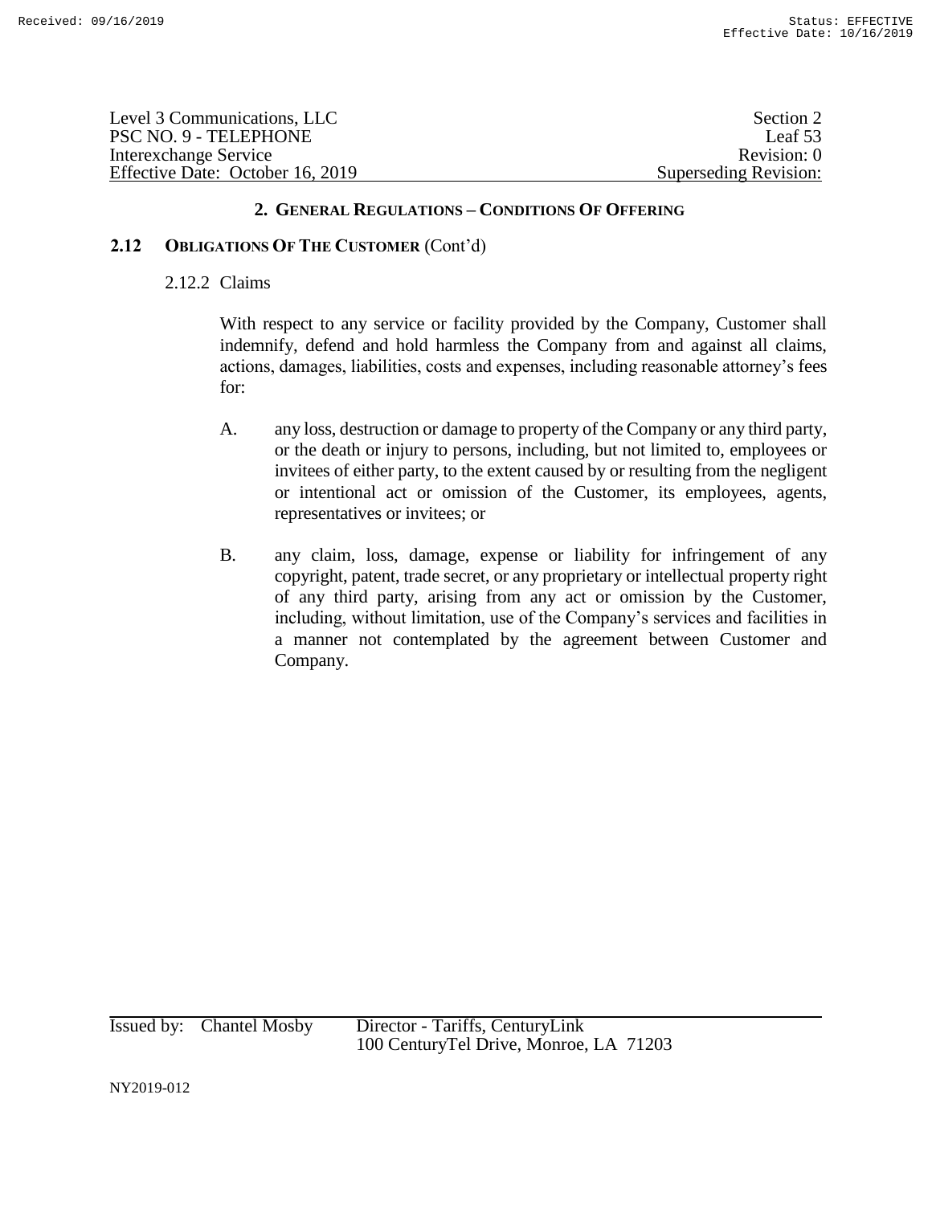## 2. GENERAL REGULATIONS – CONDITIONS OF OFFERING

### 2.12 OBLIGATIONS OF THE CUSTOMER (Cont'd)

2.12.2 Claims

With respect to any service or facility provided by the Company, Customer shall indemnify, defend and hold harmless the Company from and against all claims, actions, damages, liabilities, costs and expenses, including reasonable attorney's fees for:

A. any loss, destruction or damage to property of the Company or any third party, or the death or injury to persons, including, but not limited to, employees or invitees of either party, to the extent caused by or resulting from the negligent or intentional act or omission of the Customer, its employees, agents, representatives or invitees; or

B. any claim, loss, damage, expense or liability for infringement of any copyright, patent, trade secret, or any proprietary or intellectual property right of any third party, arising from any act or omission by the Customer, including, without limitation, use of the Company's services and facilities in a manner not contemplated by the agreement between Customer and Company.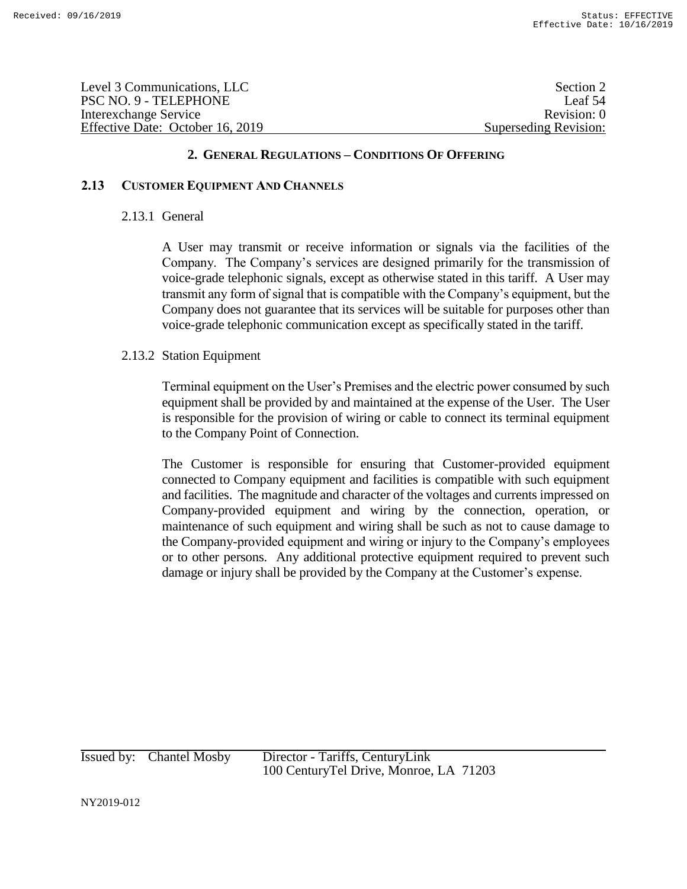## 2. General Regulations – Conditions Of Offering

### 2.13 Customer Equipment And Channels

2.13.1 General

A User may transmit or receive information or signals via the facilities of the Company. The Company's services are designed primarily for the transmission of voice-grade telephonic signals, except as otherwise stated in this tariff. A User may transmit any form of signal that is compatible with the Company's equipment, but the Company does not guarantee that its services will be suitable for purposes other than voice-grade telephonic communication except as specifically stated in the tariff.

2.13.2 Station Equipment

Terminal equipment on the User's Premises and the electric power consumed by such equipment shall be provided by and maintained at the expense of the User. The User is responsible for the provision of wiring or cable to connect its terminal equipment to the Company Point of Connection.

The Customer is responsible for ensuring that Customer-provided equipment connected to Company equipment and facilities is compatible with such equipment and facilities. The magnitude and character of the voltages and currents impressed on Company-provided equipment and wiring by the connection, operation, or maintenance of such equipment and wiring shall be such as not to cause damage to the Company-provided equipment and wiring or injury to the Company's employees or to other persons. Any additional protective equipment required to prevent such damage or injury shall be provided by the Company at the Customer's expense.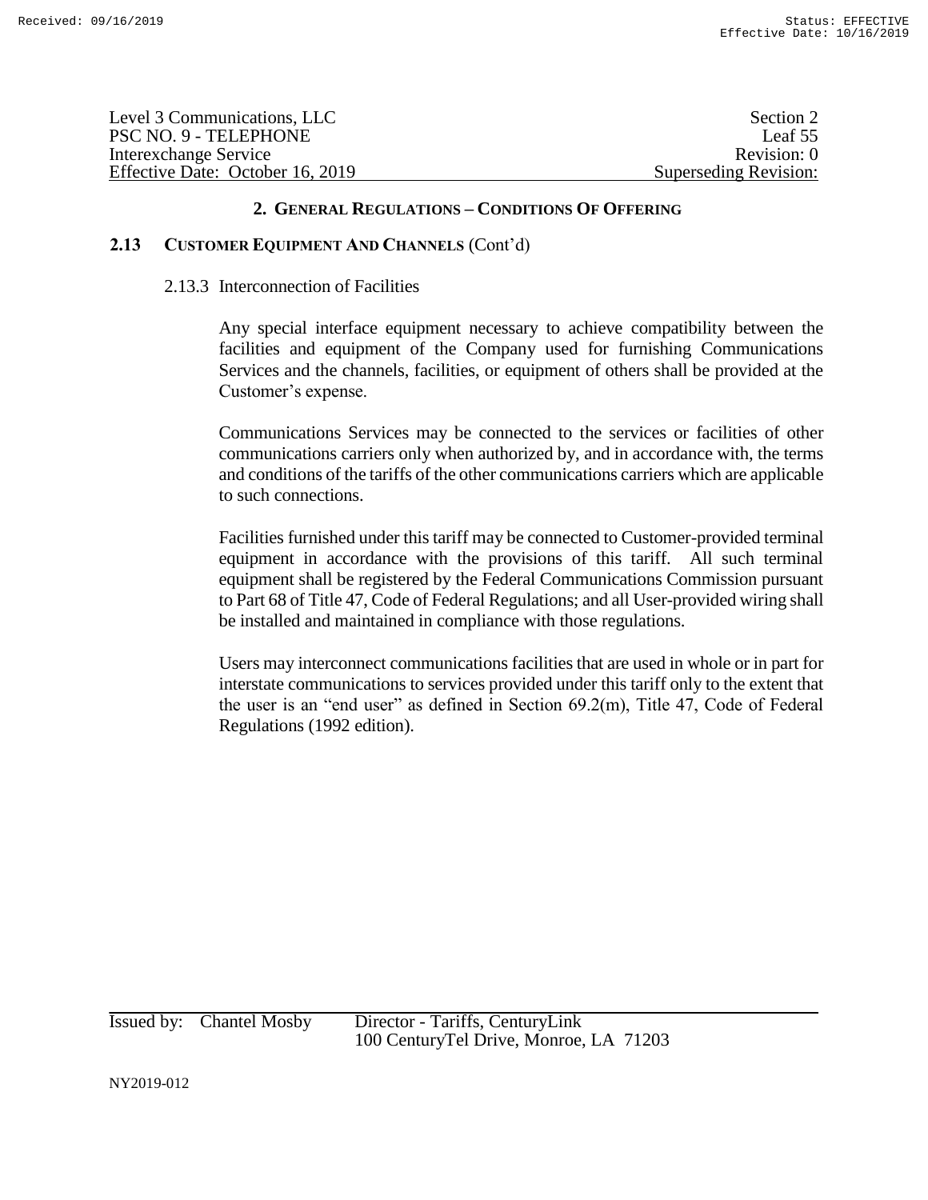## 2. General Regulations – Conditions Of Offering

### 2.13 Customer Equipment And Channels (Cont'd)

#### 2.13.3 Interconnection of Facilities

Any special interface equipment necessary to achieve compatibility between the facilities and equipment of the Company used for furnishing Communications Services and the channels, facilities, or equipment of others shall be provided at the Customer's expense.

Communications Services may be connected to the services or facilities of other communications carriers only when authorized by, and in accordance with, the terms and conditions of the tariffs of the other communications carriers which are applicable to such connections.

Facilities furnished under this tariff may be connected to Customer-provided terminal equipment in accordance with the provisions of this tariff. All such terminal equipment shall be registered by the Federal Communications Commission pursuant to Part 68 of Title 47, Code of Federal Regulations; and all User-provided wiring shall be installed and maintained in compliance with those regulations.

Users may interconnect communications facilities that are used in whole or in part for interstate communications to services provided under this tariff only to the extent that the user is an "end user" as defined in Section 69.2(m), Title 47, Code of Federal Regulations (1992 edition).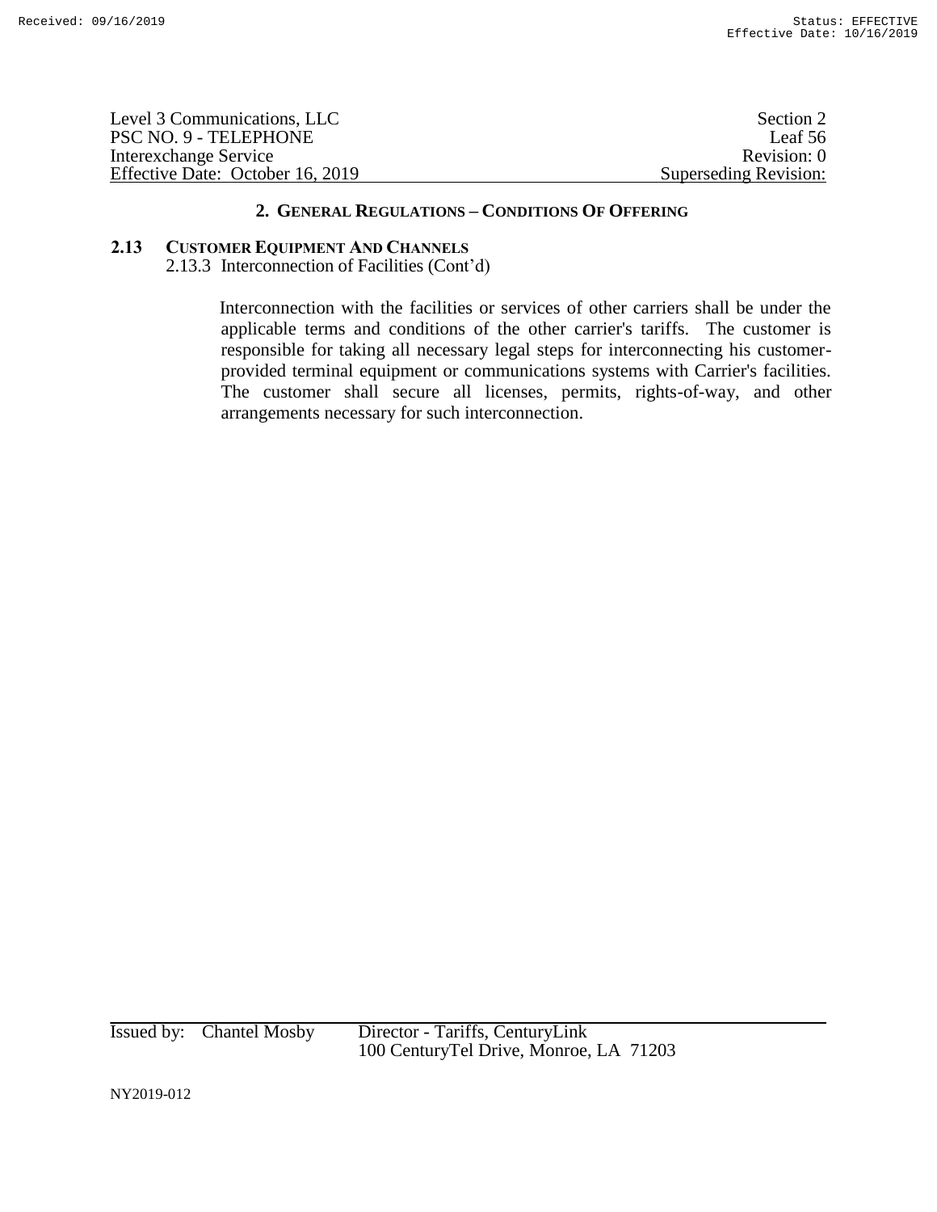## 2. General Regulations – Conditions Of Offering

### 2.13 Customer Equipment And Channels

2.13.3 Interconnection of Facilities (Cont'd)

Interconnection with the facilities or services of other carriers shall be under the applicable terms and conditions of the other carrier's tariffs. The customer is responsible for taking all necessary legal steps for interconnecting his customer-provided terminal equipment or communications systems with Carrier's facilities. The customer shall secure all licenses, permits, rights-of-way, and other arrangements necessary for such interconnection.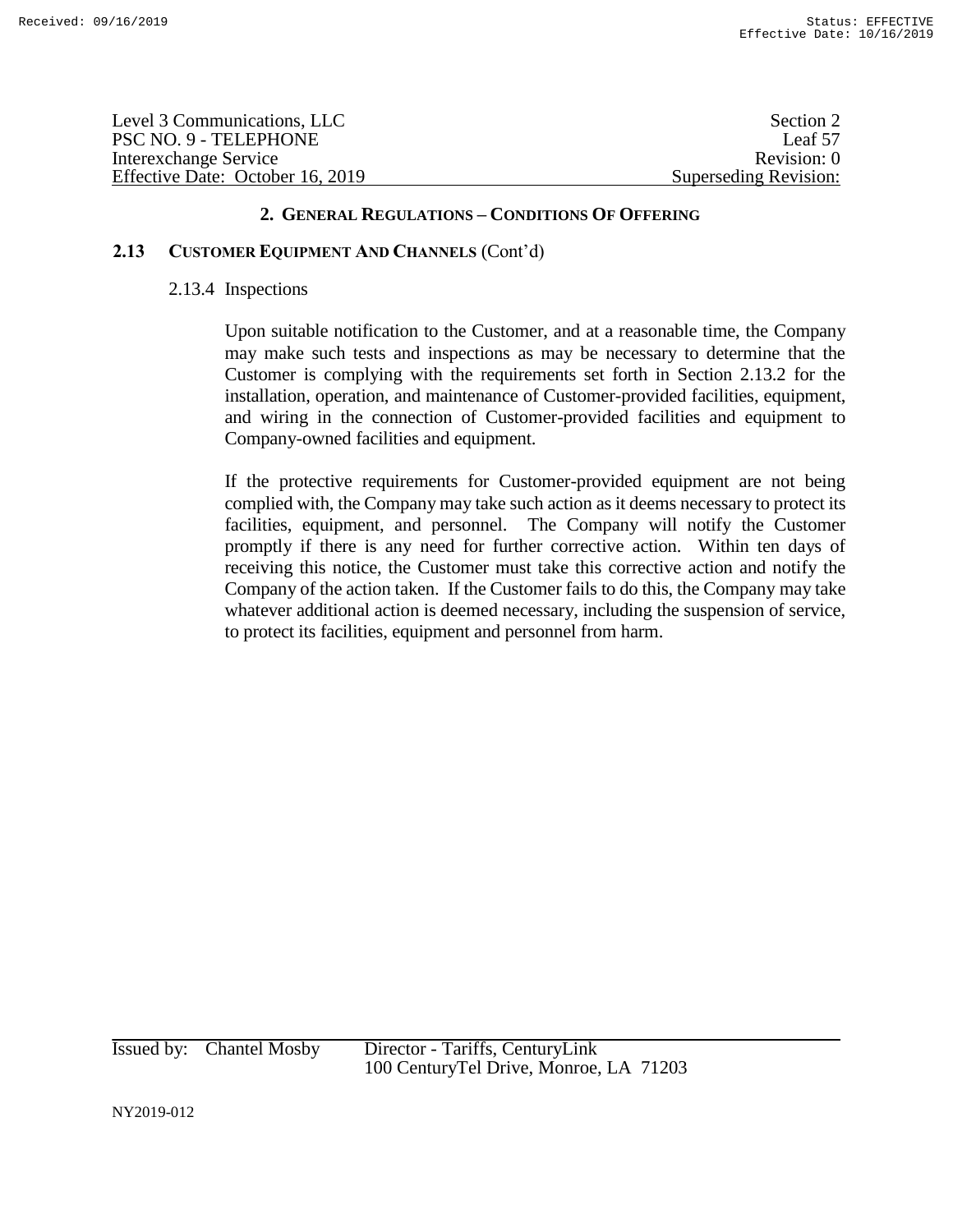## 2. General Regulations – Conditions Of Offering

### 2.13 Customer Equipment And Channels (Cont'd)

2.13.4 Inspections

Upon suitable notification to the Customer, and at a reasonable time, the Company may make such tests and inspections as may be necessary to determine that the Customer is complying with the requirements set forth in Section 2.13.2 for the installation, operation, and maintenance of Customer-provided facilities, equipment, and wiring in the connection of Customer-provided facilities and equipment to Company-owned facilities and equipment.

If the protective requirements for Customer-provided equipment are not being complied with, the Company may take such action as it deems necessary to protect its facilities, equipment, and personnel. The Company will notify the Customer promptly if there is any need for further corrective action. Within ten days of receiving this notice, the Customer must take this corrective action and notify the Company of the action taken. If the Customer fails to do this, the Company may take whatever additional action is deemed necessary, including the suspension of service, to protect its facilities, equipment and personnel from harm.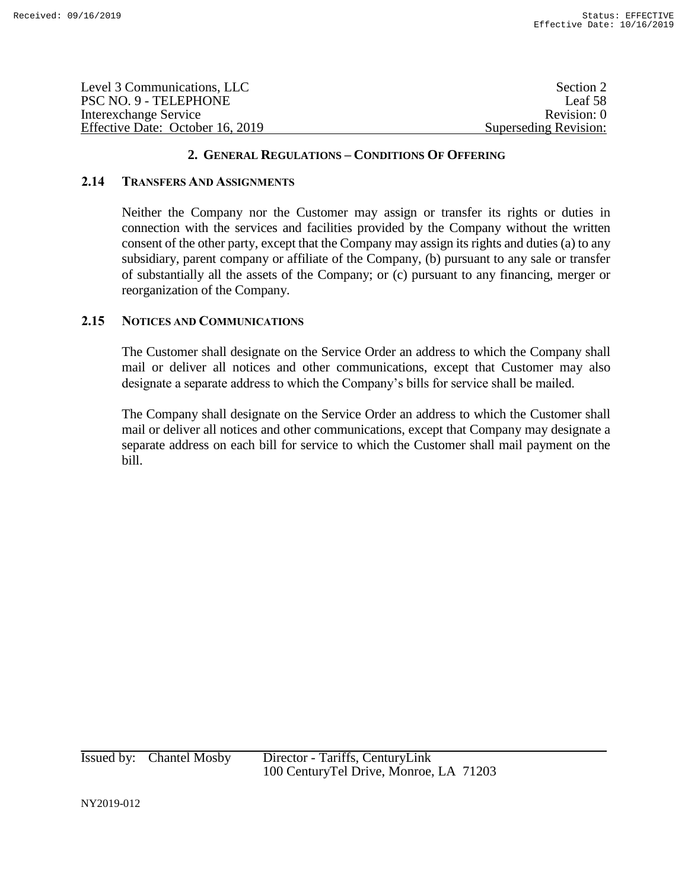## 2. General Regulations – Conditions Of Offering

### 2.14 Transfers And Assignments

Neither the Company nor the Customer may assign or transfer its rights or duties in connection with the services and facilities provided by the Company without the written consent of the other party, except that the Company may assign its rights and duties (a) to any subsidiary, parent company or affiliate of the Company, (b) pursuant to any sale or transfer of substantially all the assets of the Company; or (c) pursuant to any financing, merger or reorganization of the Company.

### 2.15 Notices and Communications

The Customer shall designate on the Service Order an address to which the Company shall mail or deliver all notices and other communications, except that Customer may also designate a separate address to which the Company's bills for service shall be mailed.

The Company shall designate on the Service Order an address to which the Customer shall mail or deliver all notices and other communications, except that Company may designate a separate address on each bill for service to which the Customer shall mail payment on the bill.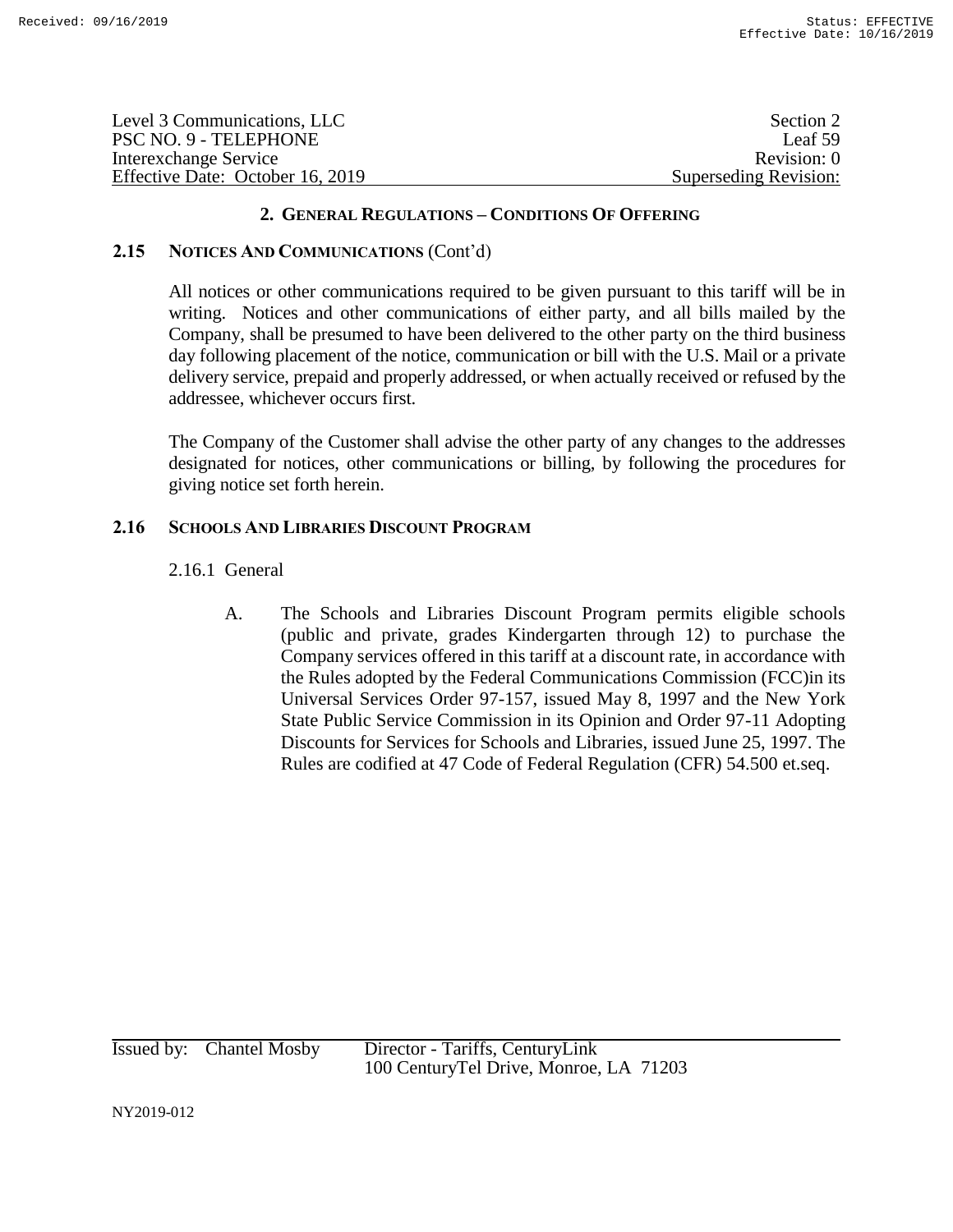## 2. GENERAL REGULATIONS – CONDITIONS OF OFFERING

### 2.15 NOTICES AND COMMUNICATIONS (Cont'd)

All notices or other communications required to be given pursuant to this tariff will be in writing. Notices and other communications of either party, and all bills mailed by the Company, shall be presumed to have been delivered to the other party on the third business day following placement of the notice, communication or bill with the U.S. Mail or a private delivery service, prepaid and properly addressed, or when actually received or refused by the addressee, whichever occurs first.

The Company of the Customer shall advise the other party of any changes to the addresses designated for notices, other communications or billing, by following the procedures for giving notice set forth herein.

### 2.16 SCHOOLS AND LIBRARIES DISCOUNT PROGRAM

2.16.1 General

A. The Schools and Libraries Discount Program permits eligible schools (public and private, grades Kindergarten through 12) to purchase the Company services offered in this tariff at a discount rate, in accordance with the Rules adopted by the Federal Communications Commission (FCC)in its Universal Services Order 97-157, issued May 8, 1997 and the New York State Public Service Commission in its Opinion and Order 97-11 Adopting Discounts for Services for Schools and Libraries, issued June 25, 1997. The Rules are codified at 47 Code of Federal Regulation (CFR) 54.500 et.seq.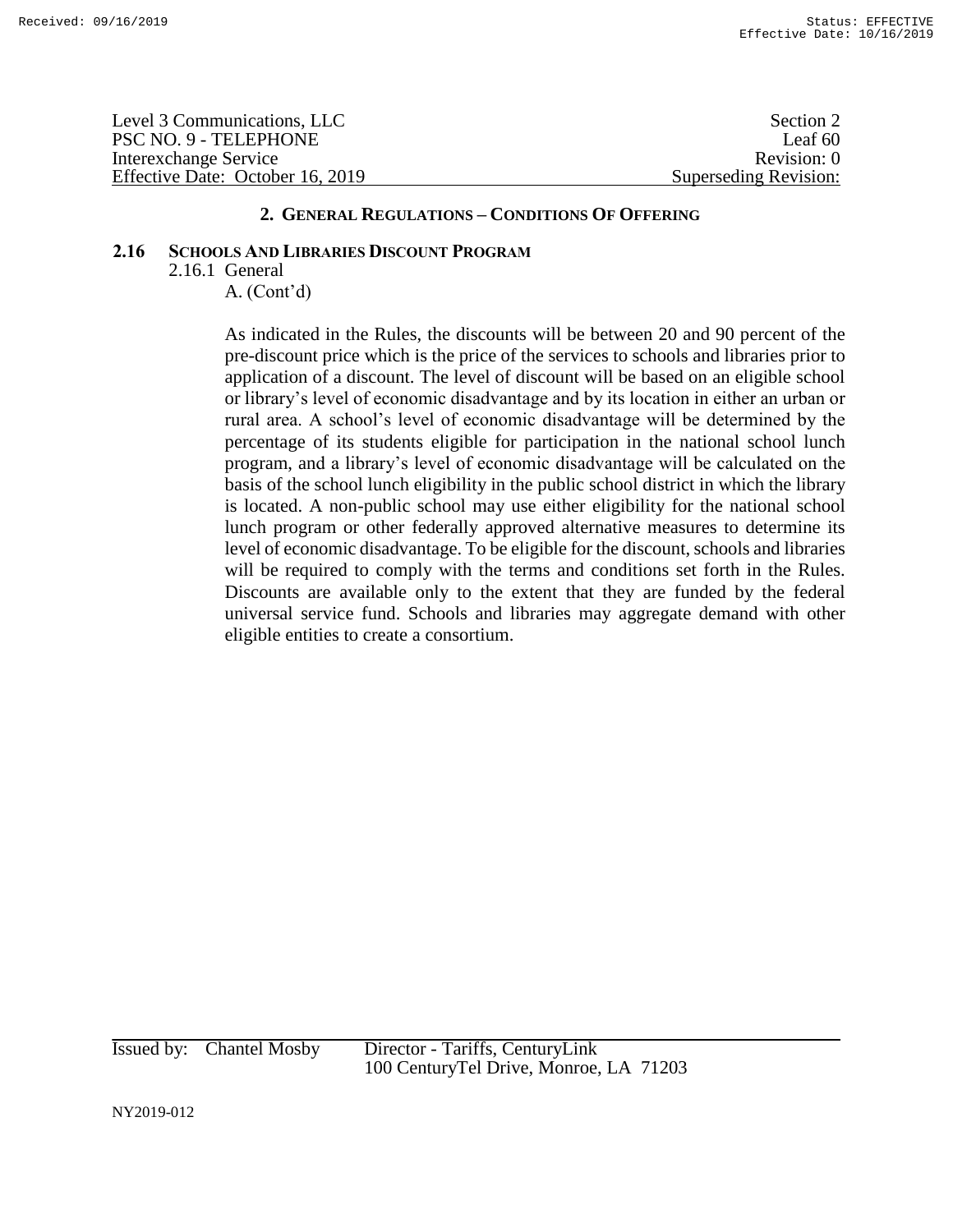## 2. GENERAL REGULATIONS – CONDITIONS OF OFFERING

### 2.16 SCHOOLS AND LIBRARIES DISCOUNT PROGRAM

2.16.1 General

A. (Cont'd)

As indicated in the Rules, the discounts will be between 20 and 90 percent of the pre-discount price which is the price of the services to schools and libraries prior to application of a discount. The level of discount will be based on an eligible school or library's level of economic disadvantage and by its location in either an urban or rural area. A school's level of economic disadvantage will be determined by the percentage of its students eligible for participation in the national school lunch program, and a library's level of economic disadvantage will be calculated on the basis of the school lunch eligibility in the public school district in which the library is located. A non-public school may use either eligibility for the national school lunch program or other federally approved alternative measures to determine its level of economic disadvantage. To be eligible for the discount, schools and libraries will be required to comply with the terms and conditions set forth in the Rules. Discounts are available only to the extent that they are funded by the federal universal service fund. Schools and libraries may aggregate demand with other eligible entities to create a consortium.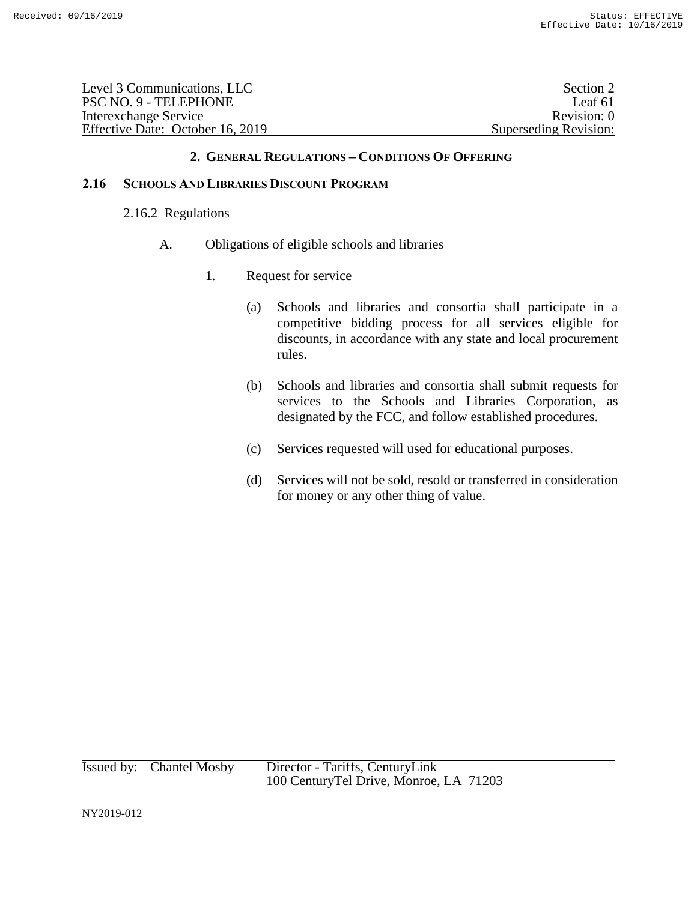## 2. General Regulations – Conditions Of Offering

### 2.16 Schools And Libraries Discount Program

2.16.2 Regulations

A. Obligations of eligible schools and libraries

1. Request for service

(a) Schools and libraries and consortia shall participate in a competitive bidding process for all services eligible for discounts, in accordance with any state and local procurement rules.

(b) Schools and libraries and consortia shall submit requests for services to the Schools and Libraries Corporation, as designated by the FCC, and follow established procedures.

(c) Services requested will used for educational purposes.

(d) Services will not be sold, resold or transferred in consideration for money or any other thing of value.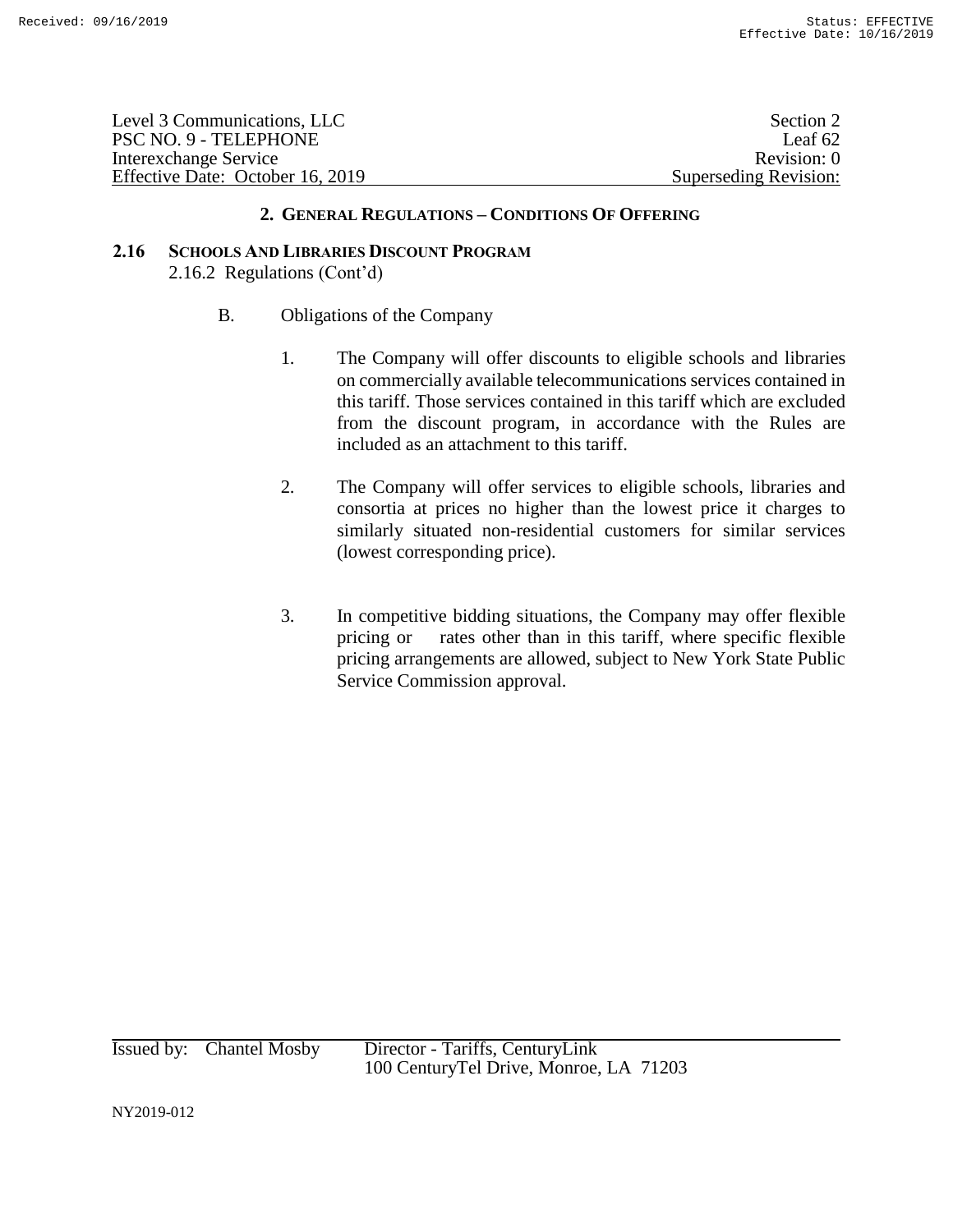## 2. GENERAL REGULATIONS – CONDITIONS OF OFFERING

### 2.16 SCHOOLS AND LIBRARIES DISCOUNT PROGRAM

2.16.2 Regulations (Cont'd)

B. Obligations of the Company

1. The Company will offer discounts to eligible schools and libraries on commercially available telecommunications services contained in this tariff. Those services contained in this tariff which are excluded from the discount program, in accordance with the Rules are included as an attachment to this tariff.

2. The Company will offer services to eligible schools, libraries and consortia at prices no higher than the lowest price it charges to similarly situated non-residential customers for similar services (lowest corresponding price).

3. In competitive bidding situations, the Company may offer flexible pricing or rates other than in this tariff, where specific flexible pricing arrangements are allowed, subject to New York State Public Service Commission approval.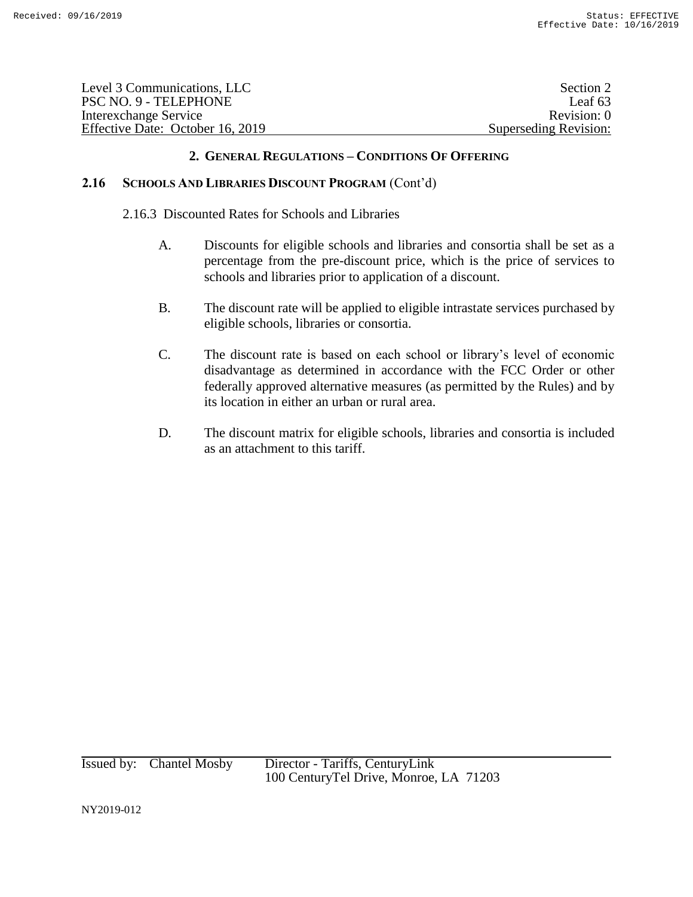## 2. General Regulations – Conditions Of Offering

### 2.16 Schools And Libraries Discount Program (Cont'd)

2.16.3 Discounted Rates for Schools and Libraries

A. Discounts for eligible schools and libraries and consortia shall be set as a percentage from the pre-discount price, which is the price of services to schools and libraries prior to application of a discount.

B. The discount rate will be applied to eligible intrastate services purchased by eligible schools, libraries or consortia.

C. The discount rate is based on each school or library's level of economic disadvantage as determined in accordance with the FCC Order or other federally approved alternative measures (as permitted by the Rules) and by its location in either an urban or rural area.

D. The discount matrix for eligible schools, libraries and consortia is included as an attachment to this tariff.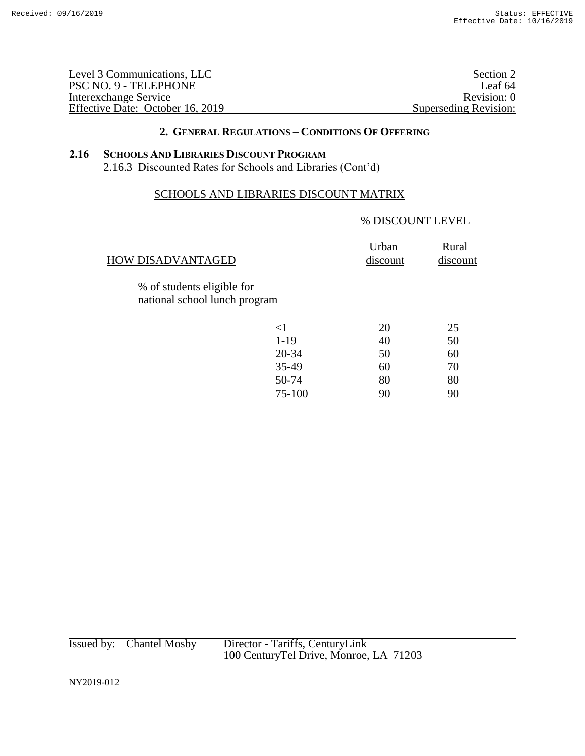Level 3 Communications, LLC
PSC NO. 9 - TELEPHONE
Interexchange Service
Effective Date: October 16, 2019

Section 2
Leaf 64
Revision: 0
Superseding Revision:

## 2. GENERAL REGULATIONS – CONDITIONS OF OFFERING

### 2.16 SCHOOLS AND LIBRARIES DISCOUNT PROGRAM

2.16.3 Discounted Rates for Schools and Libraries (Cont'd)

SCHOOLS AND LIBRARIES DISCOUNT MATRIX

| HOW DISADVANTAGED | % DISCOUNT LEVEL | |
|---|---|---|
| | Urban discount | Rural discount |
| % of students eligible for national school lunch program | | |
| <1 | 20 | 25 |
| 1-19 | 40 | 50 |
| 20-34 | 50 | 60 |
| 35-49 | 60 | 70 |
| 50-74 | 80 | 80 |
| 75-100 | 90 | 90 |

Issued by: Chantel Mosby Director - Tariffs, CenturyLink
100 CenturyTel Drive, Monroe, LA 71203

NY2019-012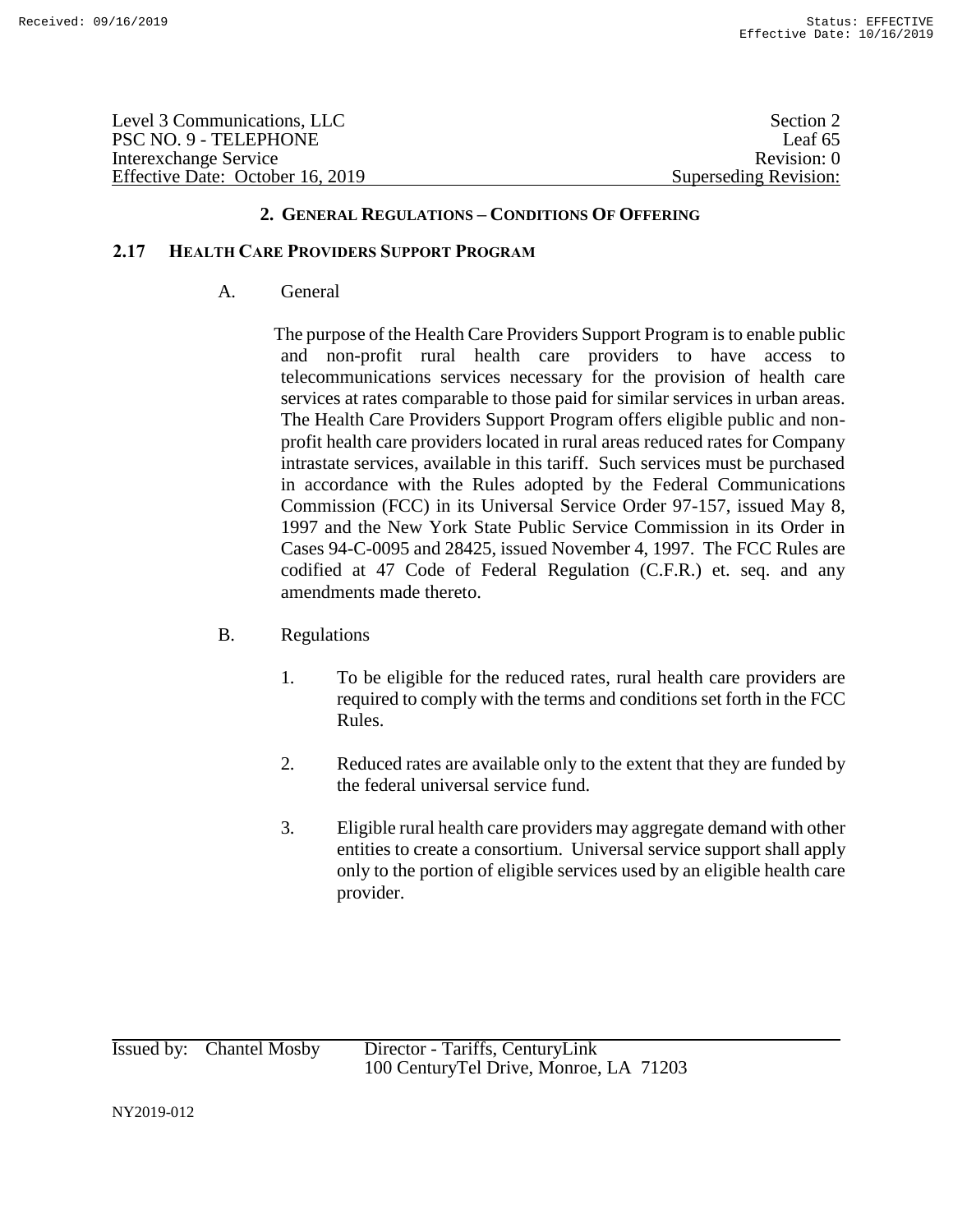## 2. GENERAL REGULATIONS – CONDITIONS OF OFFERING

### 2.17 HEALTH CARE PROVIDERS SUPPORT PROGRAM

A. General

The purpose of the Health Care Providers Support Program is to enable public and non-profit rural health care providers to have access to telecommunications services necessary for the provision of health care services at rates comparable to those paid for similar services in urban areas. The Health Care Providers Support Program offers eligible public and non-profit health care providers located in rural areas reduced rates for Company intrastate services, available in this tariff. Such services must be purchased in accordance with the Rules adopted by the Federal Communications Commission (FCC) in its Universal Service Order 97-157, issued May 8, 1997 and the New York State Public Service Commission in its Order in Cases 94-C-0095 and 28425, issued November 4, 1997. The FCC Rules are codified at 47 Code of Federal Regulation (C.F.R.) et. seq. and any amendments made thereto.

B. Regulations

1. To be eligible for the reduced rates, rural health care providers are required to comply with the terms and conditions set forth in the FCC Rules.

2. Reduced rates are available only to the extent that they are funded by the federal universal service fund.

3. Eligible rural health care providers may aggregate demand with other entities to create a consortium. Universal service support shall apply only to the portion of eligible services used by an eligible health care provider.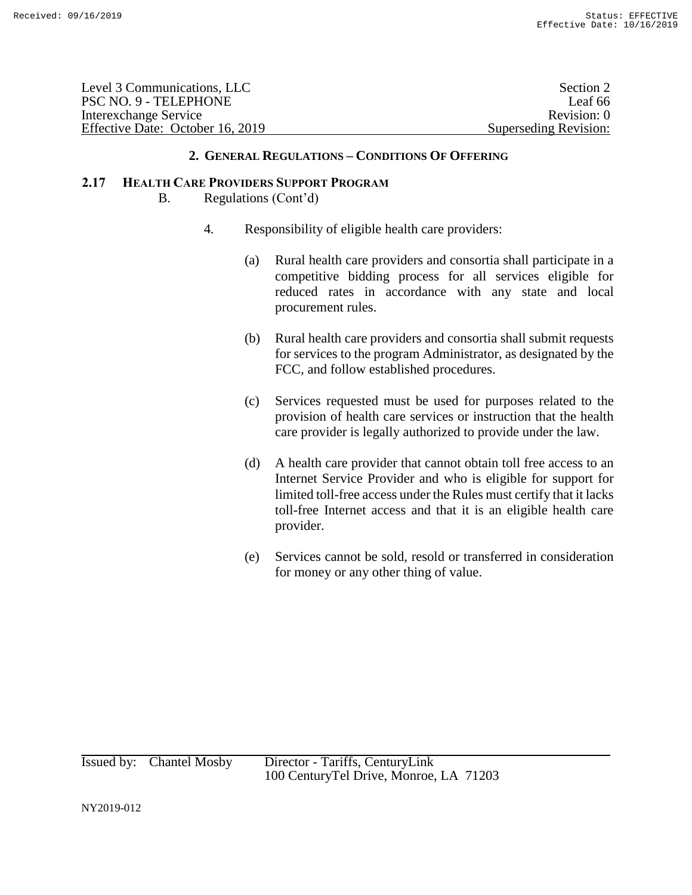## 2. General Regulations – Conditions Of Offering

### 2.17 Health Care Providers Support Program

B. Regulations (Cont'd)

4. Responsibility of eligible health care providers:

   (a) Rural health care providers and consortia shall participate in a competitive bidding process for all services eligible for reduced rates in accordance with any state and local procurement rules.

   (b) Rural health care providers and consortia shall submit requests for services to the program Administrator, as designated by the FCC, and follow established procedures.

   (c) Services requested must be used for purposes related to the provision of health care services or instruction that the health care provider is legally authorized to provide under the law.

   (d) A health care provider that cannot obtain toll free access to an Internet Service Provider and who is eligible for support for limited toll-free access under the Rules must certify that it lacks toll-free Internet access and that it is an eligible health care provider.

   (e) Services cannot be sold, resold or transferred in consideration for money or any other thing of value.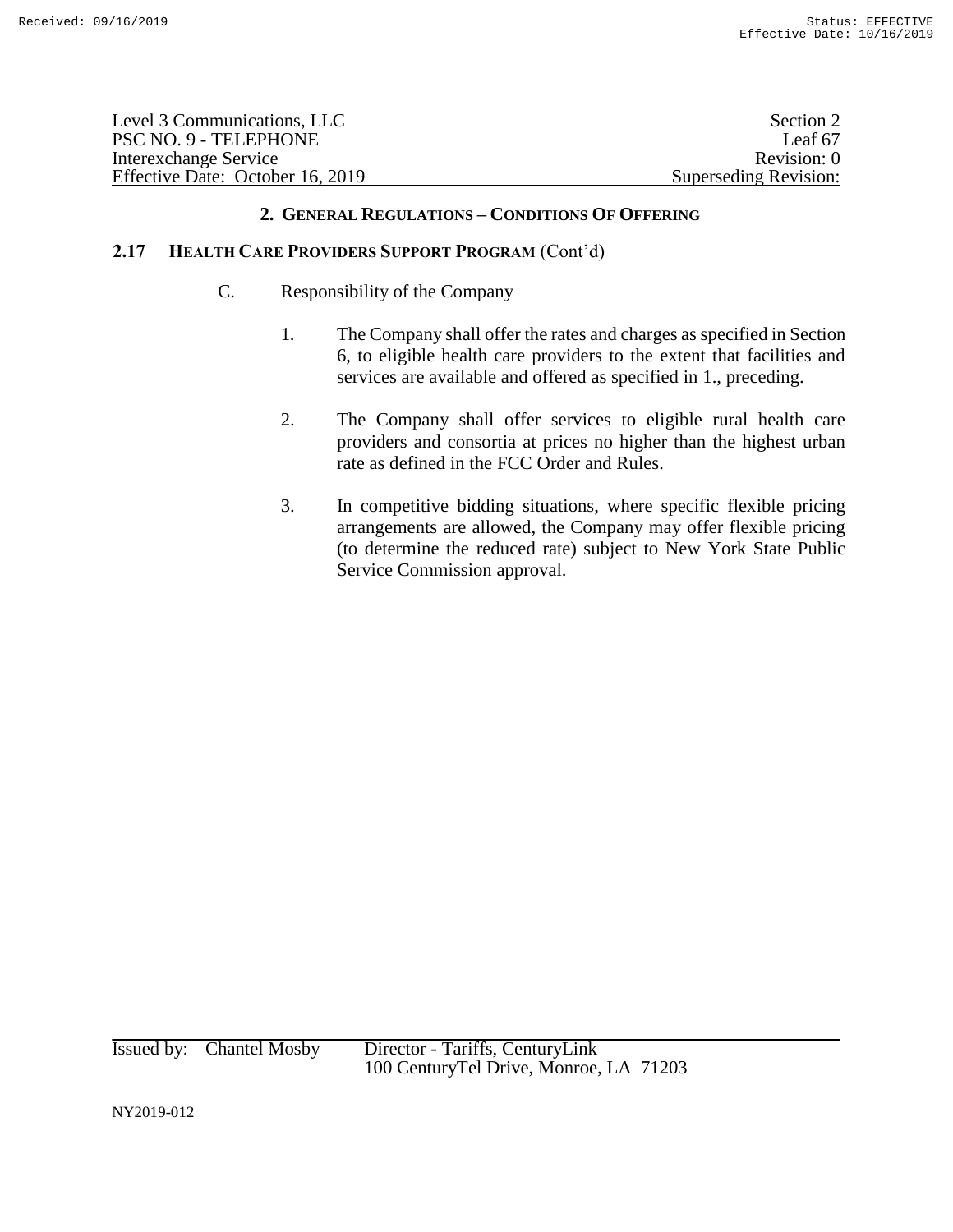## 2. General Regulations – Conditions Of Offering

### 2.17 Health Care Providers Support Program (Cont'd)

C. Responsibility of the Company

1. The Company shall offer the rates and charges as specified in Section 6, to eligible health care providers to the extent that facilities and services are available and offered as specified in 1., preceding.

2. The Company shall offer services to eligible rural health care providers and consortia at prices no higher than the highest urban rate as defined in the FCC Order and Rules.

3. In competitive bidding situations, where specific flexible pricing arrangements are allowed, the Company may offer flexible pricing (to determine the reduced rate) subject to New York State Public Service Commission approval.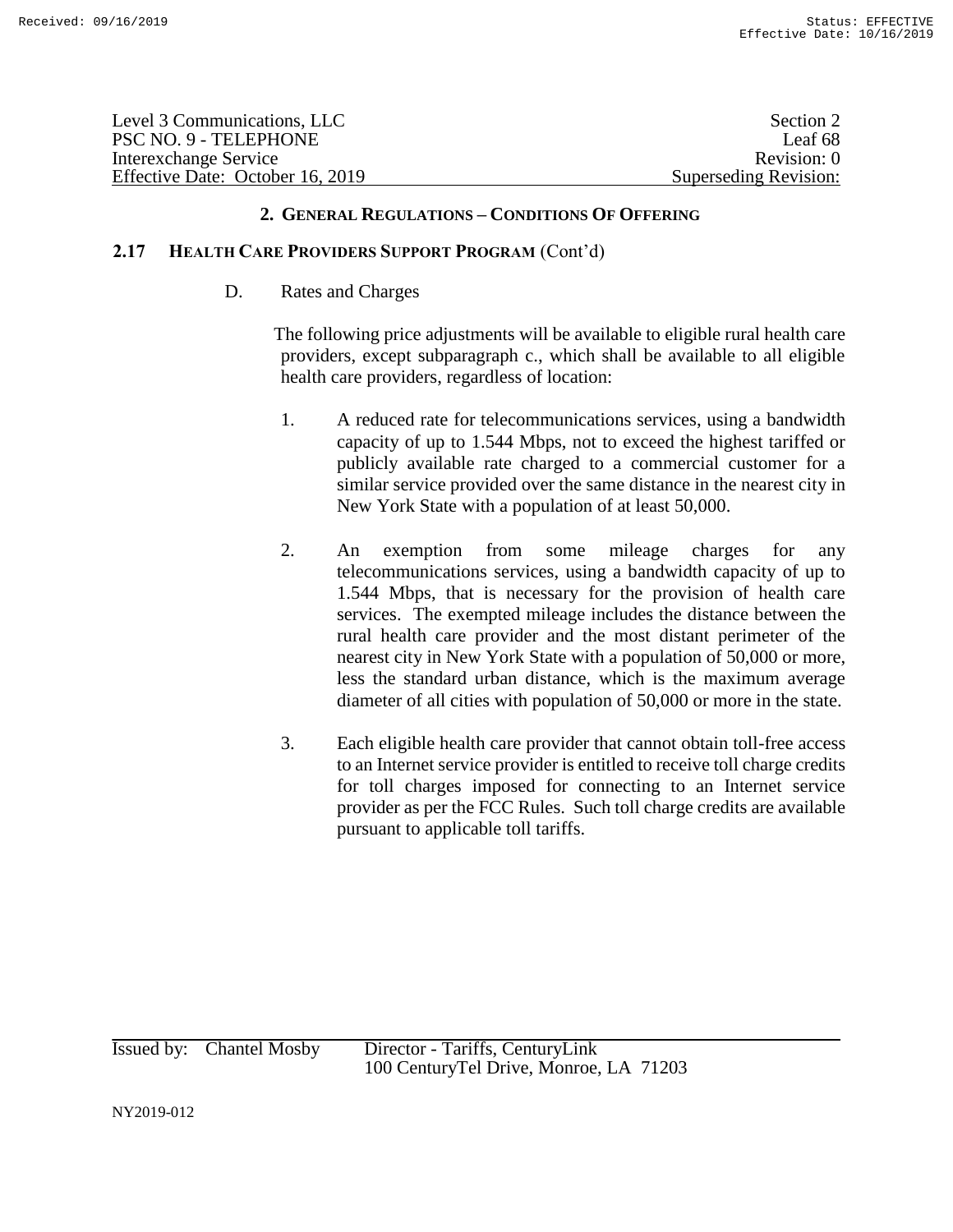## 2. General Regulations – Conditions Of Offering

### 2.17 Health Care Providers Support Program (Cont'd)

D. Rates and Charges

The following price adjustments will be available to eligible rural health care providers, except subparagraph c., which shall be available to all eligible health care providers, regardless of location:

1. A reduced rate for telecommunications services, using a bandwidth capacity of up to 1.544 Mbps, not to exceed the highest tariffed or publicly available rate charged to a commercial customer for a similar service provided over the same distance in the nearest city in New York State with a population of at least 50,000.

2. An exemption from some mileage charges for any telecommunications services, using a bandwidth capacity of up to 1.544 Mbps, that is necessary for the provision of health care services. The exempted mileage includes the distance between the rural health care provider and the most distant perimeter of the nearest city in New York State with a population of 50,000 or more, less the standard urban distance, which is the maximum average diameter of all cities with population of 50,000 or more in the state.

3. Each eligible health care provider that cannot obtain toll-free access to an Internet service provider is entitled to receive toll charge credits for toll charges imposed for connecting to an Internet service provider as per the FCC Rules. Such toll charge credits are available pursuant to applicable toll tariffs.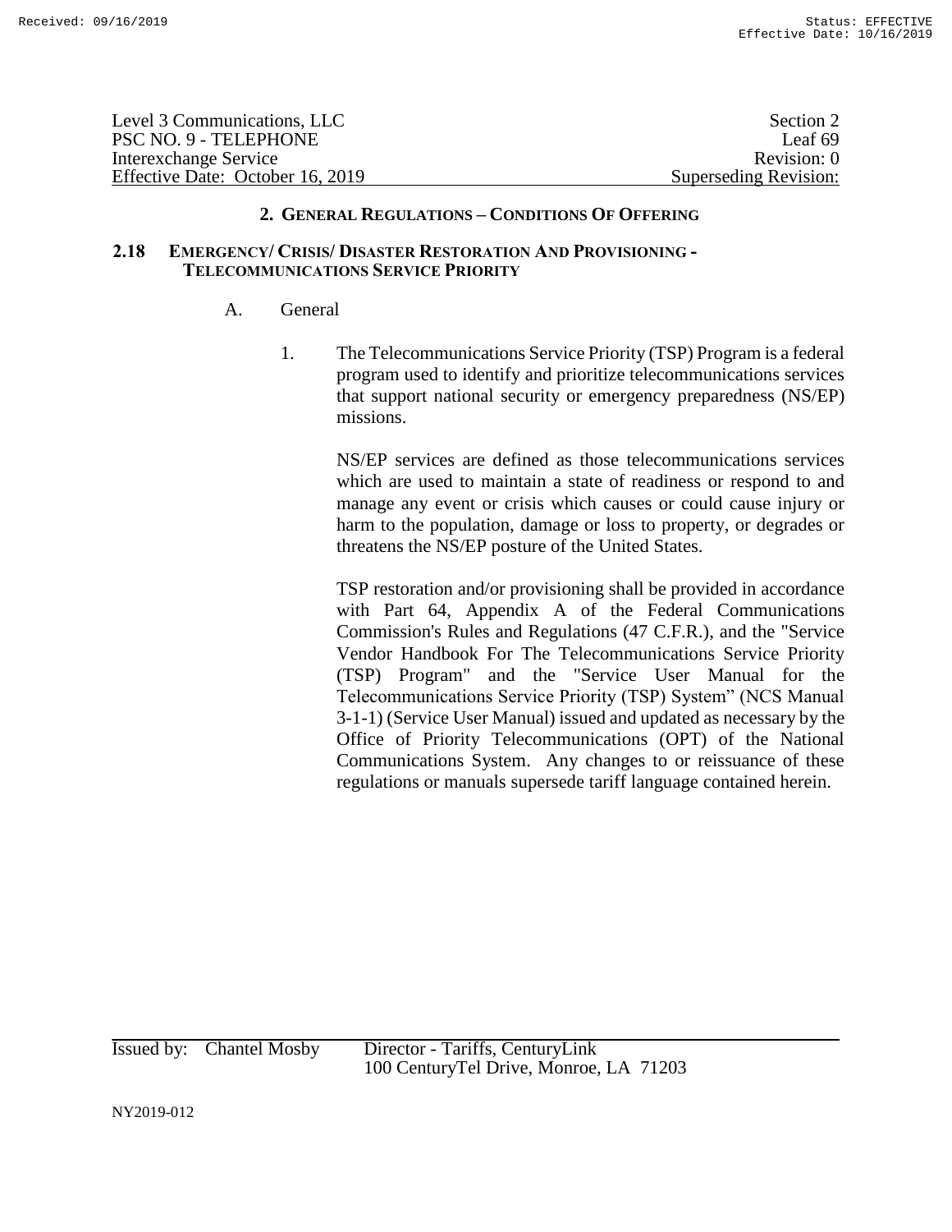## 2. General Regulations – Conditions Of Offering

### 2.18 Emergency/ Crisis/ Disaster Restoration And Provisioning - Telecommunications Service Priority

A. General

1. The Telecommunications Service Priority (TSP) Program is a federal program used to identify and prioritize telecommunications services that support national security or emergency preparedness (NS/EP) missions.

   NS/EP services are defined as those telecommunications services which are used to maintain a state of readiness or respond to and manage any event or crisis which causes or could cause injury or harm to the population, damage or loss to property, or degrades or threatens the NS/EP posture of the United States.

   TSP restoration and/or provisioning shall be provided in accordance with Part 64, Appendix A of the Federal Communications Commission's Rules and Regulations (47 C.F.R.), and the "Service Vendor Handbook For The Telecommunications Service Priority (TSP) Program" and the "Service User Manual for the Telecommunications Service Priority (TSP) System" (NCS Manual 3-1-1) (Service User Manual) issued and updated as necessary by the Office of Priority Telecommunications (OPT) of the National Communications System. Any changes to or reissuance of these regulations or manuals supersede tariff language contained herein.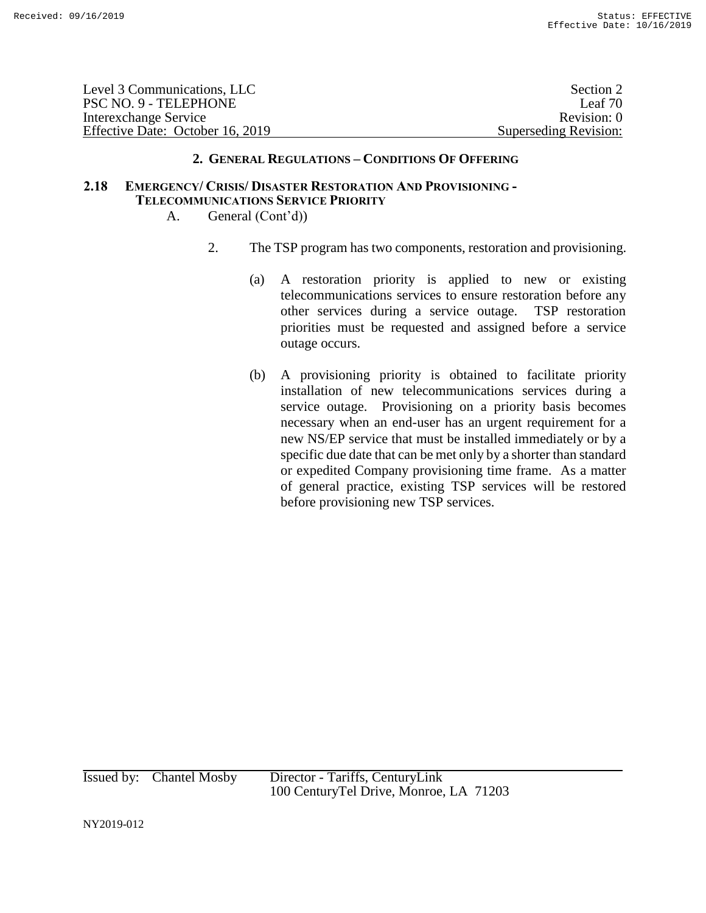## 2. General Regulations – Conditions Of Offering

### 2.18 Emergency/ Crisis/ Disaster Restoration And Provisioning - Telecommunications Service Priority

A. General (Cont'd))

2. The TSP program has two components, restoration and provisioning.

   (a) A restoration priority is applied to new or existing telecommunications services to ensure restoration before any other services during a service outage. TSP restoration priorities must be requested and assigned before a service outage occurs.

   (b) A provisioning priority is obtained to facilitate priority installation of new telecommunications services during a service outage. Provisioning on a priority basis becomes necessary when an end-user has an urgent requirement for a new NS/EP service that must be installed immediately or by a specific due date that can be met only by a shorter than standard or expedited Company provisioning time frame. As a matter of general practice, existing TSP services will be restored before provisioning new TSP services.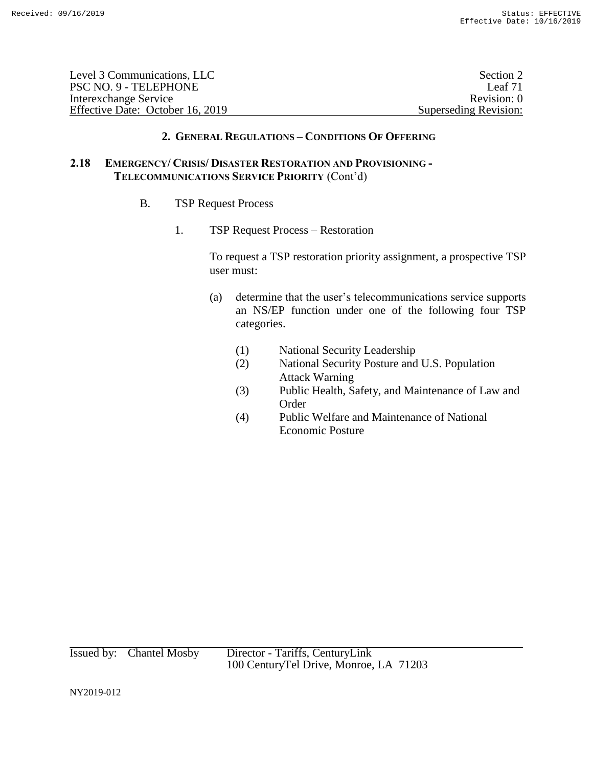## 2. GENERAL REGULATIONS – CONDITIONS OF OFFERING

### 2.18 EMERGENCY/ CRISIS/ DISASTER RESTORATION AND PROVISIONING - TELECOMMUNICATIONS SERVICE PRIORITY (Cont'd)

B. TSP Request Process

1. TSP Request Process – Restoration

To request a TSP restoration priority assignment, a prospective TSP user must:

(a) determine that the user's telecommunications service supports an NS/EP function under one of the following four TSP categories.

(1) National Security Leadership
(2) National Security Posture and U.S. Population Attack Warning
(3) Public Health, Safety, and Maintenance of Law and Order
(4) Public Welfare and Maintenance of National Economic Posture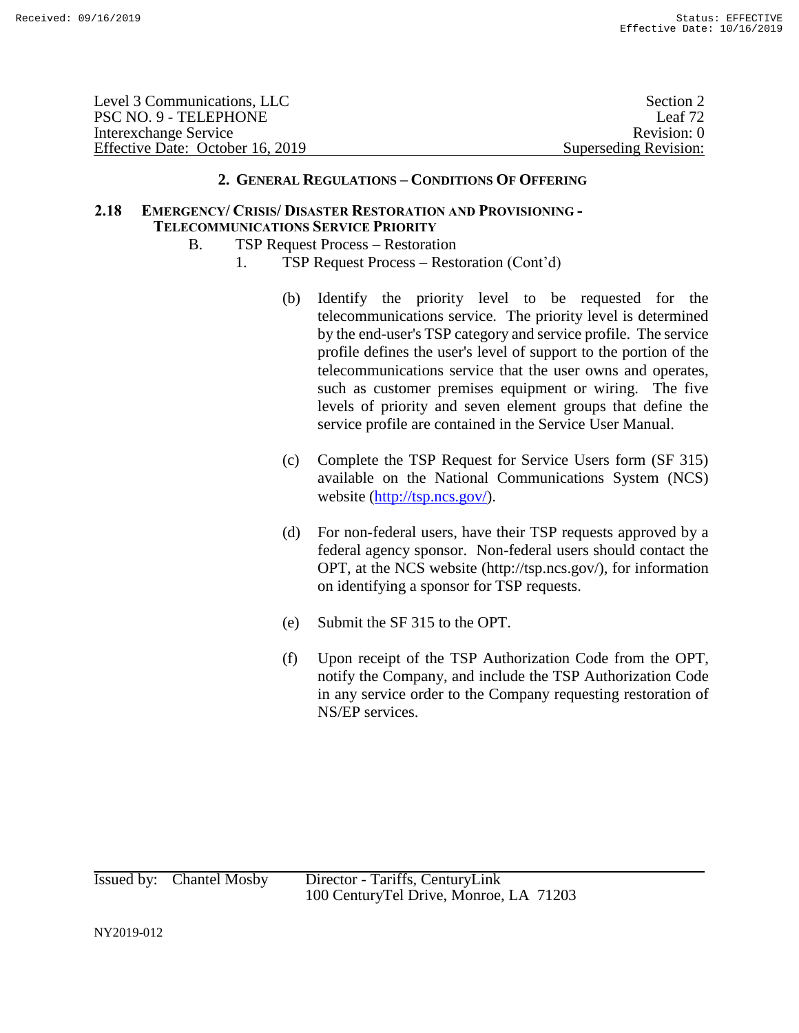## 2. General Regulations – Conditions Of Offering

### 2.18 Emergency/ Crisis/ Disaster Restoration and Provisioning - Telecommunications Service Priority

B. TSP Request Process – Restoration

1. TSP Request Process – Restoration (Cont'd)

   (b) Identify the priority level to be requested for the telecommunications service. The priority level is determined by the end-user's TSP category and service profile. The service profile defines the user's level of support to the portion of the telecommunications service that the user owns and operates, such as customer premises equipment or wiring. The five levels of priority and seven element groups that define the service profile are contained in the Service User Manual.

   (c) Complete the TSP Request for Service Users form (SF 315) available on the National Communications System (NCS) website (http://tsp.ncs.gov/).

   (d) For non-federal users, have their TSP requests approved by a federal agency sponsor. Non-federal users should contact the OPT, at the NCS website (http://tsp.ncs.gov/), for information on identifying a sponsor for TSP requests.

   (e) Submit the SF 315 to the OPT.

   (f) Upon receipt of the TSP Authorization Code from the OPT, notify the Company, and include the TSP Authorization Code in any service order to the Company requesting restoration of NS/EP services.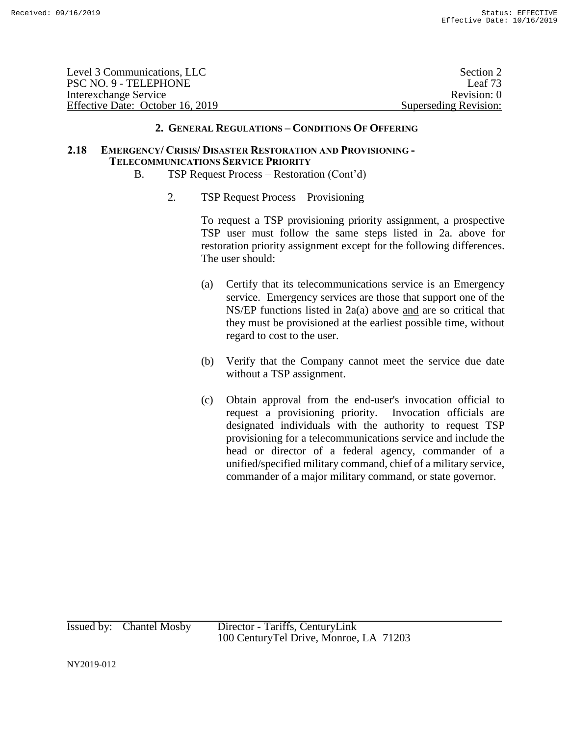## 2. GENERAL REGULATIONS – CONDITIONS OF OFFERING

### 2.18 EMERGENCY/ CRISIS/ DISASTER RESTORATION AND PROVISIONING - TELECOMMUNICATIONS SERVICE PRIORITY

B. TSP Request Process – Restoration (Cont'd)

2. TSP Request Process – Provisioning

To request a TSP provisioning priority assignment, a prospective TSP user must follow the same steps listed in 2a. above for restoration priority assignment except for the following differences. The user should:

(a) Certify that its telecommunications service is an Emergency service. Emergency services are those that support one of the NS/EP functions listed in 2a(a) above <u>and</u> are so critical that they must be provisioned at the earliest possible time, without regard to cost to the user.

(b) Verify that the Company cannot meet the service due date without a TSP assignment.

(c) Obtain approval from the end-user's invocation official to request a provisioning priority. Invocation officials are designated individuals with the authority to request TSP provisioning for a telecommunications service and include the head or director of a federal agency, commander of a unified/specified military command, chief of a military service, commander of a major military command, or state governor.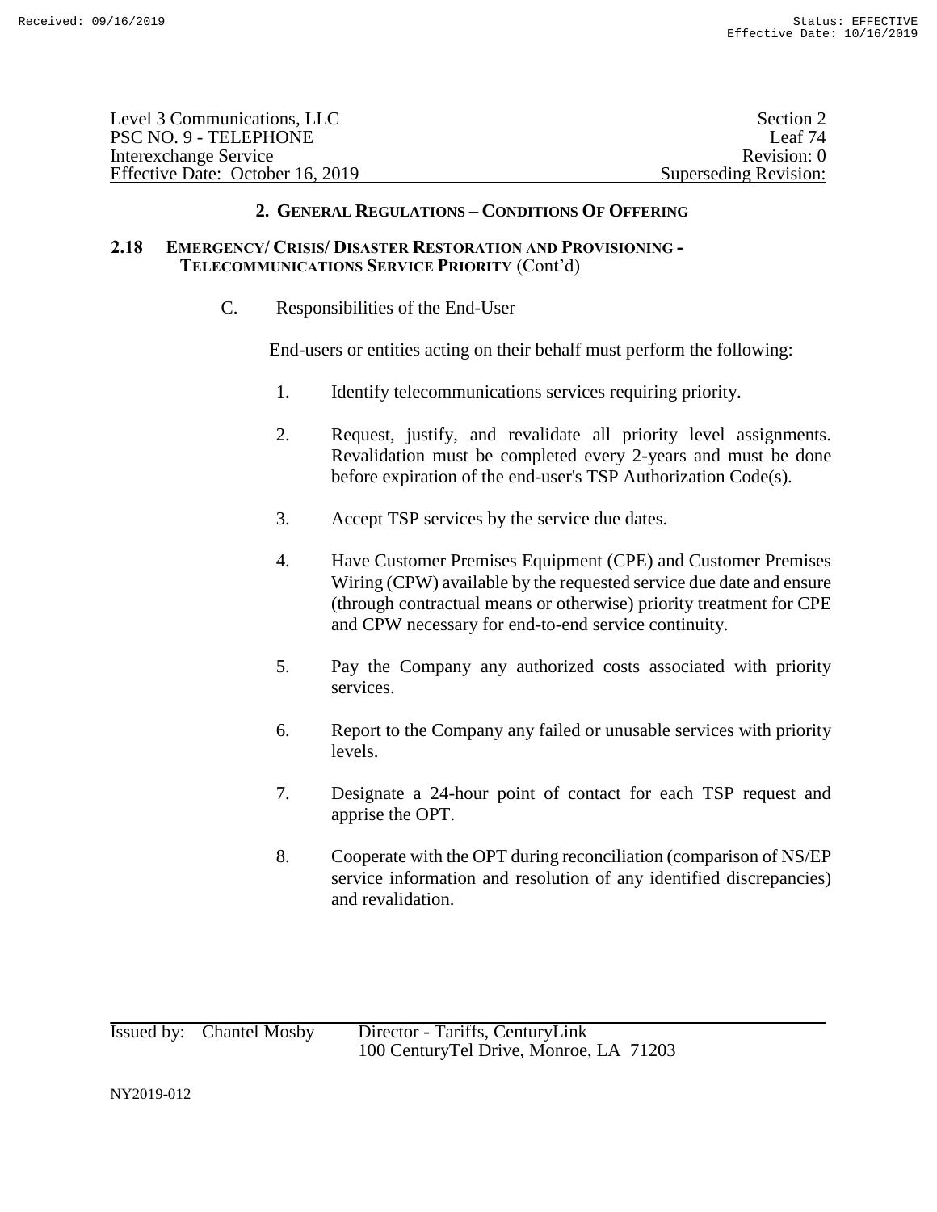## 2. GENERAL REGULATIONS – CONDITIONS OF OFFERING

### 2.18 EMERGENCY/ CRISIS/ DISASTER RESTORATION AND PROVISIONING - TELECOMMUNICATIONS SERVICE PRIORITY (Cont'd)

C. Responsibilities of the End-User

End-users or entities acting on their behalf must perform the following:

1. Identify telecommunications services requiring priority.

2. Request, justify, and revalidate all priority level assignments. Revalidation must be completed every 2-years and must be done before expiration of the end-user's TSP Authorization Code(s).

3. Accept TSP services by the service due dates.

4. Have Customer Premises Equipment (CPE) and Customer Premises Wiring (CPW) available by the requested service due date and ensure (through contractual means or otherwise) priority treatment for CPE and CPW necessary for end-to-end service continuity.

5. Pay the Company any authorized costs associated with priority services.

6. Report to the Company any failed or unusable services with priority levels.

7. Designate a 24-hour point of contact for each TSP request and apprise the OPT.

8. Cooperate with the OPT during reconciliation (comparison of NS/EP service information and resolution of any identified discrepancies) and revalidation.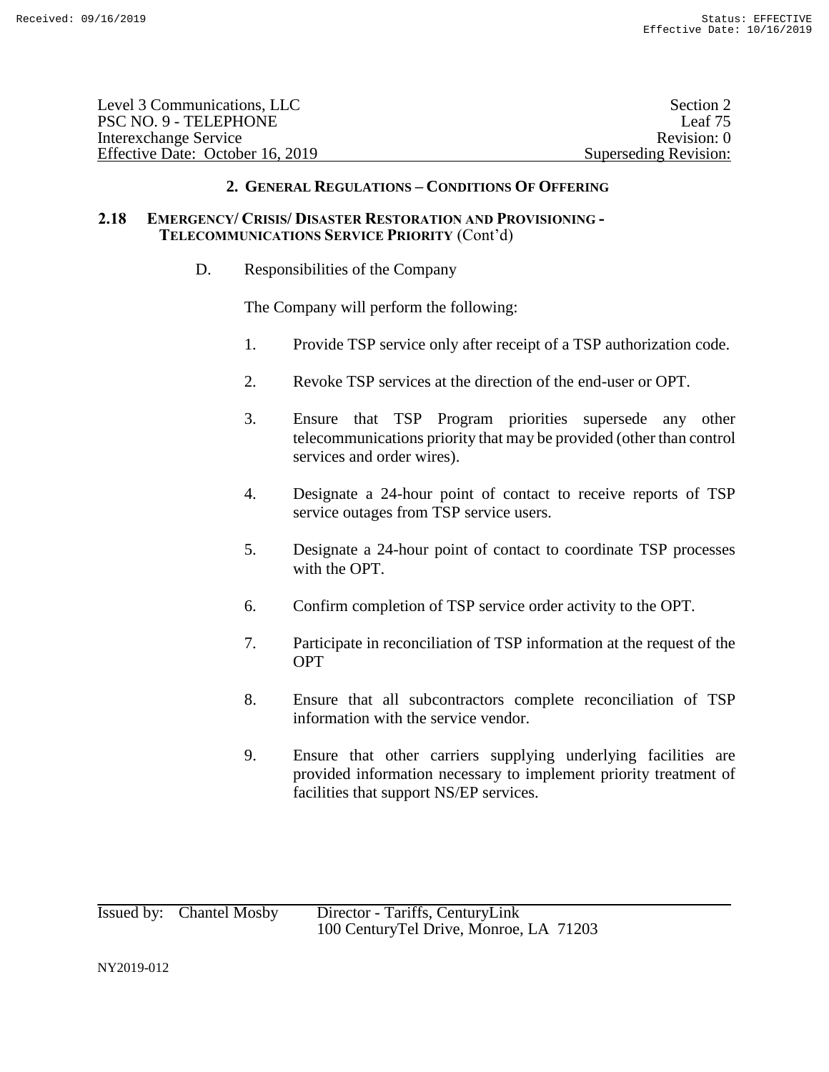## 2. GENERAL REGULATIONS – CONDITIONS OF OFFERING

### 2.18 EMERGENCY/ CRISIS/ DISASTER RESTORATION AND PROVISIONING - TELECOMMUNICATIONS SERVICE PRIORITY (Cont'd)

D. Responsibilities of the Company

The Company will perform the following:

1. Provide TSP service only after receipt of a TSP authorization code.

2. Revoke TSP services at the direction of the end-user or OPT.

3. Ensure that TSP Program priorities supersede any other telecommunications priority that may be provided (other than control services and order wires).

4. Designate a 24-hour point of contact to receive reports of TSP service outages from TSP service users.

5. Designate a 24-hour point of contact to coordinate TSP processes with the OPT.

6. Confirm completion of TSP service order activity to the OPT.

7. Participate in reconciliation of TSP information at the request of the OPT

8. Ensure that all subcontractors complete reconciliation of TSP information with the service vendor.

9. Ensure that other carriers supplying underlying facilities are provided information necessary to implement priority treatment of facilities that support NS/EP services.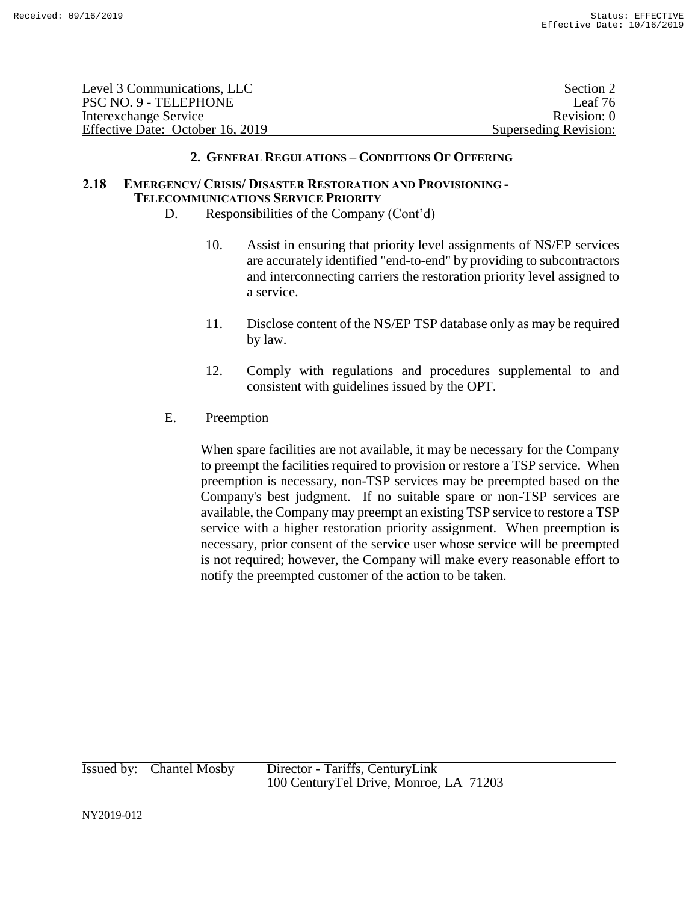## 2. GENERAL REGULATIONS – CONDITIONS OF OFFERING

### 2.18 EMERGENCY/ CRISIS/ DISASTER RESTORATION AND PROVISIONING - TELECOMMUNICATIONS SERVICE PRIORITY

D. Responsibilities of the Company (Cont'd)

10. Assist in ensuring that priority level assignments of NS/EP services are accurately identified "end-to-end" by providing to subcontractors and interconnecting carriers the restoration priority level assigned to a service.

11. Disclose content of the NS/EP TSP database only as may be required by law.

12. Comply with regulations and procedures supplemental to and consistent with guidelines issued by the OPT.

E. Preemption

When spare facilities are not available, it may be necessary for the Company to preempt the facilities required to provision or restore a TSP service. When preemption is necessary, non-TSP services may be preempted based on the Company's best judgment. If no suitable spare or non-TSP services are available, the Company may preempt an existing TSP service to restore a TSP service with a higher restoration priority assignment. When preemption is necessary, prior consent of the service user whose service will be preempted is not required; however, the Company will make every reasonable effort to notify the preempted customer of the action to be taken.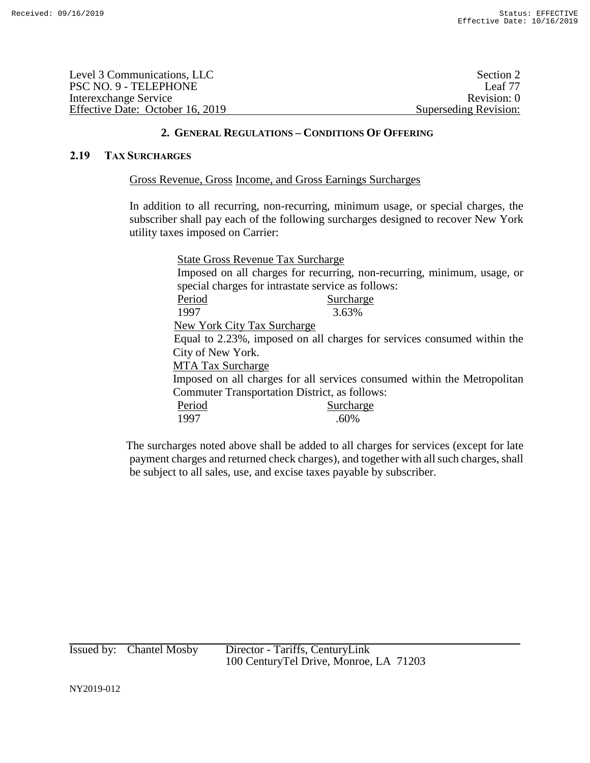## 2. GENERAL REGULATIONS – CONDITIONS OF OFFERING

### 2.19 TAX SURCHARGES

Gross Revenue, Gross Income, and Gross Earnings Surcharges

In addition to all recurring, non-recurring, minimum usage, or special charges, the subscriber shall pay each of the following surcharges designed to recover New York utility taxes imposed on Carrier:

State Gross Revenue Tax Surcharge

Imposed on all charges for recurring, non-recurring, minimum, usage, or special charges for intrastate service as follows:

| Period | Surcharge |
|---|---|
| 1997 | 3.63% |

New York City Tax Surcharge

Equal to 2.23%, imposed on all charges for services consumed within the City of New York.

MTA Tax Surcharge

Imposed on all charges for all services consumed within the Metropolitan Commuter Transportation District, as follows:

| Period | Surcharge |
|---|---|
| 1997 | .60% |

The surcharges noted above shall be added to all charges for services (except for late payment charges and returned check charges), and together with all such charges, shall be subject to all sales, use, and excise taxes payable by subscriber.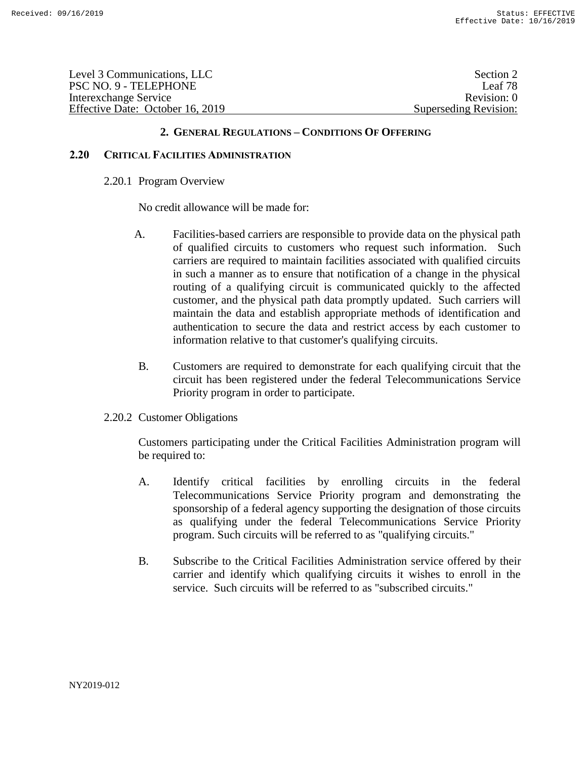## 2. General Regulations – Conditions Of Offering

### 2.20 Critical Facilities Administration

2.20.1 Program Overview

No credit allowance will be made for:

A. Facilities-based carriers are responsible to provide data on the physical path of qualified circuits to customers who request such information. Such carriers are required to maintain facilities associated with qualified circuits in such a manner as to ensure that notification of a change in the physical routing of a qualifying circuit is communicated quickly to the affected customer, and the physical path data promptly updated. Such carriers will maintain the data and establish appropriate methods of identification and authentication to secure the data and restrict access by each customer to information relative to that customer's qualifying circuits.

B. Customers are required to demonstrate for each qualifying circuit that the circuit has been registered under the federal Telecommunications Service Priority program in order to participate.

2.20.2 Customer Obligations

Customers participating under the Critical Facilities Administration program will be required to:

A. Identify critical facilities by enrolling circuits in the federal Telecommunications Service Priority program and demonstrating the sponsorship of a federal agency supporting the designation of those circuits as qualifying under the federal Telecommunications Service Priority program. Such circuits will be referred to as "qualifying circuits."

B. Subscribe to the Critical Facilities Administration service offered by their carrier and identify which qualifying circuits it wishes to enroll in the service. Such circuits will be referred to as "subscribed circuits."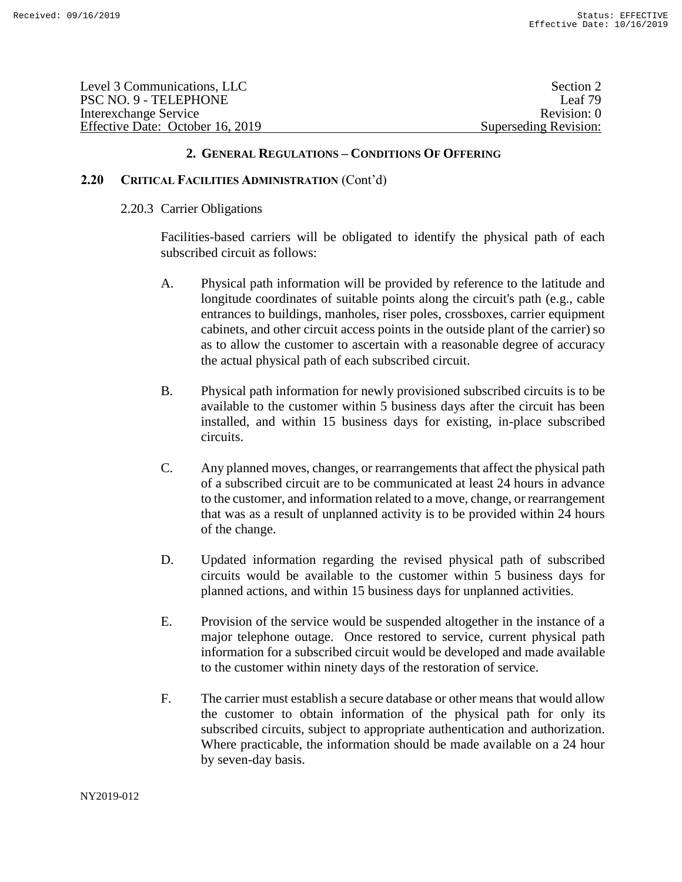## 2. General Regulations – Conditions Of Offering

### 2.20 Critical Facilities Administration (Cont'd)

2.20.3 Carrier Obligations

Facilities-based carriers will be obligated to identify the physical path of each subscribed circuit as follows:

A. Physical path information will be provided by reference to the latitude and longitude coordinates of suitable points along the circuit's path (e.g., cable entrances to buildings, manholes, riser poles, crossboxes, carrier equipment cabinets, and other circuit access points in the outside plant of the carrier) so as to allow the customer to ascertain with a reasonable degree of accuracy the actual physical path of each subscribed circuit.

B. Physical path information for newly provisioned subscribed circuits is to be available to the customer within 5 business days after the circuit has been installed, and within 15 business days for existing, in-place subscribed circuits.

C. Any planned moves, changes, or rearrangements that affect the physical path of a subscribed circuit are to be communicated at least 24 hours in advance to the customer, and information related to a move, change, or rearrangement that was as a result of unplanned activity is to be provided within 24 hours of the change.

D. Updated information regarding the revised physical path of subscribed circuits would be available to the customer within 5 business days for planned actions, and within 15 business days for unplanned activities.

E. Provision of the service would be suspended altogether in the instance of a major telephone outage. Once restored to service, current physical path information for a subscribed circuit would be developed and made available to the customer within ninety days of the restoration of service.

F. The carrier must establish a secure database or other means that would allow the customer to obtain information of the physical path for only its subscribed circuits, subject to appropriate authentication and authorization. Where practicable, the information should be made available on a 24 hour by seven-day basis.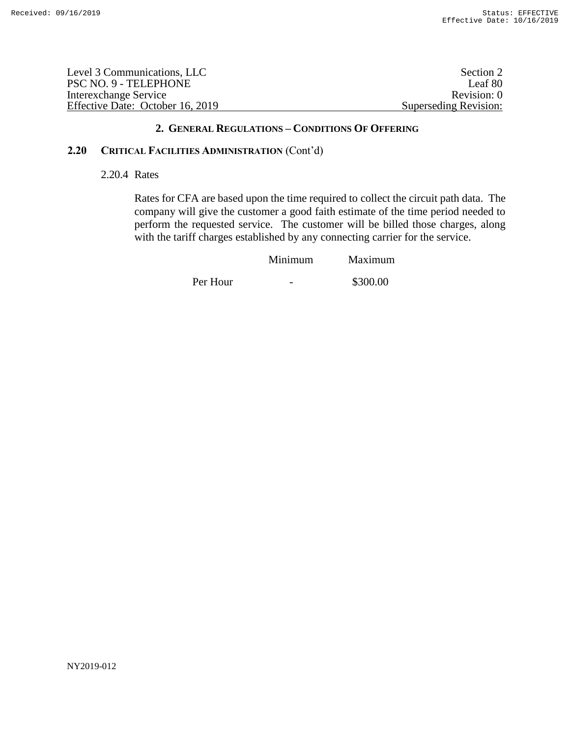## 2. GENERAL REGULATIONS – CONDITIONS OF OFFERING

### 2.20 CRITICAL FACILITIES ADMINISTRATION (Cont'd)

2.20.4 Rates

Rates for CFA are based upon the time required to collect the circuit path data. The company will give the customer a good faith estimate of the time period needed to perform the requested service. The customer will be billed those charges, along with the tariff charges established by any connecting carrier for the service.

| | Minimum | Maximum |
|---|---|---|
| Per Hour | - | $300.00 |

NY2019-012